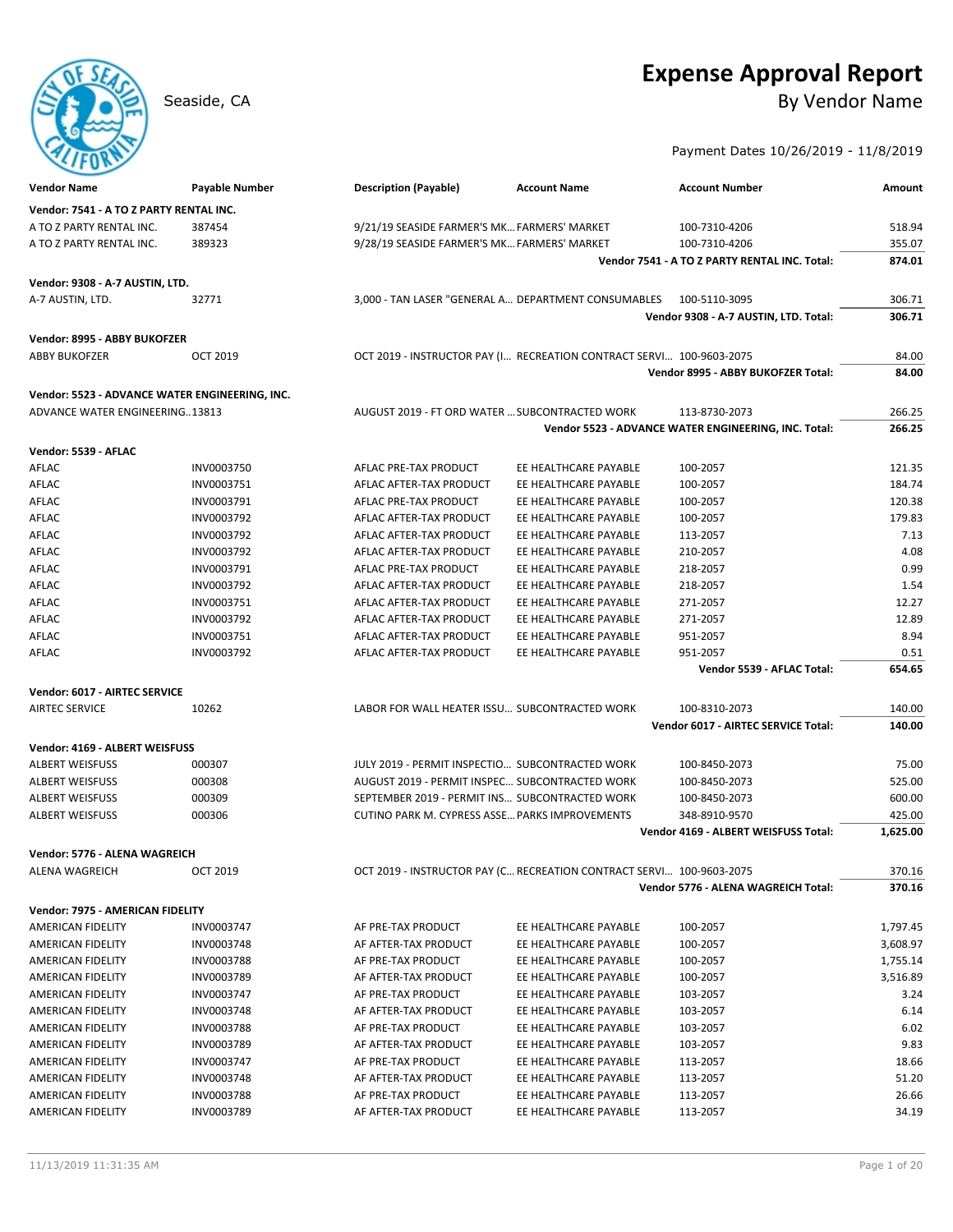# Expense Approval Report

Seaside, CA

By Vendor Name

Payment Dates 10/26/2019 - 11/8/2019

| Vendor Name | Payable Number | Description (Payable) | Account Name | Account Number | Amount |
|---|---|---|---|---|---|
| **Vendor: 7541 - A TO Z PARTY RENTAL INC.** | | | | | |
| A TO Z PARTY RENTAL INC. | 387454 | 9/21/19 SEASIDE FARMER'S MK... | FARMERS' MARKET | 100-7310-4206 | 518.94 |
| A TO Z PARTY RENTAL INC. | 389323 | 9/28/19 SEASIDE FARMER'S MK... | FARMERS' MARKET | 100-7310-4206 | 355.07 |
| | | | | **Vendor 7541 - A TO Z PARTY RENTAL INC. Total:** | **874.01** |
| **Vendor: 9308 - A-7 AUSTIN, LTD.** | | | | | |
| A-7 AUSTIN, LTD. | 32771 | 3,000 - TAN LASER "GENERAL A... | DEPARTMENT CONSUMABLES | 100-5110-3095 | 306.71 |
| | | | | **Vendor 9308 - A-7 AUSTIN, LTD. Total:** | **306.71** |
| **Vendor: 8995 - ABBY BUKOFZER** | | | | | |
| ABBY BUKOFZER | OCT 2019 | OCT 2019 - INSTRUCTOR PAY (I... | RECREATION CONTRACT SERVI... | 100-9603-2075 | 84.00 |
| | | | | **Vendor 8995 - ABBY BUKOFZER Total:** | **84.00** |
| **Vendor: 5523 - ADVANCE WATER ENGINEERING, INC.** | | | | | |
| ADVANCE WATER ENGINEERING... | 13813 | AUGUST 2019 - FT ORD WATER ... | SUBCONTRACTED WORK | 113-8730-2073 | 266.25 |
| | | | | **Vendor 5523 - ADVANCE WATER ENGINEERING, INC. Total:** | **266.25** |
| **Vendor: 5539 - AFLAC** | | | | | |
| AFLAC | INV0003750 | AFLAC PRE-TAX PRODUCT | EE HEALTHCARE PAYABLE | 100-2057 | 121.35 |
| AFLAC | INV0003751 | AFLAC AFTER-TAX PRODUCT | EE HEALTHCARE PAYABLE | 100-2057 | 184.74 |
| AFLAC | INV0003791 | AFLAC PRE-TAX PRODUCT | EE HEALTHCARE PAYABLE | 100-2057 | 120.38 |
| AFLAC | INV0003792 | AFLAC AFTER-TAX PRODUCT | EE HEALTHCARE PAYABLE | 100-2057 | 179.83 |
| AFLAC | INV0003792 | AFLAC AFTER-TAX PRODUCT | EE HEALTHCARE PAYABLE | 113-2057 | 7.13 |
| AFLAC | INV0003792 | AFLAC AFTER-TAX PRODUCT | EE HEALTHCARE PAYABLE | 210-2057 | 4.08 |
| AFLAC | INV0003791 | AFLAC PRE-TAX PRODUCT | EE HEALTHCARE PAYABLE | 218-2057 | 0.99 |
| AFLAC | INV0003792 | AFLAC AFTER-TAX PRODUCT | EE HEALTHCARE PAYABLE | 218-2057 | 1.54 |
| AFLAC | INV0003751 | AFLAC AFTER-TAX PRODUCT | EE HEALTHCARE PAYABLE | 271-2057 | 12.27 |
| AFLAC | INV0003792 | AFLAC AFTER-TAX PRODUCT | EE HEALTHCARE PAYABLE | 271-2057 | 12.89 |
| AFLAC | INV0003751 | AFLAC AFTER-TAX PRODUCT | EE HEALTHCARE PAYABLE | 951-2057 | 8.94 |
| AFLAC | INV0003792 | AFLAC AFTER-TAX PRODUCT | EE HEALTHCARE PAYABLE | 951-2057 | 0.51 |
| | | | | **Vendor 5539 - AFLAC Total:** | **654.65** |
| **Vendor: 6017 - AIRTEC SERVICE** | | | | | |
| AIRTEC SERVICE | 10262 | LABOR FOR WALL HEATER ISSU... | SUBCONTRACTED WORK | 100-8310-2073 | 140.00 |
| | | | | **Vendor 6017 - AIRTEC SERVICE Total:** | **140.00** |
| **Vendor: 4169 - ALBERT WEISFUSS** | | | | | |
| ALBERT WEISFUSS | 000307 | JULY 2019 - PERMIT INSPECTIO... | SUBCONTRACTED WORK | 100-8450-2073 | 75.00 |
| ALBERT WEISFUSS | 000308 | AUGUST 2019 - PERMIT INSPEC... | SUBCONTRACTED WORK | 100-8450-2073 | 525.00 |
| ALBERT WEISFUSS | 000309 | SEPTEMBER 2019 - PERMIT INS... | SUBCONTRACTED WORK | 100-8450-2073 | 600.00 |
| ALBERT WEISFUSS | 000306 | CUTINO PARK M. CYPRESS ASSE... | PARKS IMPROVEMENTS | 348-8910-9570 | 425.00 |
| | | | | **Vendor 4169 - ALBERT WEISFUSS Total:** | **1,625.00** |
| **Vendor: 5776 - ALENA WAGREICH** | | | | | |
| ALENA WAGREICH | OCT 2019 | OCT 2019 - INSTRUCTOR PAY (C... | RECREATION CONTRACT SERVI... | 100-9603-2075 | 370.16 |
| | | | | **Vendor 5776 - ALENA WAGREICH Total:** | **370.16** |
| **Vendor: 7975 - AMERICAN FIDELITY** | | | | | |
| AMERICAN FIDELITY | INV0003747 | AF PRE-TAX PRODUCT | EE HEALTHCARE PAYABLE | 100-2057 | 1,797.45 |
| AMERICAN FIDELITY | INV0003748 | AF AFTER-TAX PRODUCT | EE HEALTHCARE PAYABLE | 100-2057 | 3,608.97 |
| AMERICAN FIDELITY | INV0003788 | AF PRE-TAX PRODUCT | EE HEALTHCARE PAYABLE | 100-2057 | 1,755.14 |
| AMERICAN FIDELITY | INV0003789 | AF AFTER-TAX PRODUCT | EE HEALTHCARE PAYABLE | 100-2057 | 3,516.89 |
| AMERICAN FIDELITY | INV0003747 | AF PRE-TAX PRODUCT | EE HEALTHCARE PAYABLE | 103-2057 | 3.24 |
| AMERICAN FIDELITY | INV0003748 | AF AFTER-TAX PRODUCT | EE HEALTHCARE PAYABLE | 103-2057 | 6.14 |
| AMERICAN FIDELITY | INV0003788 | AF PRE-TAX PRODUCT | EE HEALTHCARE PAYABLE | 103-2057 | 6.02 |
| AMERICAN FIDELITY | INV0003789 | AF AFTER-TAX PRODUCT | EE HEALTHCARE PAYABLE | 103-2057 | 9.83 |
| AMERICAN FIDELITY | INV0003747 | AF PRE-TAX PRODUCT | EE HEALTHCARE PAYABLE | 113-2057 | 18.66 |
| AMERICAN FIDELITY | INV0003748 | AF AFTER-TAX PRODUCT | EE HEALTHCARE PAYABLE | 113-2057 | 51.20 |
| AMERICAN FIDELITY | INV0003788 | AF PRE-TAX PRODUCT | EE HEALTHCARE PAYABLE | 113-2057 | 26.66 |
| AMERICAN FIDELITY | INV0003789 | AF AFTER-TAX PRODUCT | EE HEALTHCARE PAYABLE | 113-2057 | 34.19 |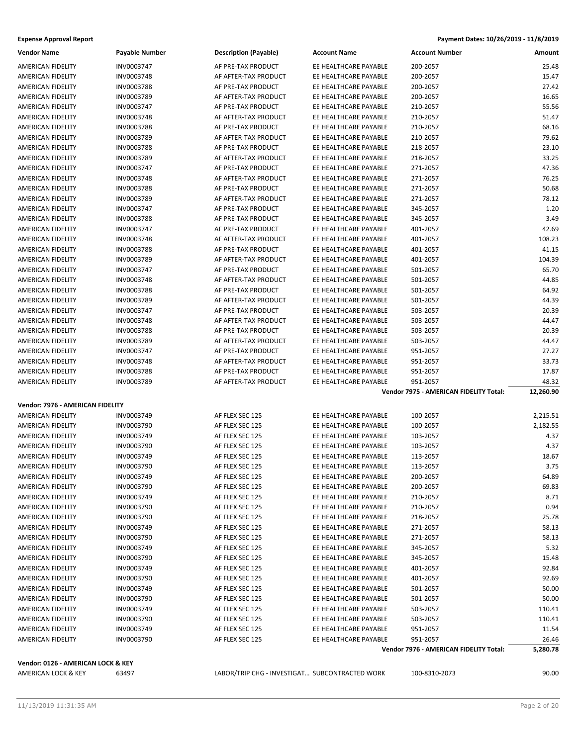| Vendor Name | Payable Number | Description (Payable) | Account Name | Account Number | Amount |
|---|---|---|---|---|---|
| AMERICAN FIDELITY | INV0003747 | AF PRE-TAX PRODUCT | EE HEALTHCARE PAYABLE | 200-2057 | 25.48 |
| AMERICAN FIDELITY | INV0003748 | AF AFTER-TAX PRODUCT | EE HEALTHCARE PAYABLE | 200-2057 | 15.47 |
| AMERICAN FIDELITY | INV0003788 | AF PRE-TAX PRODUCT | EE HEALTHCARE PAYABLE | 200-2057 | 27.42 |
| AMERICAN FIDELITY | INV0003789 | AF AFTER-TAX PRODUCT | EE HEALTHCARE PAYABLE | 200-2057 | 16.65 |
| AMERICAN FIDELITY | INV0003747 | AF PRE-TAX PRODUCT | EE HEALTHCARE PAYABLE | 210-2057 | 55.56 |
| AMERICAN FIDELITY | INV0003748 | AF AFTER-TAX PRODUCT | EE HEALTHCARE PAYABLE | 210-2057 | 51.47 |
| AMERICAN FIDELITY | INV0003788 | AF PRE-TAX PRODUCT | EE HEALTHCARE PAYABLE | 210-2057 | 68.16 |
| AMERICAN FIDELITY | INV0003789 | AF AFTER-TAX PRODUCT | EE HEALTHCARE PAYABLE | 210-2057 | 79.62 |
| AMERICAN FIDELITY | INV0003788 | AF PRE-TAX PRODUCT | EE HEALTHCARE PAYABLE | 218-2057 | 23.10 |
| AMERICAN FIDELITY | INV0003789 | AF AFTER-TAX PRODUCT | EE HEALTHCARE PAYABLE | 218-2057 | 33.25 |
| AMERICAN FIDELITY | INV0003747 | AF PRE-TAX PRODUCT | EE HEALTHCARE PAYABLE | 271-2057 | 47.36 |
| AMERICAN FIDELITY | INV0003748 | AF AFTER-TAX PRODUCT | EE HEALTHCARE PAYABLE | 271-2057 | 76.25 |
| AMERICAN FIDELITY | INV0003788 | AF PRE-TAX PRODUCT | EE HEALTHCARE PAYABLE | 271-2057 | 50.68 |
| AMERICAN FIDELITY | INV0003789 | AF AFTER-TAX PRODUCT | EE HEALTHCARE PAYABLE | 271-2057 | 78.12 |
| AMERICAN FIDELITY | INV0003747 | AF PRE-TAX PRODUCT | EE HEALTHCARE PAYABLE | 345-2057 | 1.20 |
| AMERICAN FIDELITY | INV0003788 | AF PRE-TAX PRODUCT | EE HEALTHCARE PAYABLE | 345-2057 | 3.49 |
| AMERICAN FIDELITY | INV0003747 | AF PRE-TAX PRODUCT | EE HEALTHCARE PAYABLE | 401-2057 | 42.69 |
| AMERICAN FIDELITY | INV0003748 | AF AFTER-TAX PRODUCT | EE HEALTHCARE PAYABLE | 401-2057 | 108.23 |
| AMERICAN FIDELITY | INV0003788 | AF PRE-TAX PRODUCT | EE HEALTHCARE PAYABLE | 401-2057 | 41.15 |
| AMERICAN FIDELITY | INV0003789 | AF AFTER-TAX PRODUCT | EE HEALTHCARE PAYABLE | 401-2057 | 104.39 |
| AMERICAN FIDELITY | INV0003747 | AF PRE-TAX PRODUCT | EE HEALTHCARE PAYABLE | 501-2057 | 65.70 |
| AMERICAN FIDELITY | INV0003748 | AF AFTER-TAX PRODUCT | EE HEALTHCARE PAYABLE | 501-2057 | 44.85 |
| AMERICAN FIDELITY | INV0003788 | AF PRE-TAX PRODUCT | EE HEALTHCARE PAYABLE | 501-2057 | 64.92 |
| AMERICAN FIDELITY | INV0003789 | AF AFTER-TAX PRODUCT | EE HEALTHCARE PAYABLE | 501-2057 | 44.39 |
| AMERICAN FIDELITY | INV0003747 | AF PRE-TAX PRODUCT | EE HEALTHCARE PAYABLE | 503-2057 | 20.39 |
| AMERICAN FIDELITY | INV0003748 | AF AFTER-TAX PRODUCT | EE HEALTHCARE PAYABLE | 503-2057 | 44.47 |
| AMERICAN FIDELITY | INV0003788 | AF PRE-TAX PRODUCT | EE HEALTHCARE PAYABLE | 503-2057 | 20.39 |
| AMERICAN FIDELITY | INV0003789 | AF AFTER-TAX PRODUCT | EE HEALTHCARE PAYABLE | 503-2057 | 44.47 |
| AMERICAN FIDELITY | INV0003747 | AF PRE-TAX PRODUCT | EE HEALTHCARE PAYABLE | 951-2057 | 27.27 |
| AMERICAN FIDELITY | INV0003748 | AF AFTER-TAX PRODUCT | EE HEALTHCARE PAYABLE | 951-2057 | 33.73 |
| AMERICAN FIDELITY | INV0003788 | AF PRE-TAX PRODUCT | EE HEALTHCARE PAYABLE | 951-2057 | 17.87 |
| AMERICAN FIDELITY | INV0003789 | AF AFTER-TAX PRODUCT | EE HEALTHCARE PAYABLE | 951-2057 | 48.32 |
| | | | | **Vendor 7975 - AMERICAN FIDELITY Total:** | **12,260.90** |
| **Vendor: 7976 - AMERICAN FIDELITY** | | | | | |
| AMERICAN FIDELITY | INV0003749 | AF FLEX SEC 125 | EE HEALTHCARE PAYABLE | 100-2057 | 2,215.51 |
| AMERICAN FIDELITY | INV0003790 | AF FLEX SEC 125 | EE HEALTHCARE PAYABLE | 100-2057 | 2,182.55 |
| AMERICAN FIDELITY | INV0003749 | AF FLEX SEC 125 | EE HEALTHCARE PAYABLE | 103-2057 | 4.37 |
| AMERICAN FIDELITY | INV0003790 | AF FLEX SEC 125 | EE HEALTHCARE PAYABLE | 103-2057 | 4.37 |
| AMERICAN FIDELITY | INV0003749 | AF FLEX SEC 125 | EE HEALTHCARE PAYABLE | 113-2057 | 18.67 |
| AMERICAN FIDELITY | INV0003790 | AF FLEX SEC 125 | EE HEALTHCARE PAYABLE | 113-2057 | 3.75 |
| AMERICAN FIDELITY | INV0003749 | AF FLEX SEC 125 | EE HEALTHCARE PAYABLE | 200-2057 | 64.89 |
| AMERICAN FIDELITY | INV0003790 | AF FLEX SEC 125 | EE HEALTHCARE PAYABLE | 200-2057 | 69.83 |
| AMERICAN FIDELITY | INV0003749 | AF FLEX SEC 125 | EE HEALTHCARE PAYABLE | 210-2057 | 8.71 |
| AMERICAN FIDELITY | INV0003790 | AF FLEX SEC 125 | EE HEALTHCARE PAYABLE | 210-2057 | 0.94 |
| AMERICAN FIDELITY | INV0003790 | AF FLEX SEC 125 | EE HEALTHCARE PAYABLE | 218-2057 | 25.78 |
| AMERICAN FIDELITY | INV0003749 | AF FLEX SEC 125 | EE HEALTHCARE PAYABLE | 271-2057 | 58.13 |
| AMERICAN FIDELITY | INV0003790 | AF FLEX SEC 125 | EE HEALTHCARE PAYABLE | 271-2057 | 58.13 |
| AMERICAN FIDELITY | INV0003749 | AF FLEX SEC 125 | EE HEALTHCARE PAYABLE | 345-2057 | 5.32 |
| AMERICAN FIDELITY | INV0003790 | AF FLEX SEC 125 | EE HEALTHCARE PAYABLE | 345-2057 | 15.48 |
| AMERICAN FIDELITY | INV0003749 | AF FLEX SEC 125 | EE HEALTHCARE PAYABLE | 401-2057 | 92.84 |
| AMERICAN FIDELITY | INV0003790 | AF FLEX SEC 125 | EE HEALTHCARE PAYABLE | 401-2057 | 92.69 |
| AMERICAN FIDELITY | INV0003749 | AF FLEX SEC 125 | EE HEALTHCARE PAYABLE | 501-2057 | 50.00 |
| AMERICAN FIDELITY | INV0003790 | AF FLEX SEC 125 | EE HEALTHCARE PAYABLE | 501-2057 | 50.00 |
| AMERICAN FIDELITY | INV0003749 | AF FLEX SEC 125 | EE HEALTHCARE PAYABLE | 503-2057 | 110.41 |
| AMERICAN FIDELITY | INV0003790 | AF FLEX SEC 125 | EE HEALTHCARE PAYABLE | 503-2057 | 110.41 |
| AMERICAN FIDELITY | INV0003749 | AF FLEX SEC 125 | EE HEALTHCARE PAYABLE | 951-2057 | 11.54 |
| AMERICAN FIDELITY | INV0003790 | AF FLEX SEC 125 | EE HEALTHCARE PAYABLE | 951-2057 | 26.46 |
| | | | | **Vendor 7976 - AMERICAN FIDELITY Total:** | **5,280.78** |
| **Vendor: 0126 - AMERICAN LOCK & KEY** | | | | | |
| AMERICAN LOCK & KEY | 63497 | LABOR/TRIP CHG - INVESTIGAT... | SUBCONTRACTED WORK | 100-8310-2073 | 90.00 |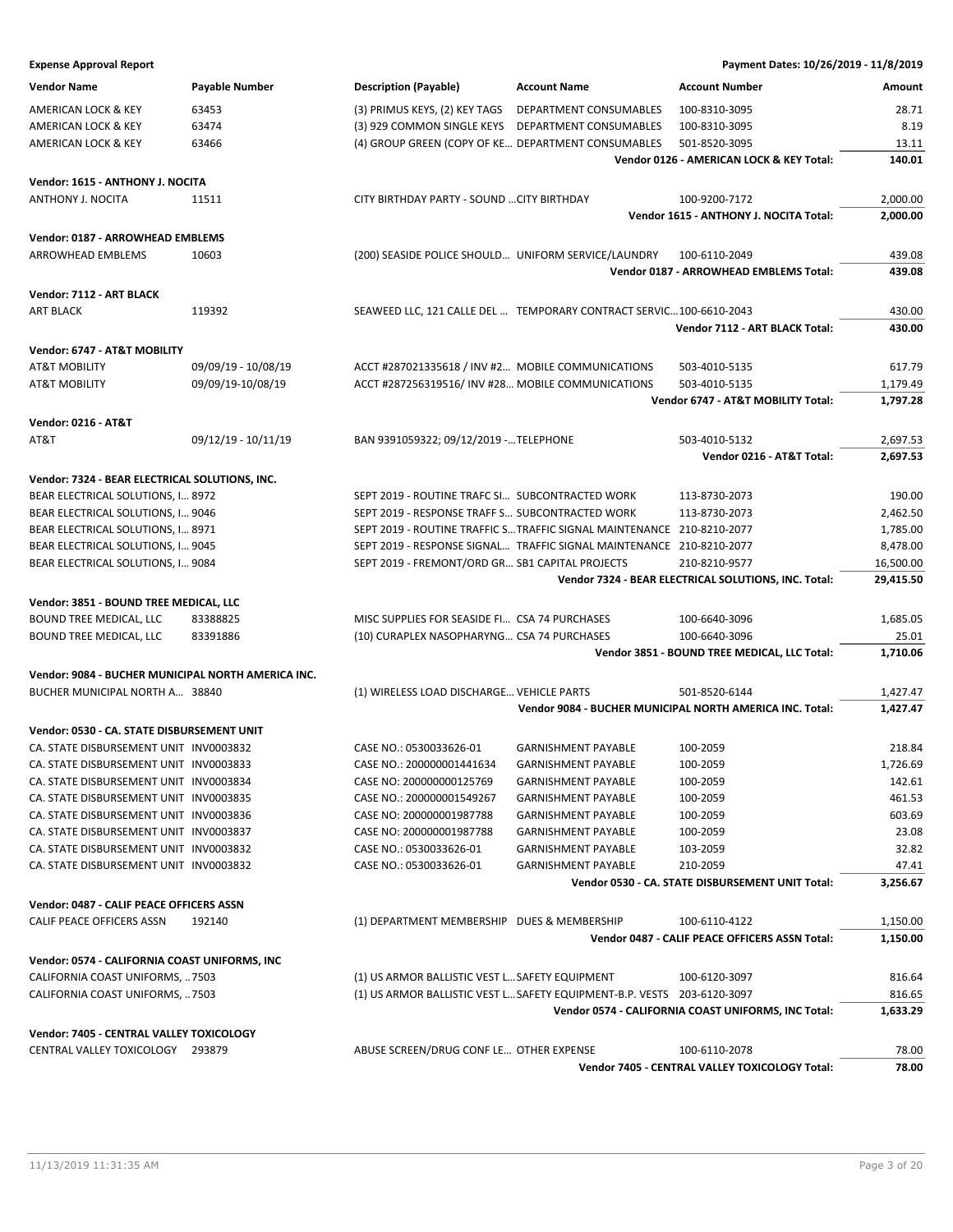**Expense Approval Report** — Payment Dates: 10/26/2019 - 11/8/2019

| Vendor Name | Payable Number | Description (Payable) | Account Name | Account Number | Amount |
|---|---|---|---|---|---|
| AMERICAN LOCK & KEY | 63453 | (3) PRIMUS KEYS, (2) KEY TAGS | DEPARTMENT CONSUMABLES | 100-8310-3095 | 28.71 |
| AMERICAN LOCK & KEY | 63474 | (3) 929 COMMON SINGLE KEYS | DEPARTMENT CONSUMABLES | 100-8310-3095 | 8.19 |
| AMERICAN LOCK & KEY | 63466 | (4) GROUP GREEN (COPY OF KE... | DEPARTMENT CONSUMABLES | 501-8520-3095 | 13.11 |
| | | | | **Vendor 0126 - AMERICAN LOCK & KEY Total:** | **140.01** |
| **Vendor: 1615 - ANTHONY J. NOCITA** | | | | | |
| ANTHONY J. NOCITA | 11511 | CITY BIRTHDAY PARTY - SOUND ... | CITY BIRTHDAY | 100-9200-7172 | 2,000.00 |
| | | | | **Vendor 1615 - ANTHONY J. NOCITA Total:** | **2,000.00** |
| **Vendor: 0187 - ARROWHEAD EMBLEMS** | | | | | |
| ARROWHEAD EMBLEMS | 10603 | (200) SEASIDE POLICE SHOULD... | UNIFORM SERVICE/LAUNDRY | 100-6110-2049 | 439.08 |
| | | | | **Vendor 0187 - ARROWHEAD EMBLEMS Total:** | **439.08** |
| **Vendor: 7112 - ART BLACK** | | | | | |
| ART BLACK | 119392 | SEAWEED LLC, 121 CALLE DEL ... | TEMPORARY CONTRACT SERVIC... | 100-6610-2043 | 430.00 |
| | | | | **Vendor 7112 - ART BLACK Total:** | **430.00** |
| **Vendor: 6747 - AT&T MOBILITY** | | | | | |
| AT&T MOBILITY | 09/09/19 - 10/08/19 | ACCT #287021335618 / INV #2... | MOBILE COMMUNICATIONS | 503-4010-5135 | 617.79 |
| AT&T MOBILITY | 09/09/19-10/08/19 | ACCT #287256319516/ INV #28... | MOBILE COMMUNICATIONS | 503-4010-5135 | 1,179.49 |
| | | | | **Vendor 6747 - AT&T MOBILITY Total:** | **1,797.28** |
| **Vendor: 0216 - AT&T** | | | | | |
| AT&T | 09/12/19 - 10/11/19 | BAN 9391059322; 09/12/2019 -... | TELEPHONE | 503-4010-5132 | 2,697.53 |
| | | | | **Vendor 0216 - AT&T Total:** | **2,697.53** |
| **Vendor: 7324 - BEAR ELECTRICAL SOLUTIONS, INC.** | | | | | |
| BEAR ELECTRICAL SOLUTIONS, I... | 8972 | SEPT 2019 - ROUTINE TRAFC SI... | SUBCONTRACTED WORK | 113-8730-2073 | 190.00 |
| BEAR ELECTRICAL SOLUTIONS, I... | 9046 | SEPT 2019 - RESPONSE TRAFF S... | SUBCONTRACTED WORK | 113-8730-2073 | 2,462.50 |
| BEAR ELECTRICAL SOLUTIONS, I... | 8971 | SEPT 2019 - ROUTINE TRAFFIC S... | TRAFFIC SIGNAL MAINTENANCE | 210-8210-2077 | 1,785.00 |
| BEAR ELECTRICAL SOLUTIONS, I... | 9045 | SEPT 2019 - RESPONSE SIGNAL... | TRAFFIC SIGNAL MAINTENANCE | 210-8210-2077 | 8,478.00 |
| BEAR ELECTRICAL SOLUTIONS, I... | 9084 | SEPT 2019 - FREMONT/ORD GR... | SB1 CAPITAL PROJECTS | 210-8210-9577 | 16,500.00 |
| | | | | **Vendor 7324 - BEAR ELECTRICAL SOLUTIONS, INC. Total:** | **29,415.50** |
| **Vendor: 3851 - BOUND TREE MEDICAL, LLC** | | | | | |
| BOUND TREE MEDICAL, LLC | 83388825 | MISC SUPPLIES FOR SEASIDE FI... | CSA 74 PURCHASES | 100-6640-3096 | 1,685.05 |
| BOUND TREE MEDICAL, LLC | 83391886 | (10) CURAPLEX NASOPHARYNG... | CSA 74 PURCHASES | 100-6640-3096 | 25.01 |
| | | | | **Vendor 3851 - BOUND TREE MEDICAL, LLC Total:** | **1,710.06** |
| **Vendor: 9084 - BUCHER MUNICIPAL NORTH AMERICA INC.** | | | | | |
| BUCHER MUNICIPAL NORTH A... | 38840 | (1) WIRELESS LOAD DISCHARGE... | VEHICLE PARTS | 501-8520-6144 | 1,427.47 |
| | | | | **Vendor 9084 - BUCHER MUNICIPAL NORTH AMERICA INC. Total:** | **1,427.47** |
| **Vendor: 0530 - CA. STATE DISBURSEMENT UNIT** | | | | | |
| CA. STATE DISBURSEMENT UNIT | INV0003832 | CASE NO.: 0530033626-01 | GARNISHMENT PAYABLE | 100-2059 | 218.84 |
| CA. STATE DISBURSEMENT UNIT | INV0003833 | CASE NO.: 200000001441634 | GARNISHMENT PAYABLE | 100-2059 | 1,726.69 |
| CA. STATE DISBURSEMENT UNIT | INV0003834 | CASE NO: 200000000125769 | GARNISHMENT PAYABLE | 100-2059 | 142.61 |
| CA. STATE DISBURSEMENT UNIT | INV0003835 | CASE NO.: 200000001549267 | GARNISHMENT PAYABLE | 100-2059 | 461.53 |
| CA. STATE DISBURSEMENT UNIT | INV0003836 | CASE NO: 200000001987788 | GARNISHMENT PAYABLE | 100-2059 | 603.69 |
| CA. STATE DISBURSEMENT UNIT | INV0003837 | CASE NO: 200000001987788 | GARNISHMENT PAYABLE | 100-2059 | 23.08 |
| CA. STATE DISBURSEMENT UNIT | INV0003832 | CASE NO.: 0530033626-01 | GARNISHMENT PAYABLE | 103-2059 | 32.82 |
| CA. STATE DISBURSEMENT UNIT | INV0003832 | CASE NO.: 0530033626-01 | GARNISHMENT PAYABLE | 210-2059 | 47.41 |
| | | | | **Vendor 0530 - CA. STATE DISBURSEMENT UNIT Total:** | **3,256.67** |
| **Vendor: 0487 - CALIF PEACE OFFICERS ASSN** | | | | | |
| CALIF PEACE OFFICERS ASSN | 192140 | (1) DEPARTMENT MEMBERSHIP | DUES & MEMBERSHIP | 100-6110-4122 | 1,150.00 |
| | | | | **Vendor 0487 - CALIF PEACE OFFICERS ASSN Total:** | **1,150.00** |
| **Vendor: 0574 - CALIFORNIA COAST UNIFORMS, INC** | | | | | |
| CALIFORNIA COAST UNIFORMS, ... | 7503 | (1) US ARMOR BALLISTIC VEST L... | SAFETY EQUIPMENT | 100-6120-3097 | 816.64 |
| CALIFORNIA COAST UNIFORMS, ... | 7503 | (1) US ARMOR BALLISTIC VEST L... | SAFETY EQUIPMENT-B.P. VESTS | 203-6120-3097 | 816.65 |
| | | | | **Vendor 0574 - CALIFORNIA COAST UNIFORMS, INC Total:** | **1,633.29** |
| **Vendor: 7405 - CENTRAL VALLEY TOXICOLOGY** | | | | | |
| CENTRAL VALLEY TOXICOLOGY | 293879 | ABUSE SCREEN/DRUG CONF LE... | OTHER EXPENSE | 100-6110-2078 | 78.00 |
| | | | | **Vendor 7405 - CENTRAL VALLEY TOXICOLOGY Total:** | **78.00** |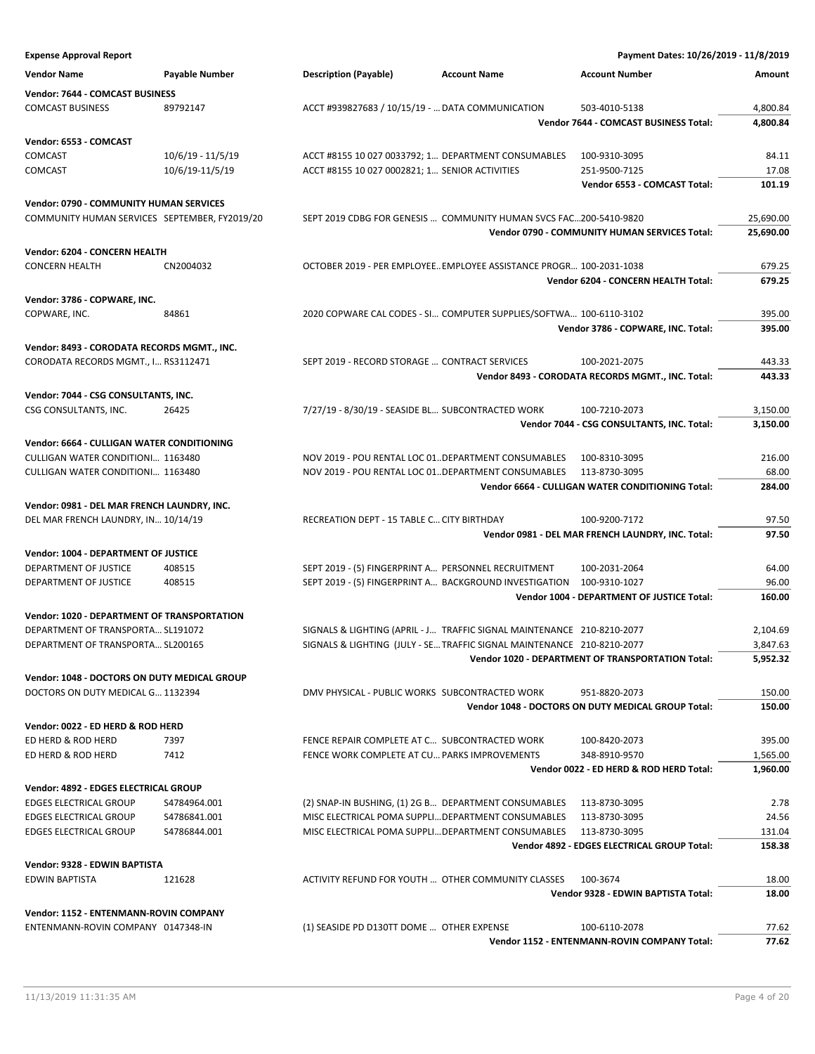**Expense Approval Report** — Payment Dates: 10/26/2019 - 11/8/2019

| Vendor Name | Payable Number | Description (Payable) | Account Name | Account Number | Amount |
|---|---|---|---|---|---|
| **Vendor: 7644 - COMCAST BUSINESS** | | | | | |
| COMCAST BUSINESS | 89792147 | ACCT #939827683 / 10/15/19 - ... | DATA COMMUNICATION | 503-4010-5138 | 4,800.84 |
| | | | | **Vendor 7644 - COMCAST BUSINESS Total:** | **4,800.84** |
| **Vendor: 6553 - COMCAST** | | | | | |
| COMCAST | 10/6/19 - 11/5/19 | ACCT #8155 10 027 0033792; 1... | DEPARTMENT CONSUMABLES | 100-9310-3095 | 84.11 |
| COMCAST | 10/6/19-11/5/19 | ACCT #8155 10 027 0002821; 1... | SENIOR ACTIVITIES | 251-9500-7125 | 17.08 |
| | | | | **Vendor 6553 - COMCAST Total:** | **101.19** |
| **Vendor: 0790 - COMMUNITY HUMAN SERVICES** | | | | | |
| COMMUNITY HUMAN SERVICES | SEPTEMBER, FY2019/20 | SEPT 2019 CDBG FOR GENESIS ... | COMMUNITY HUMAN SVCS FAC... | 200-5410-9820 | 25,690.00 |
| | | | | **Vendor 0790 - COMMUNITY HUMAN SERVICES Total:** | **25,690.00** |
| **Vendor: 6204 - CONCERN HEALTH** | | | | | |
| CONCERN HEALTH | CN2004032 | OCTOBER 2019 - PER EMPLOYEE... | EMPLOYEE ASSISTANCE PROGR... | 100-2031-1038 | 679.25 |
| | | | | **Vendor 6204 - CONCERN HEALTH Total:** | **679.25** |
| **Vendor: 3786 - COPWARE, INC.** | | | | | |
| COPWARE, INC. | 84861 | 2020 COPWARE CAL CODES - SI... | COMPUTER SUPPLIES/SOFTWA... | 100-6110-3102 | 395.00 |
| | | | | **Vendor 3786 - COPWARE, INC. Total:** | **395.00** |
| **Vendor: 8493 - CORODATA RECORDS MGMT., INC.** | | | | | |
| CORODATA RECORDS MGMT., I... | RS3112471 | SEPT 2019 - RECORD STORAGE ... | CONTRACT SERVICES | 100-2021-2075 | 443.33 |
| | | | | **Vendor 8493 - CORODATA RECORDS MGMT., INC. Total:** | **443.33** |
| **Vendor: 7044 - CSG CONSULTANTS, INC.** | | | | | |
| CSG CONSULTANTS, INC. | 26425 | 7/27/19 - 8/30/19 - SEASIDE BL... | SUBCONTRACTED WORK | 100-7210-2073 | 3,150.00 |
| | | | | **Vendor 7044 - CSG CONSULTANTS, INC. Total:** | **3,150.00** |
| **Vendor: 6664 - CULLIGAN WATER CONDITIONING** | | | | | |
| CULLIGAN WATER CONDITIONI... | 1163480 | NOV 2019 - POU RENTAL LOC 01... | DEPARTMENT CONSUMABLES | 100-8310-3095 | 216.00 |
| CULLIGAN WATER CONDITIONI... | 1163480 | NOV 2019 - POU RENTAL LOC 01... | DEPARTMENT CONSUMABLES | 113-8730-3095 | 68.00 |
| | | | | **Vendor 6664 - CULLIGAN WATER CONDITIONING Total:** | **284.00** |
| **Vendor: 0981 - DEL MAR FRENCH LAUNDRY, INC.** | | | | | |
| DEL MAR FRENCH LAUNDRY, IN... | 10/14/19 | RECREATION DEPT - 15 TABLE C... | CITY BIRTHDAY | 100-9200-7172 | 97.50 |
| | | | | **Vendor 0981 - DEL MAR FRENCH LAUNDRY, INC. Total:** | **97.50** |
| **Vendor: 1004 - DEPARTMENT OF JUSTICE** | | | | | |
| DEPARTMENT OF JUSTICE | 408515 | SEPT 2019 - (5) FINGERPRINT A... | PERSONNEL RECRUITMENT | 100-2031-2064 | 64.00 |
| DEPARTMENT OF JUSTICE | 408515 | SEPT 2019 - (5) FINGERPRINT A... | BACKGROUND INVESTIGATION | 100-9310-1027 | 96.00 |
| | | | | **Vendor 1004 - DEPARTMENT OF JUSTICE Total:** | **160.00** |
| **Vendor: 1020 - DEPARTMENT OF TRANSPORTATION** | | | | | |
| DEPARTMENT OF TRANSPORTA... | SL191072 | SIGNALS & LIGHTING (APRIL - J... | TRAFFIC SIGNAL MAINTENANCE | 210-8210-2077 | 2,104.69 |
| DEPARTMENT OF TRANSPORTA... | SL200165 | SIGNALS & LIGHTING (JULY - SE... | TRAFFIC SIGNAL MAINTENANCE | 210-8210-2077 | 3,847.63 |
| | | | | **Vendor 1020 - DEPARTMENT OF TRANSPORTATION Total:** | **5,952.32** |
| **Vendor: 1048 - DOCTORS ON DUTY MEDICAL GROUP** | | | | | |
| DOCTORS ON DUTY MEDICAL G... | 1132394 | DMV PHYSICAL - PUBLIC WORKS | SUBCONTRACTED WORK | 951-8820-2073 | 150.00 |
| | | | | **Vendor 1048 - DOCTORS ON DUTY MEDICAL GROUP Total:** | **150.00** |
| **Vendor: 0022 - ED HERD & ROD HERD** | | | | | |
| ED HERD & ROD HERD | 7397 | FENCE REPAIR COMPLETE AT C... | SUBCONTRACTED WORK | 100-8420-2073 | 395.00 |
| ED HERD & ROD HERD | 7412 | FENCE WORK COMPLETE AT CU... | PARKS IMPROVEMENTS | 348-8910-9570 | 1,565.00 |
| | | | | **Vendor 0022 - ED HERD & ROD HERD Total:** | **1,960.00** |
| **Vendor: 4892 - EDGES ELECTRICAL GROUP** | | | | | |
| EDGES ELECTRICAL GROUP | S4784964.001 | (2) SNAP-IN BUSHING, (1) 2G B... | DEPARTMENT CONSUMABLES | 113-8730-3095 | 2.78 |
| EDGES ELECTRICAL GROUP | S4786841.001 | MISC ELECTRICAL POMA SUPPLI... | DEPARTMENT CONSUMABLES | 113-8730-3095 | 24.56 |
| EDGES ELECTRICAL GROUP | S4786844.001 | MISC ELECTRICAL POMA SUPPLI... | DEPARTMENT CONSUMABLES | 113-8730-3095 | 131.04 |
| | | | | **Vendor 4892 - EDGES ELECTRICAL GROUP Total:** | **158.38** |
| **Vendor: 9328 - EDWIN BAPTISTA** | | | | | |
| EDWIN BAPTISTA | 121628 | ACTIVITY REFUND FOR YOUTH ... | OTHER COMMUNITY CLASSES | 100-3674 | 18.00 |
| | | | | **Vendor 9328 - EDWIN BAPTISTA Total:** | **18.00** |
| **Vendor: 1152 - ENTENMANN-ROVIN COMPANY** | | | | | |
| ENTENMANN-ROVIN COMPANY | 0147348-IN | (1) SEASIDE PD D130TT DOME ... | OTHER EXPENSE | 100-6110-2078 | 77.62 |
| | | | | **Vendor 1152 - ENTENMANN-ROVIN COMPANY Total:** | **77.62** |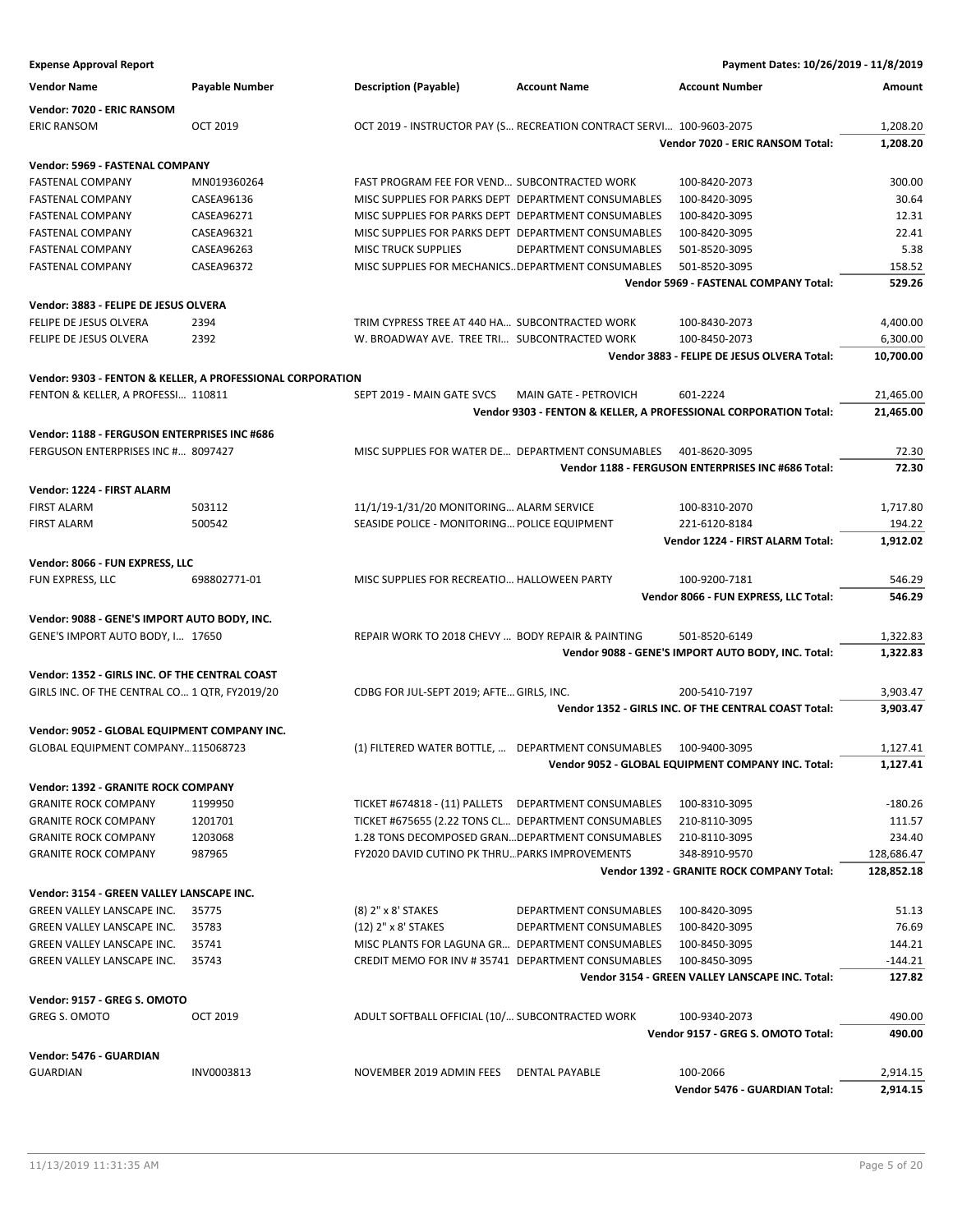**Expense Approval Report** | **Payment Dates: 10/26/2019 - 11/8/2019**

| Vendor Name | Payable Number | Description (Payable) | Account Name | Account Number | Amount |
|---|---|---|---|---|---|
| **Vendor: 7020 - ERIC RANSOM** | | | | | |
| ERIC RANSOM | OCT 2019 | OCT 2019 - INSTRUCTOR PAY (S... | RECREATION CONTRACT SERVI... | 100-9603-2075 | 1,208.20 |
| | | | | **Vendor 7020 - ERIC RANSOM Total:** | **1,208.20** |
| **Vendor: 5969 - FASTENAL COMPANY** | | | | | |
| FASTENAL COMPANY | MN019360264 | FAST PROGRAM FEE FOR VEND... | SUBCONTRACTED WORK | 100-8420-2073 | 300.00 |
| FASTENAL COMPANY | CASEA96136 | MISC SUPPLIES FOR PARKS DEPT | DEPARTMENT CONSUMABLES | 100-8420-3095 | 30.64 |
| FASTENAL COMPANY | CASEA96271 | MISC SUPPLIES FOR PARKS DEPT | DEPARTMENT CONSUMABLES | 100-8420-3095 | 12.31 |
| FASTENAL COMPANY | CASEA96321 | MISC SUPPLIES FOR PARKS DEPT | DEPARTMENT CONSUMABLES | 100-8420-3095 | 22.41 |
| FASTENAL COMPANY | CASEA96263 | MISC TRUCK SUPPLIES | DEPARTMENT CONSUMABLES | 501-8520-3095 | 5.38 |
| FASTENAL COMPANY | CASEA96372 | MISC SUPPLIES FOR MECHANICS... | DEPARTMENT CONSUMABLES | 501-8520-3095 | 158.52 |
| | | | | **Vendor 5969 - FASTENAL COMPANY Total:** | **529.26** |
| **Vendor: 3883 - FELIPE DE JESUS OLVERA** | | | | | |
| FELIPE DE JESUS OLVERA | 2394 | TRIM CYPRESS TREE AT 440 HA... | SUBCONTRACTED WORK | 100-8430-2073 | 4,400.00 |
| FELIPE DE JESUS OLVERA | 2392 | W. BROADWAY AVE. TREE TRI... | SUBCONTRACTED WORK | 100-8450-2073 | 6,300.00 |
| | | | | **Vendor 3883 - FELIPE DE JESUS OLVERA Total:** | **10,700.00** |
| **Vendor: 9303 - FENTON & KELLER, A PROFESSIONAL CORPORATION** | | | | | |
| FENTON & KELLER, A PROFESSI... | 110811 | SEPT 2019 - MAIN GATE SVCS | MAIN GATE - PETROVICH | 601-2224 | 21,465.00 |
| | | | | **Vendor 9303 - FENTON & KELLER, A PROFESSIONAL CORPORATION Total:** | **21,465.00** |
| **Vendor: 1188 - FERGUSON ENTERPRISES INC #686** | | | | | |
| FERGUSON ENTERPRISES INC #... | 8097427 | MISC SUPPLIES FOR WATER DE... | DEPARTMENT CONSUMABLES | 401-8620-3095 | 72.30 |
| | | | | **Vendor 1188 - FERGUSON ENTERPRISES INC #686 Total:** | **72.30** |
| **Vendor: 1224 - FIRST ALARM** | | | | | |
| FIRST ALARM | 503112 | 11/1/19-1/31/20 MONITORING... | ALARM SERVICE | 100-8310-2070 | 1,717.80 |
| FIRST ALARM | 500542 | SEASIDE POLICE - MONITORING... | POLICE EQUIPMENT | 221-6120-8184 | 194.22 |
| | | | | **Vendor 1224 - FIRST ALARM Total:** | **1,912.02** |
| **Vendor: 8066 - FUN EXPRESS, LLC** | | | | | |
| FUN EXPRESS, LLC | 698802771-01 | MISC SUPPLIES FOR RECREATIO... | HALLOWEEN PARTY | 100-9200-7181 | 546.29 |
| | | | | **Vendor 8066 - FUN EXPRESS, LLC Total:** | **546.29** |
| **Vendor: 9088 - GENE'S IMPORT AUTO BODY, INC.** | | | | | |
| GENE'S IMPORT AUTO BODY, I... | 17650 | REPAIR WORK TO 2018 CHEVY ... | BODY REPAIR & PAINTING | 501-8520-6149 | 1,322.83 |
| | | | | **Vendor 9088 - GENE'S IMPORT AUTO BODY, INC. Total:** | **1,322.83** |
| **Vendor: 1352 - GIRLS INC. OF THE CENTRAL COAST** | | | | | |
| GIRLS INC. OF THE CENTRAL CO... | 1 QTR, FY2019/20 | CDBG FOR JUL-SEPT 2019; AFTE... | GIRLS, INC. | 200-5410-7197 | 3,903.47 |
| | | | | **Vendor 1352 - GIRLS INC. OF THE CENTRAL COAST Total:** | **3,903.47** |
| **Vendor: 9052 - GLOBAL EQUIPMENT COMPANY INC.** | | | | | |
| GLOBAL EQUIPMENT COMPANY... | 115068723 | (1) FILTERED WATER BOTTLE, ... | DEPARTMENT CONSUMABLES | 100-9400-3095 | 1,127.41 |
| | | | | **Vendor 9052 - GLOBAL EQUIPMENT COMPANY INC. Total:** | **1,127.41** |
| **Vendor: 1392 - GRANITE ROCK COMPANY** | | | | | |
| GRANITE ROCK COMPANY | 1199950 | TICKET #674818 - (11) PALLETS | DEPARTMENT CONSUMABLES | 100-8310-3095 | -180.26 |
| GRANITE ROCK COMPANY | 1201701 | TICKET #675655 (2.22 TONS CL... | DEPARTMENT CONSUMABLES | 210-8110-3095 | 111.57 |
| GRANITE ROCK COMPANY | 1203068 | 1.28 TONS DECOMPOSED GRAN... | DEPARTMENT CONSUMABLES | 210-8110-3095 | 234.40 |
| GRANITE ROCK COMPANY | 987965 | FY2020 DAVID CUTINO PK THRU... | PARKS IMPROVEMENTS | 348-8910-9570 | 128,686.47 |
| | | | | **Vendor 1392 - GRANITE ROCK COMPANY Total:** | **128,852.18** |
| **Vendor: 3154 - GREEN VALLEY LANSCAPE INC.** | | | | | |
| GREEN VALLEY LANSCAPE INC. | 35775 | (8) 2" x 8' STAKES | DEPARTMENT CONSUMABLES | 100-8420-3095 | 51.13 |
| GREEN VALLEY LANSCAPE INC. | 35783 | (12) 2" x 8' STAKES | DEPARTMENT CONSUMABLES | 100-8420-3095 | 76.69 |
| GREEN VALLEY LANSCAPE INC. | 35741 | MISC PLANTS FOR LAGUNA GR... | DEPARTMENT CONSUMABLES | 100-8450-3095 | 144.21 |
| GREEN VALLEY LANSCAPE INC. | 35743 | CREDIT MEMO FOR INV # 35741 | DEPARTMENT CONSUMABLES | 100-8450-3095 | -144.21 |
| | | | | **Vendor 3154 - GREEN VALLEY LANSCAPE INC. Total:** | **127.82** |
| **Vendor: 9157 - GREG S. OMOTO** | | | | | |
| GREG S. OMOTO | OCT 2019 | ADULT SOFTBALL OFFICIAL (10/... | SUBCONTRACTED WORK | 100-9340-2073 | 490.00 |
| | | | | **Vendor 9157 - GREG S. OMOTO Total:** | **490.00** |
| **Vendor: 5476 - GUARDIAN** | | | | | |
| GUARDIAN | INV0003813 | NOVEMBER 2019 ADMIN FEES | DENTAL PAYABLE | 100-2066 | 2,914.15 |
| | | | | **Vendor 5476 - GUARDIAN Total:** | **2,914.15** |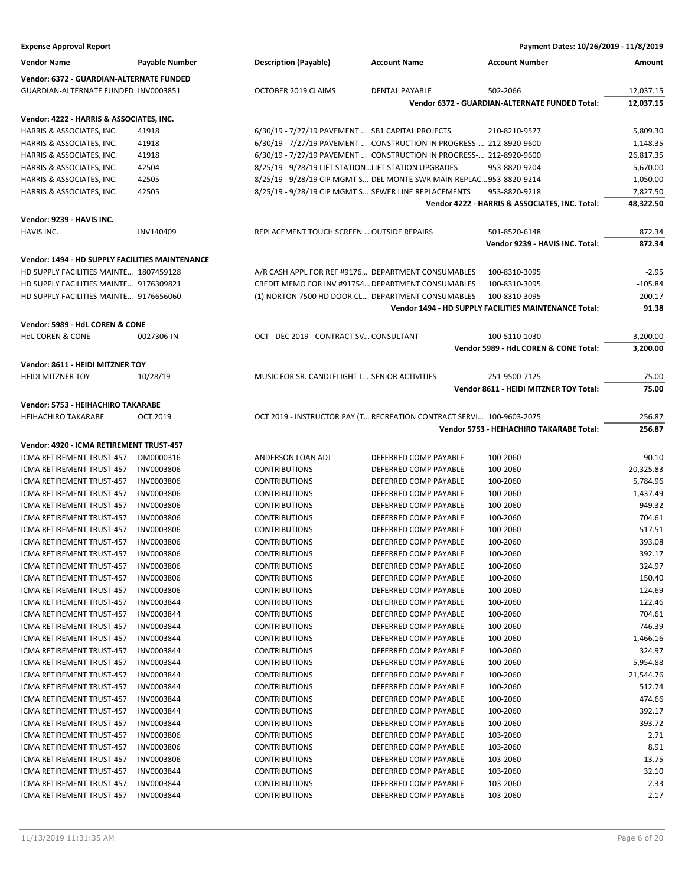**Expense Approval Report** — Payment Dates: 10/26/2019 - 11/8/2019

| Vendor Name | Payable Number | Description (Payable) | Account Name | Account Number | Amount |
|---|---|---|---|---|---|
| **Vendor: 6372 - GUARDIAN-ALTERNATE FUNDED** | | | | | |
| GUARDIAN-ALTERNATE FUNDED | INV0003851 | OCTOBER 2019 CLAIMS | DENTAL PAYABLE | 502-2066 | 12,037.15 |
| | | | | **Vendor 6372 - GUARDIAN-ALTERNATE FUNDED Total:** | **12,037.15** |
| **Vendor: 4222 - HARRIS & ASSOCIATES, INC.** | | | | | |
| HARRIS & ASSOCIATES, INC. | 41918 | 6/30/19 - 7/27/19 PAVEMENT … | SB1 CAPITAL PROJECTS | 210-8210-9577 | 5,809.30 |
| HARRIS & ASSOCIATES, INC. | 41918 | 6/30/19 - 7/27/19 PAVEMENT … | CONSTRUCTION IN PROGRESS-… | 212-8920-9600 | 1,148.35 |
| HARRIS & ASSOCIATES, INC. | 41918 | 6/30/19 - 7/27/19 PAVEMENT … | CONSTRUCTION IN PROGRESS-… | 212-8920-9600 | 26,817.35 |
| HARRIS & ASSOCIATES, INC. | 42504 | 8/25/19 - 9/28/19 LIFT STATION… | LIFT STATION UPGRADES | 953-8820-9204 | 5,670.00 |
| HARRIS & ASSOCIATES, INC. | 42505 | 8/25/19 - 9/28/19 CIP MGMT S… | DEL MONTE SWR MAIN REPLAC… | 953-8820-9214 | 1,050.00 |
| HARRIS & ASSOCIATES, INC. | 42505 | 8/25/19 - 9/28/19 CIP MGMT S… | SEWER LINE REPLACEMENTS | 953-8820-9218 | 7,827.50 |
| | | | | **Vendor 4222 - HARRIS & ASSOCIATES, INC. Total:** | **48,322.50** |
| **Vendor: 9239 - HAVIS INC.** | | | | | |
| HAVIS INC. | INV140409 | REPLACEMENT TOUCH SCREEN … | OUTSIDE REPAIRS | 501-8520-6148 | 872.34 |
| | | | | **Vendor 9239 - HAVIS INC. Total:** | **872.34** |
| **Vendor: 1494 - HD SUPPLY FACILITIES MAINTENANCE** | | | | | |
| HD SUPPLY FACILITIES MAINTE… | 1807459128 | A/R CASH APPL FOR REF #9176… | DEPARTMENT CONSUMABLES | 100-8310-3095 | -2.95 |
| HD SUPPLY FACILITIES MAINTE… | 9176309821 | CREDIT MEMO FOR INV #91754… | DEPARTMENT CONSUMABLES | 100-8310-3095 | -105.84 |
| HD SUPPLY FACILITIES MAINTE… | 9176656060 | (1) NORTON 7500 HD DOOR CL… | DEPARTMENT CONSUMABLES | 100-8310-3095 | 200.17 |
| | | | | **Vendor 1494 - HD SUPPLY FACILITIES MAINTENANCE Total:** | **91.38** |
| **Vendor: 5989 - HdL COREN & CONE** | | | | | |
| HdL COREN & CONE | 0027306-IN | OCT - DEC 2019 - CONTRACT SV… | CONSULTANT | 100-5110-1030 | 3,200.00 |
| | | | | **Vendor 5989 - HdL COREN & CONE Total:** | **3,200.00** |
| **Vendor: 8611 - HEIDI MITZNER TOY** | | | | | |
| HEIDI MITZNER TOY | 10/28/19 | MUSIC FOR SR. CANDLELIGHT L… | SENIOR ACTIVITIES | 251-9500-7125 | 75.00 |
| | | | | **Vendor 8611 - HEIDI MITZNER TOY Total:** | **75.00** |
| **Vendor: 5753 - HEIHACHIRO TAKARABE** | | | | | |
| HEIHACHIRO TAKARABE | OCT 2019 | OCT 2019 - INSTRUCTOR PAY (T… | RECREATION CONTRACT SERVI… | 100-9603-2075 | 256.87 |
| | | | | **Vendor 5753 - HEIHACHIRO TAKARABE Total:** | **256.87** |
| **Vendor: 4920 - ICMA RETIREMENT TRUST-457** | | | | | |
| ICMA RETIREMENT TRUST-457 | DM0000316 | ANDERSON LOAN ADJ | DEFERRED COMP PAYABLE | 100-2060 | 90.10 |
| ICMA RETIREMENT TRUST-457 | INV0003806 | CONTRIBUTIONS | DEFERRED COMP PAYABLE | 100-2060 | 20,325.83 |
| ICMA RETIREMENT TRUST-457 | INV0003806 | CONTRIBUTIONS | DEFERRED COMP PAYABLE | 100-2060 | 5,784.96 |
| ICMA RETIREMENT TRUST-457 | INV0003806 | CONTRIBUTIONS | DEFERRED COMP PAYABLE | 100-2060 | 1,437.49 |
| ICMA RETIREMENT TRUST-457 | INV0003806 | CONTRIBUTIONS | DEFERRED COMP PAYABLE | 100-2060 | 949.32 |
| ICMA RETIREMENT TRUST-457 | INV0003806 | CONTRIBUTIONS | DEFERRED COMP PAYABLE | 100-2060 | 704.61 |
| ICMA RETIREMENT TRUST-457 | INV0003806 | CONTRIBUTIONS | DEFERRED COMP PAYABLE | 100-2060 | 517.51 |
| ICMA RETIREMENT TRUST-457 | INV0003806 | CONTRIBUTIONS | DEFERRED COMP PAYABLE | 100-2060 | 393.08 |
| ICMA RETIREMENT TRUST-457 | INV0003806 | CONTRIBUTIONS | DEFERRED COMP PAYABLE | 100-2060 | 392.17 |
| ICMA RETIREMENT TRUST-457 | INV0003806 | CONTRIBUTIONS | DEFERRED COMP PAYABLE | 100-2060 | 324.97 |
| ICMA RETIREMENT TRUST-457 | INV0003806 | CONTRIBUTIONS | DEFERRED COMP PAYABLE | 100-2060 | 150.40 |
| ICMA RETIREMENT TRUST-457 | INV0003806 | CONTRIBUTIONS | DEFERRED COMP PAYABLE | 100-2060 | 124.69 |
| ICMA RETIREMENT TRUST-457 | INV0003844 | CONTRIBUTIONS | DEFERRED COMP PAYABLE | 100-2060 | 122.46 |
| ICMA RETIREMENT TRUST-457 | INV0003844 | CONTRIBUTIONS | DEFERRED COMP PAYABLE | 100-2060 | 704.61 |
| ICMA RETIREMENT TRUST-457 | INV0003844 | CONTRIBUTIONS | DEFERRED COMP PAYABLE | 100-2060 | 746.39 |
| ICMA RETIREMENT TRUST-457 | INV0003844 | CONTRIBUTIONS | DEFERRED COMP PAYABLE | 100-2060 | 1,466.16 |
| ICMA RETIREMENT TRUST-457 | INV0003844 | CONTRIBUTIONS | DEFERRED COMP PAYABLE | 100-2060 | 324.97 |
| ICMA RETIREMENT TRUST-457 | INV0003844 | CONTRIBUTIONS | DEFERRED COMP PAYABLE | 100-2060 | 5,954.88 |
| ICMA RETIREMENT TRUST-457 | INV0003844 | CONTRIBUTIONS | DEFERRED COMP PAYABLE | 100-2060 | 21,544.76 |
| ICMA RETIREMENT TRUST-457 | INV0003844 | CONTRIBUTIONS | DEFERRED COMP PAYABLE | 100-2060 | 512.74 |
| ICMA RETIREMENT TRUST-457 | INV0003844 | CONTRIBUTIONS | DEFERRED COMP PAYABLE | 100-2060 | 474.66 |
| ICMA RETIREMENT TRUST-457 | INV0003844 | CONTRIBUTIONS | DEFERRED COMP PAYABLE | 100-2060 | 392.17 |
| ICMA RETIREMENT TRUST-457 | INV0003844 | CONTRIBUTIONS | DEFERRED COMP PAYABLE | 100-2060 | 393.72 |
| ICMA RETIREMENT TRUST-457 | INV0003806 | CONTRIBUTIONS | DEFERRED COMP PAYABLE | 103-2060 | 2.71 |
| ICMA RETIREMENT TRUST-457 | INV0003806 | CONTRIBUTIONS | DEFERRED COMP PAYABLE | 103-2060 | 8.91 |
| ICMA RETIREMENT TRUST-457 | INV0003806 | CONTRIBUTIONS | DEFERRED COMP PAYABLE | 103-2060 | 13.75 |
| ICMA RETIREMENT TRUST-457 | INV0003844 | CONTRIBUTIONS | DEFERRED COMP PAYABLE | 103-2060 | 32.10 |
| ICMA RETIREMENT TRUST-457 | INV0003844 | CONTRIBUTIONS | DEFERRED COMP PAYABLE | 103-2060 | 2.33 |
| ICMA RETIREMENT TRUST-457 | INV0003844 | CONTRIBUTIONS | DEFERRED COMP PAYABLE | 103-2060 | 2.17 |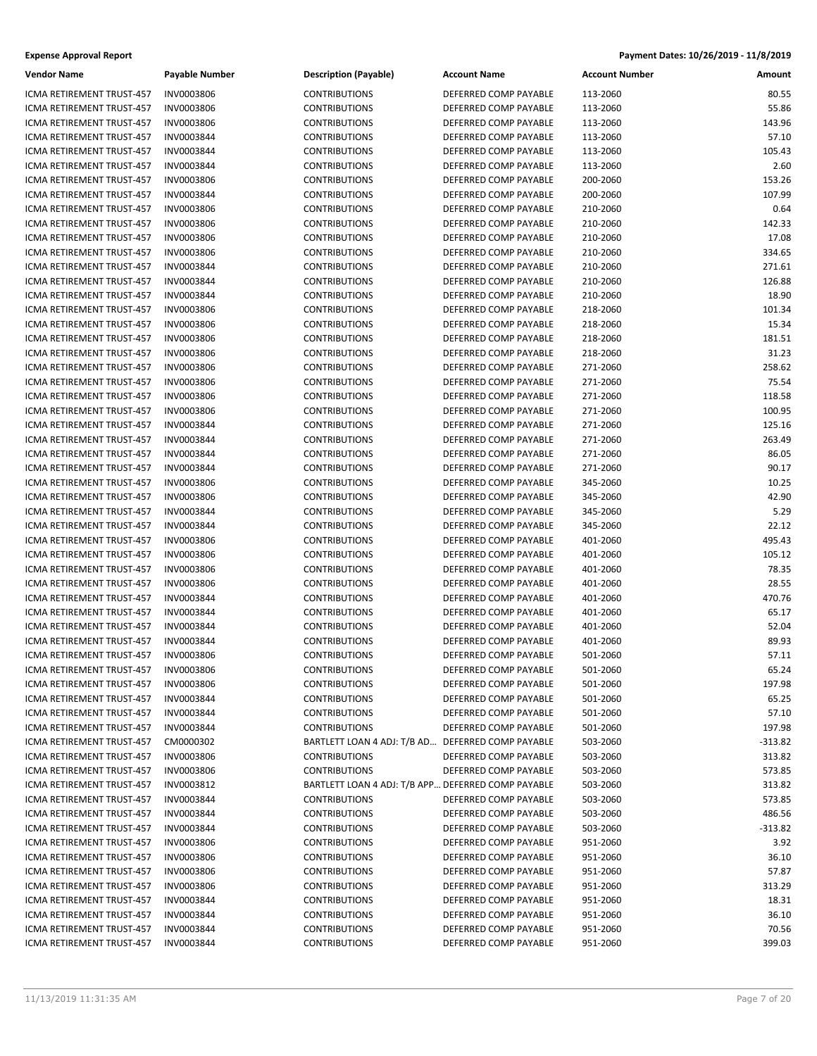**Expense Approval Report** — Payment Dates: 10/26/2019 - 11/8/2019

| Vendor Name | Payable Number | Description (Payable) | Account Name | Account Number | Amount |
|---|---|---|---|---|---|
| ICMA RETIREMENT TRUST-457 | INV0003806 | CONTRIBUTIONS | DEFERRED COMP PAYABLE | 113-2060 | 80.55 |
| ICMA RETIREMENT TRUST-457 | INV0003806 | CONTRIBUTIONS | DEFERRED COMP PAYABLE | 113-2060 | 55.86 |
| ICMA RETIREMENT TRUST-457 | INV0003806 | CONTRIBUTIONS | DEFERRED COMP PAYABLE | 113-2060 | 143.96 |
| ICMA RETIREMENT TRUST-457 | INV0003844 | CONTRIBUTIONS | DEFERRED COMP PAYABLE | 113-2060 | 57.10 |
| ICMA RETIREMENT TRUST-457 | INV0003844 | CONTRIBUTIONS | DEFERRED COMP PAYABLE | 113-2060 | 105.43 |
| ICMA RETIREMENT TRUST-457 | INV0003844 | CONTRIBUTIONS | DEFERRED COMP PAYABLE | 113-2060 | 2.60 |
| ICMA RETIREMENT TRUST-457 | INV0003806 | CONTRIBUTIONS | DEFERRED COMP PAYABLE | 200-2060 | 153.26 |
| ICMA RETIREMENT TRUST-457 | INV0003844 | CONTRIBUTIONS | DEFERRED COMP PAYABLE | 200-2060 | 107.99 |
| ICMA RETIREMENT TRUST-457 | INV0003806 | CONTRIBUTIONS | DEFERRED COMP PAYABLE | 210-2060 | 0.64 |
| ICMA RETIREMENT TRUST-457 | INV0003806 | CONTRIBUTIONS | DEFERRED COMP PAYABLE | 210-2060 | 142.33 |
| ICMA RETIREMENT TRUST-457 | INV0003806 | CONTRIBUTIONS | DEFERRED COMP PAYABLE | 210-2060 | 17.08 |
| ICMA RETIREMENT TRUST-457 | INV0003806 | CONTRIBUTIONS | DEFERRED COMP PAYABLE | 210-2060 | 334.65 |
| ICMA RETIREMENT TRUST-457 | INV0003844 | CONTRIBUTIONS | DEFERRED COMP PAYABLE | 210-2060 | 271.61 |
| ICMA RETIREMENT TRUST-457 | INV0003844 | CONTRIBUTIONS | DEFERRED COMP PAYABLE | 210-2060 | 126.88 |
| ICMA RETIREMENT TRUST-457 | INV0003844 | CONTRIBUTIONS | DEFERRED COMP PAYABLE | 210-2060 | 18.90 |
| ICMA RETIREMENT TRUST-457 | INV0003806 | CONTRIBUTIONS | DEFERRED COMP PAYABLE | 218-2060 | 101.34 |
| ICMA RETIREMENT TRUST-457 | INV0003806 | CONTRIBUTIONS | DEFERRED COMP PAYABLE | 218-2060 | 15.34 |
| ICMA RETIREMENT TRUST-457 | INV0003806 | CONTRIBUTIONS | DEFERRED COMP PAYABLE | 218-2060 | 181.51 |
| ICMA RETIREMENT TRUST-457 | INV0003806 | CONTRIBUTIONS | DEFERRED COMP PAYABLE | 218-2060 | 31.23 |
| ICMA RETIREMENT TRUST-457 | INV0003806 | CONTRIBUTIONS | DEFERRED COMP PAYABLE | 271-2060 | 258.62 |
| ICMA RETIREMENT TRUST-457 | INV0003806 | CONTRIBUTIONS | DEFERRED COMP PAYABLE | 271-2060 | 75.54 |
| ICMA RETIREMENT TRUST-457 | INV0003806 | CONTRIBUTIONS | DEFERRED COMP PAYABLE | 271-2060 | 118.58 |
| ICMA RETIREMENT TRUST-457 | INV0003806 | CONTRIBUTIONS | DEFERRED COMP PAYABLE | 271-2060 | 100.95 |
| ICMA RETIREMENT TRUST-457 | INV0003844 | CONTRIBUTIONS | DEFERRED COMP PAYABLE | 271-2060 | 125.16 |
| ICMA RETIREMENT TRUST-457 | INV0003844 | CONTRIBUTIONS | DEFERRED COMP PAYABLE | 271-2060 | 263.49 |
| ICMA RETIREMENT TRUST-457 | INV0003844 | CONTRIBUTIONS | DEFERRED COMP PAYABLE | 271-2060 | 86.05 |
| ICMA RETIREMENT TRUST-457 | INV0003844 | CONTRIBUTIONS | DEFERRED COMP PAYABLE | 271-2060 | 90.17 |
| ICMA RETIREMENT TRUST-457 | INV0003806 | CONTRIBUTIONS | DEFERRED COMP PAYABLE | 345-2060 | 10.25 |
| ICMA RETIREMENT TRUST-457 | INV0003806 | CONTRIBUTIONS | DEFERRED COMP PAYABLE | 345-2060 | 42.90 |
| ICMA RETIREMENT TRUST-457 | INV0003844 | CONTRIBUTIONS | DEFERRED COMP PAYABLE | 345-2060 | 5.29 |
| ICMA RETIREMENT TRUST-457 | INV0003844 | CONTRIBUTIONS | DEFERRED COMP PAYABLE | 345-2060 | 22.12 |
| ICMA RETIREMENT TRUST-457 | INV0003806 | CONTRIBUTIONS | DEFERRED COMP PAYABLE | 401-2060 | 495.43 |
| ICMA RETIREMENT TRUST-457 | INV0003806 | CONTRIBUTIONS | DEFERRED COMP PAYABLE | 401-2060 | 105.12 |
| ICMA RETIREMENT TRUST-457 | INV0003806 | CONTRIBUTIONS | DEFERRED COMP PAYABLE | 401-2060 | 78.35 |
| ICMA RETIREMENT TRUST-457 | INV0003806 | CONTRIBUTIONS | DEFERRED COMP PAYABLE | 401-2060 | 28.55 |
| ICMA RETIREMENT TRUST-457 | INV0003844 | CONTRIBUTIONS | DEFERRED COMP PAYABLE | 401-2060 | 470.76 |
| ICMA RETIREMENT TRUST-457 | INV0003844 | CONTRIBUTIONS | DEFERRED COMP PAYABLE | 401-2060 | 65.17 |
| ICMA RETIREMENT TRUST-457 | INV0003844 | CONTRIBUTIONS | DEFERRED COMP PAYABLE | 401-2060 | 52.04 |
| ICMA RETIREMENT TRUST-457 | INV0003844 | CONTRIBUTIONS | DEFERRED COMP PAYABLE | 401-2060 | 89.93 |
| ICMA RETIREMENT TRUST-457 | INV0003806 | CONTRIBUTIONS | DEFERRED COMP PAYABLE | 501-2060 | 57.11 |
| ICMA RETIREMENT TRUST-457 | INV0003806 | CONTRIBUTIONS | DEFERRED COMP PAYABLE | 501-2060 | 65.24 |
| ICMA RETIREMENT TRUST-457 | INV0003806 | CONTRIBUTIONS | DEFERRED COMP PAYABLE | 501-2060 | 197.98 |
| ICMA RETIREMENT TRUST-457 | INV0003844 | CONTRIBUTIONS | DEFERRED COMP PAYABLE | 501-2060 | 65.25 |
| ICMA RETIREMENT TRUST-457 | INV0003844 | CONTRIBUTIONS | DEFERRED COMP PAYABLE | 501-2060 | 57.10 |
| ICMA RETIREMENT TRUST-457 | INV0003844 | CONTRIBUTIONS | DEFERRED COMP PAYABLE | 501-2060 | 197.98 |
| ICMA RETIREMENT TRUST-457 | CM0000302 | BARTLETT LOAN 4 ADJ: T/B AD… | DEFERRED COMP PAYABLE | 503-2060 | -313.82 |
| ICMA RETIREMENT TRUST-457 | INV0003806 | CONTRIBUTIONS | DEFERRED COMP PAYABLE | 503-2060 | 313.82 |
| ICMA RETIREMENT TRUST-457 | INV0003806 | CONTRIBUTIONS | DEFERRED COMP PAYABLE | 503-2060 | 573.85 |
| ICMA RETIREMENT TRUST-457 | INV0003812 | BARTLETT LOAN 4 ADJ: T/B APP… | DEFERRED COMP PAYABLE | 503-2060 | 313.82 |
| ICMA RETIREMENT TRUST-457 | INV0003844 | CONTRIBUTIONS | DEFERRED COMP PAYABLE | 503-2060 | 573.85 |
| ICMA RETIREMENT TRUST-457 | INV0003844 | CONTRIBUTIONS | DEFERRED COMP PAYABLE | 503-2060 | 486.56 |
| ICMA RETIREMENT TRUST-457 | INV0003844 | CONTRIBUTIONS | DEFERRED COMP PAYABLE | 503-2060 | -313.82 |
| ICMA RETIREMENT TRUST-457 | INV0003806 | CONTRIBUTIONS | DEFERRED COMP PAYABLE | 951-2060 | 3.92 |
| ICMA RETIREMENT TRUST-457 | INV0003806 | CONTRIBUTIONS | DEFERRED COMP PAYABLE | 951-2060 | 36.10 |
| ICMA RETIREMENT TRUST-457 | INV0003806 | CONTRIBUTIONS | DEFERRED COMP PAYABLE | 951-2060 | 57.87 |
| ICMA RETIREMENT TRUST-457 | INV0003806 | CONTRIBUTIONS | DEFERRED COMP PAYABLE | 951-2060 | 313.29 |
| ICMA RETIREMENT TRUST-457 | INV0003844 | CONTRIBUTIONS | DEFERRED COMP PAYABLE | 951-2060 | 18.31 |
| ICMA RETIREMENT TRUST-457 | INV0003844 | CONTRIBUTIONS | DEFERRED COMP PAYABLE | 951-2060 | 36.10 |
| ICMA RETIREMENT TRUST-457 | INV0003844 | CONTRIBUTIONS | DEFERRED COMP PAYABLE | 951-2060 | 70.56 |
| ICMA RETIREMENT TRUST-457 | INV0003844 | CONTRIBUTIONS | DEFERRED COMP PAYABLE | 951-2060 | 399.03 |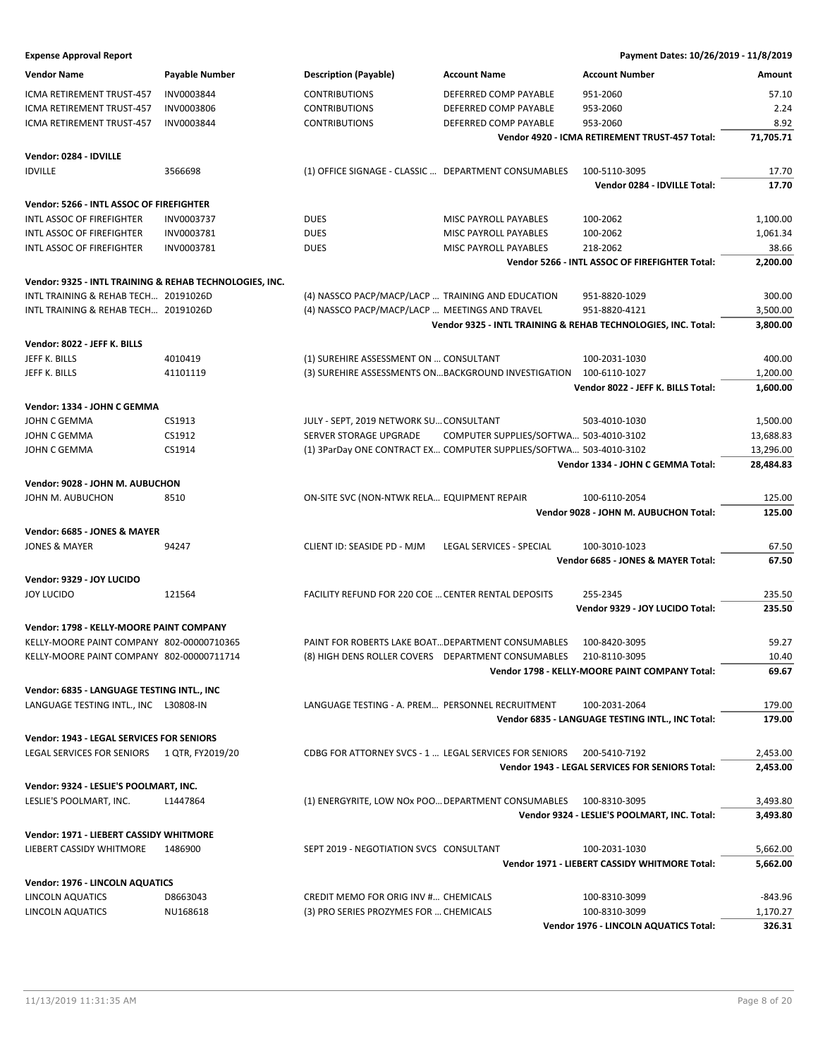**Expense Approval Report** | **Payment Dates: 10/26/2019 - 11/8/2019**

| Vendor Name | Payable Number | Description (Payable) | Account Name | Account Number | Amount |
|---|---|---|---|---|---|
| ICMA RETIREMENT TRUST-457 | INV0003844 | CONTRIBUTIONS | DEFERRED COMP PAYABLE | 951-2060 | 57.10 |
| ICMA RETIREMENT TRUST-457 | INV0003806 | CONTRIBUTIONS | DEFERRED COMP PAYABLE | 953-2060 | 2.24 |
| ICMA RETIREMENT TRUST-457 | INV0003844 | CONTRIBUTIONS | DEFERRED COMP PAYABLE | 953-2060 | 8.92 |
| | | | | **Vendor 4920 - ICMA RETIREMENT TRUST-457 Total:** | **71,705.71** |
| **Vendor: 0284 - IDVILLE** | | | | | |
| IDVILLE | 3566698 | (1) OFFICE SIGNAGE - CLASSIC ... | DEPARTMENT CONSUMABLES | 100-5110-3095 | 17.70 |
| | | | | **Vendor 0284 - IDVILLE Total:** | **17.70** |
| **Vendor: 5266 - INTL ASSOC OF FIREFIGHTER** | | | | | |
| INTL ASSOC OF FIREFIGHTER | INV0003737 | DUES | MISC PAYROLL PAYABLES | 100-2062 | 1,100.00 |
| INTL ASSOC OF FIREFIGHTER | INV0003781 | DUES | MISC PAYROLL PAYABLES | 100-2062 | 1,061.34 |
| INTL ASSOC OF FIREFIGHTER | INV0003781 | DUES | MISC PAYROLL PAYABLES | 218-2062 | 38.66 |
| | | | | **Vendor 5266 - INTL ASSOC OF FIREFIGHTER Total:** | **2,200.00** |
| **Vendor: 9325 - INTL TRAINING & REHAB TECHNOLOGIES, INC.** | | | | | |
| INTL TRAINING & REHAB TECH... | 20191026D | (4) NASSCO PACP/MACP/LACP ... | TRAINING AND EDUCATION | 951-8820-1029 | 300.00 |
| INTL TRAINING & REHAB TECH... | 20191026D | (4) NASSCO PACP/MACP/LACP ... | MEETINGS AND TRAVEL | 951-8820-4121 | 3,500.00 |
| | | | | **Vendor 9325 - INTL TRAINING & REHAB TECHNOLOGIES, INC. Total:** | **3,800.00** |
| **Vendor: 8022 - JEFF K. BILLS** | | | | | |
| JEFF K. BILLS | 4010419 | (1) SUREHIRE ASSESSMENT ON ... | CONSULTANT | 100-2031-1030 | 400.00 |
| JEFF K. BILLS | 41101119 | (3) SUREHIRE ASSESSMENTS ON... | BACKGROUND INVESTIGATION | 100-6110-1027 | 1,200.00 |
| | | | | **Vendor 8022 - JEFF K. BILLS Total:** | **1,600.00** |
| **Vendor: 1334 - JOHN C GEMMA** | | | | | |
| JOHN C GEMMA | CS1913 | JULY - SEPT, 2019 NETWORK SU... | CONSULTANT | 503-4010-1030 | 1,500.00 |
| JOHN C GEMMA | CS1912 | SERVER STORAGE UPGRADE | COMPUTER SUPPLIES/SOFTWA... | 503-4010-3102 | 13,688.83 |
| JOHN C GEMMA | CS1914 | (1) 3ParDay ONE CONTRACT EX... | COMPUTER SUPPLIES/SOFTWA... | 503-4010-3102 | 13,296.00 |
| | | | | **Vendor 1334 - JOHN C GEMMA Total:** | **28,484.83** |
| **Vendor: 9028 - JOHN M. AUBUCHON** | | | | | |
| JOHN M. AUBUCHON | 8510 | ON-SITE SVC (NON-NTWK RELA... | EQUIPMENT REPAIR | 100-6110-2054 | 125.00 |
| | | | | **Vendor 9028 - JOHN M. AUBUCHON Total:** | **125.00** |
| **Vendor: 6685 - JONES & MAYER** | | | | | |
| JONES & MAYER | 94247 | CLIENT ID: SEASIDE PD - MJM | LEGAL SERVICES - SPECIAL | 100-3010-1023 | 67.50 |
| | | | | **Vendor 6685 - JONES & MAYER Total:** | **67.50** |
| **Vendor: 9329 - JOY LUCIDO** | | | | | |
| JOY LUCIDO | 121564 | FACILITY REFUND FOR 220 COE ... | CENTER RENTAL DEPOSITS | 255-2345 | 235.50 |
| | | | | **Vendor 9329 - JOY LUCIDO Total:** | **235.50** |
| **Vendor: 1798 - KELLY-MOORE PAINT COMPANY** | | | | | |
| KELLY-MOORE PAINT COMPANY | 802-00000710365 | PAINT FOR ROBERTS LAKE BOAT... | DEPARTMENT CONSUMABLES | 100-8420-3095 | 59.27 |
| KELLY-MOORE PAINT COMPANY | 802-00000711714 | (8) HIGH DENS ROLLER COVERS | DEPARTMENT CONSUMABLES | 210-8110-3095 | 10.40 |
| | | | | **Vendor 1798 - KELLY-MOORE PAINT COMPANY Total:** | **69.67** |
| **Vendor: 6835 - LANGUAGE TESTING INTL., INC** | | | | | |
| LANGUAGE TESTING INTL., INC | L30808-IN | LANGUAGE TESTING - A. PREM... | PERSONNEL RECRUITMENT | 100-2031-2064 | 179.00 |
| | | | | **Vendor 6835 - LANGUAGE TESTING INTL., INC Total:** | **179.00** |
| **Vendor: 1943 - LEGAL SERVICES FOR SENIORS** | | | | | |
| LEGAL SERVICES FOR SENIORS | 1 QTR, FY2019/20 | CDBG FOR ATTORNEY SVCS - 1 ... | LEGAL SERVICES FOR SENIORS | 200-5410-7192 | 2,453.00 |
| | | | | **Vendor 1943 - LEGAL SERVICES FOR SENIORS Total:** | **2,453.00** |
| **Vendor: 9324 - LESLIE'S POOLMART, INC.** | | | | | |
| LESLIE'S POOLMART, INC. | L1447864 | (1) ENERGYRITE, LOW NOx POO... | DEPARTMENT CONSUMABLES | 100-8310-3095 | 3,493.80 |
| | | | | **Vendor 9324 - LESLIE'S POOLMART, INC. Total:** | **3,493.80** |
| **Vendor: 1971 - LIEBERT CASSIDY WHITMORE** | | | | | |
| LIEBERT CASSIDY WHITMORE | 1486900 | SEPT 2019 - NEGOTIATION SVCS | CONSULTANT | 100-2031-1030 | 5,662.00 |
| | | | | **Vendor 1971 - LIEBERT CASSIDY WHITMORE Total:** | **5,662.00** |
| **Vendor: 1976 - LINCOLN AQUATICS** | | | | | |
| LINCOLN AQUATICS | D8663043 | CREDIT MEMO FOR ORIG INV #... | CHEMICALS | 100-8310-3099 | -843.96 |
| LINCOLN AQUATICS | NU168618 | (3) PRO SERIES PROZYMES FOR ... | CHEMICALS | 100-8310-3099 | 1,170.27 |
| | | | | **Vendor 1976 - LINCOLN AQUATICS Total:** | **326.31** |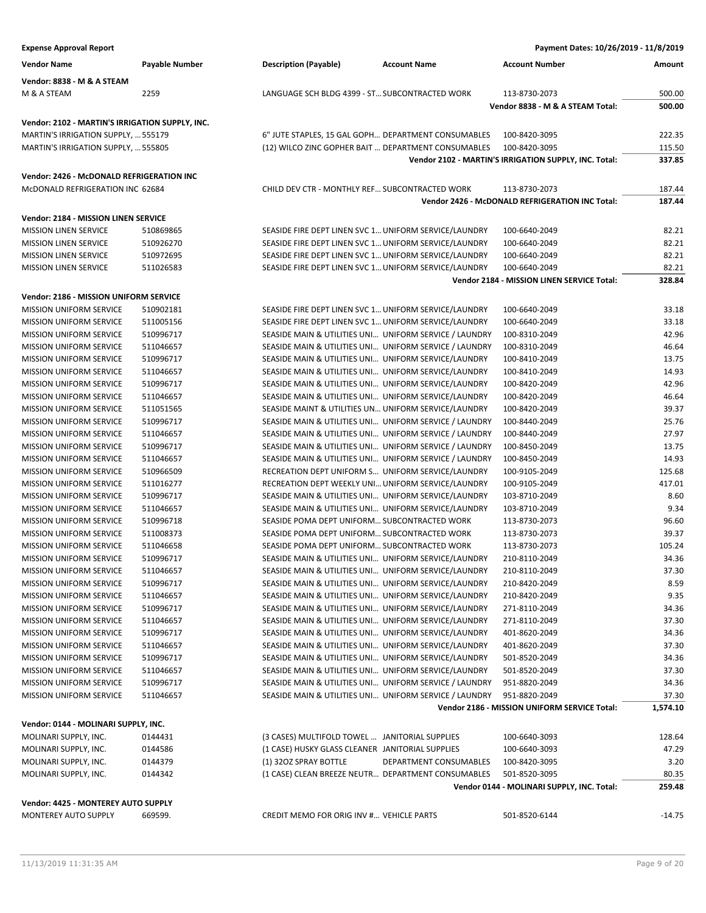**Expense Approval Report** | **Payment Dates: 10/26/2019 - 11/8/2019**

| Vendor Name | Payable Number | Description (Payable) | Account Name | Account Number | Amount |
|---|---|---|---|---|---|
| **Vendor: 8838 - M & A STEAM** | | | | | |
| M & A STEAM | 2259 | LANGUAGE SCH BLDG 4399 - ST... | SUBCONTRACTED WORK | 113-8730-2073 | 500.00 |
| | | | | **Vendor 8838 - M & A STEAM Total:** | **500.00** |
| **Vendor: 2102 - MARTIN'S IRRIGATION SUPPLY, INC.** | | | | | |
| MARTIN'S IRRIGATION SUPPLY, ... | 555179 | 6" JUTE STAPLES, 15 GAL GOPH... | DEPARTMENT CONSUMABLES | 100-8420-3095 | 222.35 |
| MARTIN'S IRRIGATION SUPPLY, ... | 555805 | (12) WILCO ZINC GOPHER BAIT ... | DEPARTMENT CONSUMABLES | 100-8420-3095 | 115.50 |
| | | | | **Vendor 2102 - MARTIN'S IRRIGATION SUPPLY, INC. Total:** | **337.85** |
| **Vendor: 2426 - McDONALD REFRIGERATION INC** | | | | | |
| McDONALD REFRIGERATION INC | 62684 | CHILD DEV CTR - MONTHLY REF... | SUBCONTRACTED WORK | 113-8730-2073 | 187.44 |
| | | | | **Vendor 2426 - McDONALD REFRIGERATION INC Total:** | **187.44** |
| **Vendor: 2184 - MISSION LINEN SERVICE** | | | | | |
| MISSION LINEN SERVICE | 510869865 | SEASIDE FIRE DEPT LINEN SVC 1... | UNIFORM SERVICE/LAUNDRY | 100-6640-2049 | 82.21 |
| MISSION LINEN SERVICE | 510926270 | SEASIDE FIRE DEPT LINEN SVC 1... | UNIFORM SERVICE/LAUNDRY | 100-6640-2049 | 82.21 |
| MISSION LINEN SERVICE | 510972695 | SEASIDE FIRE DEPT LINEN SVC 1... | UNIFORM SERVICE/LAUNDRY | 100-6640-2049 | 82.21 |
| MISSION LINEN SERVICE | 511026583 | SEASIDE FIRE DEPT LINEN SVC 1... | UNIFORM SERVICE/LAUNDRY | 100-6640-2049 | 82.21 |
| | | | | **Vendor 2184 - MISSION LINEN SERVICE Total:** | **328.84** |
| **Vendor: 2186 - MISSION UNIFORM SERVICE** | | | | | |
| MISSION UNIFORM SERVICE | 510902181 | SEASIDE FIRE DEPT LINEN SVC 1... | UNIFORM SERVICE/LAUNDRY | 100-6640-2049 | 33.18 |
| MISSION UNIFORM SERVICE | 511005156 | SEASIDE FIRE DEPT LINEN SVC 1... | UNIFORM SERVICE/LAUNDRY | 100-6640-2049 | 33.18 |
| MISSION UNIFORM SERVICE | 510996717 | SEASIDE MAIN & UTILITIES UNI... | UNIFORM SERVICE / LAUNDRY | 100-8310-2049 | 42.96 |
| MISSION UNIFORM SERVICE | 511046657 | SEASIDE MAIN & UTILITIES UNI... | UNIFORM SERVICE / LAUNDRY | 100-8310-2049 | 46.64 |
| MISSION UNIFORM SERVICE | 510996717 | SEASIDE MAIN & UTILITIES UNI... | UNIFORM SERVICE/LAUNDRY | 100-8410-2049 | 13.75 |
| MISSION UNIFORM SERVICE | 511046657 | SEASIDE MAIN & UTILITIES UNI... | UNIFORM SERVICE/LAUNDRY | 100-8410-2049 | 14.93 |
| MISSION UNIFORM SERVICE | 510996717 | SEASIDE MAIN & UTILITIES UNI... | UNIFORM SERVICE/LAUNDRY | 100-8420-2049 | 42.96 |
| MISSION UNIFORM SERVICE | 511046657 | SEASIDE MAIN & UTILITIES UNI... | UNIFORM SERVICE/LAUNDRY | 100-8420-2049 | 46.64 |
| MISSION UNIFORM SERVICE | 511051565 | SEASIDE MAINT & UTILITIES UN... | UNIFORM SERVICE/LAUNDRY | 100-8420-2049 | 39.37 |
| MISSION UNIFORM SERVICE | 510996717 | SEASIDE MAIN & UTILITIES UNI... | UNIFORM SERVICE / LAUNDRY | 100-8440-2049 | 25.76 |
| MISSION UNIFORM SERVICE | 511046657 | SEASIDE MAIN & UTILITIES UNI... | UNIFORM SERVICE / LAUNDRY | 100-8440-2049 | 27.97 |
| MISSION UNIFORM SERVICE | 510996717 | SEASIDE MAIN & UTILITIES UNI... | UNIFORM SERVICE / LAUNDRY | 100-8450-2049 | 13.75 |
| MISSION UNIFORM SERVICE | 511046657 | SEASIDE MAIN & UTILITIES UNI... | UNIFORM SERVICE / LAUNDRY | 100-8450-2049 | 14.93 |
| MISSION UNIFORM SERVICE | 510966509 | RECREATION DEPT UNIFORM S... | UNIFORM SERVICE/LAUNDRY | 100-9105-2049 | 125.68 |
| MISSION UNIFORM SERVICE | 511016277 | RECREATION DEPT WEEKLY UNI... | UNIFORM SERVICE/LAUNDRY | 100-9105-2049 | 417.01 |
| MISSION UNIFORM SERVICE | 510996717 | SEASIDE MAIN & UTILITIES UNI... | UNIFORM SERVICE/LAUNDRY | 103-8710-2049 | 8.60 |
| MISSION UNIFORM SERVICE | 511046657 | SEASIDE MAIN & UTILITIES UNI... | UNIFORM SERVICE/LAUNDRY | 103-8710-2049 | 9.34 |
| MISSION UNIFORM SERVICE | 510996718 | SEASIDE POMA DEPT UNIFORM... | SUBCONTRACTED WORK | 113-8730-2073 | 96.60 |
| MISSION UNIFORM SERVICE | 511008373 | SEASIDE POMA DEPT UNIFORM... | SUBCONTRACTED WORK | 113-8730-2073 | 39.37 |
| MISSION UNIFORM SERVICE | 511046658 | SEASIDE POMA DEPT UNIFORM... | SUBCONTRACTED WORK | 113-8730-2073 | 105.24 |
| MISSION UNIFORM SERVICE | 510996717 | SEASIDE MAIN & UTILITIES UNI... | UNIFORM SERVICE/LAUNDRY | 210-8110-2049 | 34.36 |
| MISSION UNIFORM SERVICE | 511046657 | SEASIDE MAIN & UTILITIES UNI... | UNIFORM SERVICE/LAUNDRY | 210-8110-2049 | 37.30 |
| MISSION UNIFORM SERVICE | 510996717 | SEASIDE MAIN & UTILITIES UNI... | UNIFORM SERVICE/LAUNDRY | 210-8420-2049 | 8.59 |
| MISSION UNIFORM SERVICE | 511046657 | SEASIDE MAIN & UTILITIES UNI... | UNIFORM SERVICE/LAUNDRY | 210-8420-2049 | 9.35 |
| MISSION UNIFORM SERVICE | 510996717 | SEASIDE MAIN & UTILITIES UNI... | UNIFORM SERVICE/LAUNDRY | 271-8110-2049 | 34.36 |
| MISSION UNIFORM SERVICE | 511046657 | SEASIDE MAIN & UTILITIES UNI... | UNIFORM SERVICE/LAUNDRY | 271-8110-2049 | 37.30 |
| MISSION UNIFORM SERVICE | 510996717 | SEASIDE MAIN & UTILITIES UNI... | UNIFORM SERVICE/LAUNDRY | 401-8620-2049 | 34.36 |
| MISSION UNIFORM SERVICE | 511046657 | SEASIDE MAIN & UTILITIES UNI... | UNIFORM SERVICE/LAUNDRY | 401-8620-2049 | 37.30 |
| MISSION UNIFORM SERVICE | 510996717 | SEASIDE MAIN & UTILITIES UNI... | UNIFORM SERVICE/LAUNDRY | 501-8520-2049 | 34.36 |
| MISSION UNIFORM SERVICE | 511046657 | SEASIDE MAIN & UTILITIES UNI... | UNIFORM SERVICE/LAUNDRY | 501-8520-2049 | 37.30 |
| MISSION UNIFORM SERVICE | 510996717 | SEASIDE MAIN & UTILITIES UNI... | UNIFORM SERVICE / LAUNDRY | 951-8820-2049 | 34.36 |
| MISSION UNIFORM SERVICE | 511046657 | SEASIDE MAIN & UTILITIES UNI... | UNIFORM SERVICE / LAUNDRY | 951-8820-2049 | 37.30 |
| | | | | **Vendor 2186 - MISSION UNIFORM SERVICE Total:** | **1,574.10** |
| **Vendor: 0144 - MOLINARI SUPPLY, INC.** | | | | | |
| MOLINARI SUPPLY, INC. | 0144431 | (3 CASES) MULTIFOLD TOWEL ... | JANITORIAL SUPPLIES | 100-6640-3093 | 128.64 |
| MOLINARI SUPPLY, INC. | 0144586 | (1 CASE) HUSKY GLASS CLEANER | JANITORIAL SUPPLIES | 100-6640-3093 | 47.29 |
| MOLINARI SUPPLY, INC. | 0144379 | (1) 32OZ SPRAY BOTTLE | DEPARTMENT CONSUMABLES | 100-8420-3095 | 3.20 |
| MOLINARI SUPPLY, INC. | 0144342 | (1 CASE) CLEAN BREEZE NEUTR... | DEPARTMENT CONSUMABLES | 501-8520-3095 | 80.35 |
| | | | | **Vendor 0144 - MOLINARI SUPPLY, INC. Total:** | **259.48** |
| **Vendor: 4425 - MONTEREY AUTO SUPPLY** | | | | | |
| MONTEREY AUTO SUPPLY | 669599. | CREDIT MEMO FOR ORIG INV #... | VEHICLE PARTS | 501-8520-6144 | -14.75 |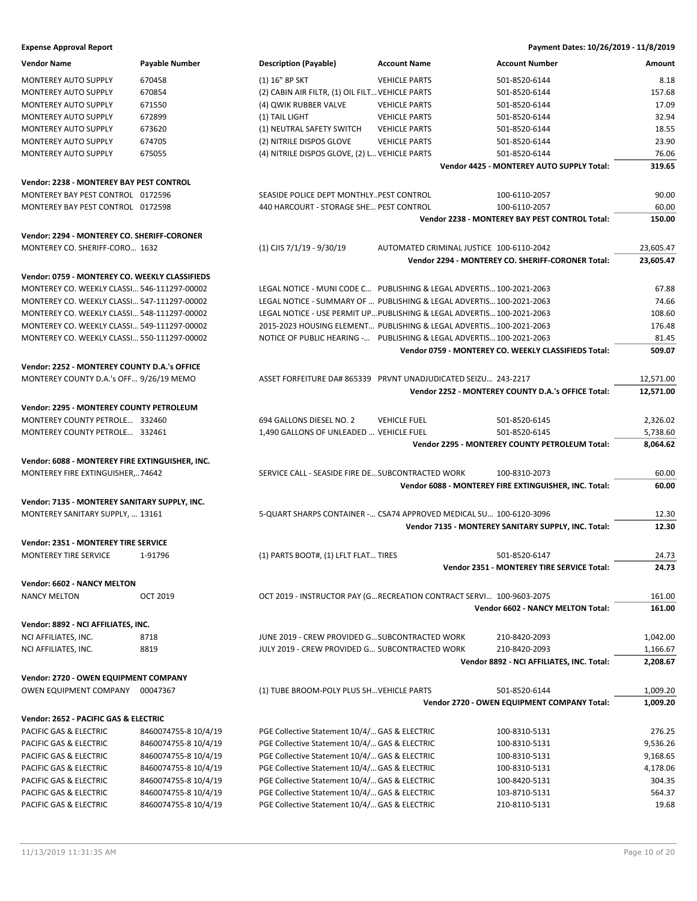**Expense Approval Report** — Payment Dates: 10/26/2019 - 11/8/2019

| Vendor Name | Payable Number | Description (Payable) | Account Name | Account Number | Amount |
|---|---|---|---|---|---|
| MONTEREY AUTO SUPPLY | 670458 | (1) 16" 8P SKT | VEHICLE PARTS | 501-8520-6144 | 8.18 |
| MONTEREY AUTO SUPPLY | 670854 | (2) CABIN AIR FILTR, (1) OIL FILT... | VEHICLE PARTS | 501-8520-6144 | 157.68 |
| MONTEREY AUTO SUPPLY | 671550 | (4) QWIK RUBBER VALVE | VEHICLE PARTS | 501-8520-6144 | 17.09 |
| MONTEREY AUTO SUPPLY | 672899 | (1) TAIL LIGHT | VEHICLE PARTS | 501-8520-6144 | 32.94 |
| MONTEREY AUTO SUPPLY | 673620 | (1) NEUTRAL SAFETY SWITCH | VEHICLE PARTS | 501-8520-6144 | 18.55 |
| MONTEREY AUTO SUPPLY | 674705 | (2) NITRILE DISPOS GLOVE | VEHICLE PARTS | 501-8520-6144 | 23.90 |
| MONTEREY AUTO SUPPLY | 675055 | (4) NITRILE DISPOS GLOVE, (2) L... | VEHICLE PARTS | 501-8520-6144 | 76.06 |
| | | | | **Vendor 4425 - MONTEREY AUTO SUPPLY Total:** | **319.65** |
| **Vendor: 2238 - MONTEREY BAY PEST CONTROL** | | | | | |
| MONTEREY BAY PEST CONTROL | 0172596 | SEASIDE POLICE DEPT MONTHLY... | PEST CONTROL | 100-6110-2057 | 90.00 |
| MONTEREY BAY PEST CONTROL | 0172598 | 440 HARCOURT - STORAGE SHE... | PEST CONTROL | 100-6110-2057 | 60.00 |
| | | | | **Vendor 2238 - MONTEREY BAY PEST CONTROL Total:** | **150.00** |
| **Vendor: 2294 - MONTEREY CO. SHERIFF-CORONER** | | | | | |
| MONTEREY CO. SHERIFF-CORO... | 1632 | (1) CJIS 7/1/19 - 9/30/19 | AUTOMATED CRIMINAL JUSTICE | 100-6110-2042 | 23,605.47 |
| | | | | **Vendor 2294 - MONTEREY CO. SHERIFF-CORONER Total:** | **23,605.47** |
| **Vendor: 0759 - MONTEREY CO. WEEKLY CLASSIFIEDS** | | | | | |
| MONTEREY CO. WEEKLY CLASSI... | 546-111297-00002 | LEGAL NOTICE - MUNI CODE C... | PUBLISHING & LEGAL ADVERTIS... | 100-2021-2063 | 67.88 |
| MONTEREY CO. WEEKLY CLASSI... | 547-111297-00002 | LEGAL NOTICE - SUMMARY OF ... | PUBLISHING & LEGAL ADVERTIS... | 100-2021-2063 | 74.66 |
| MONTEREY CO. WEEKLY CLASSI... | 548-111297-00002 | LEGAL NOTICE - USE PERMIT UP... | PUBLISHING & LEGAL ADVERTIS... | 100-2021-2063 | 108.60 |
| MONTEREY CO. WEEKLY CLASSI... | 549-111297-00002 | 2015-2023 HOUSING ELEMENT... | PUBLISHING & LEGAL ADVERTIS... | 100-2021-2063 | 176.48 |
| MONTEREY CO. WEEKLY CLASSI... | 550-111297-00002 | NOTICE OF PUBLIC HEARING -... | PUBLISHING & LEGAL ADVERTIS... | 100-2021-2063 | 81.45 |
| | | | | **Vendor 0759 - MONTEREY CO. WEEKLY CLASSIFIEDS Total:** | **509.07** |
| **Vendor: 2252 - MONTEREY COUNTY D.A.'s OFFICE** | | | | | |
| MONTEREY COUNTY D.A.'s OFF... | 9/26/19 MEMO | ASSET FORFEITURE DA# 865339 | PRVNT UNADJUDICATED SEIZU... | 243-2217 | 12,571.00 |
| | | | | **Vendor 2252 - MONTEREY COUNTY D.A.'s OFFICE Total:** | **12,571.00** |
| **Vendor: 2295 - MONTEREY COUNTY PETROLEUM** | | | | | |
| MONTEREY COUNTY PETROLE... | 332460 | 694 GALLONS DIESEL NO. 2 | VEHICLE FUEL | 501-8520-6145 | 2,326.02 |
| MONTEREY COUNTY PETROLE... | 332461 | 1,490 GALLONS OF UNLEADED ... | VEHICLE FUEL | 501-8520-6145 | 5,738.60 |
| | | | | **Vendor 2295 - MONTEREY COUNTY PETROLEUM Total:** | **8,064.62** |
| **Vendor: 6088 - MONTEREY FIRE EXTINGUISHER, INC.** | | | | | |
| MONTEREY FIRE EXTINGUISHER,... | 74642 | SERVICE CALL - SEASIDE FIRE DE... | SUBCONTRACTED WORK | 100-8310-2073 | 60.00 |
| | | | | **Vendor 6088 - MONTEREY FIRE EXTINGUISHER, INC. Total:** | **60.00** |
| **Vendor: 7135 - MONTEREY SANITARY SUPPLY, INC.** | | | | | |
| MONTEREY SANITARY SUPPLY, ... | 13161 | 5-QUART SHARPS CONTAINER -... | CSA74 APPROVED MEDICAL SU... | 100-6120-3096 | 12.30 |
| | | | | **Vendor 7135 - MONTEREY SANITARY SUPPLY, INC. Total:** | **12.30** |
| **Vendor: 2351 - MONTEREY TIRE SERVICE** | | | | | |
| MONTEREY TIRE SERVICE | 1-91796 | (1) PARTS BOOT#, (1) LFLT FLAT... | TIRES | 501-8520-6147 | 24.73 |
| | | | | **Vendor 2351 - MONTEREY TIRE SERVICE Total:** | **24.73** |
| **Vendor: 6602 - NANCY MELTON** | | | | | |
| NANCY MELTON | OCT 2019 | OCT 2019 - INSTRUCTOR PAY (G... | RECREATION CONTRACT SERVI... | 100-9603-2075 | 161.00 |
| | | | | **Vendor 6602 - NANCY MELTON Total:** | **161.00** |
| **Vendor: 8892 - NCI AFFILIATES, INC.** | | | | | |
| NCI AFFILIATES, INC. | 8718 | JUNE 2019 - CREW PROVIDED G... | SUBCONTRACTED WORK | 210-8420-2093 | 1,042.00 |
| NCI AFFILIATES, INC. | 8819 | JULY 2019 - CREW PROVIDED G... | SUBCONTRACTED WORK | 210-8420-2093 | 1,166.67 |
| | | | | **Vendor 8892 - NCI AFFILIATES, INC. Total:** | **2,208.67** |
| **Vendor: 2720 - OWEN EQUIPMENT COMPANY** | | | | | |
| OWEN EQUIPMENT COMPANY | 00047367 | (1) TUBE BROOM-POLY PLUS SH... | VEHICLE PARTS | 501-8520-6144 | 1,009.20 |
| | | | | **Vendor 2720 - OWEN EQUIPMENT COMPANY Total:** | **1,009.20** |
| **Vendor: 2652 - PACIFIC GAS & ELECTRIC** | | | | | |
| PACIFIC GAS & ELECTRIC | 8460074755-8 10/4/19 | PGE Collective Statement 10/4/... | GAS & ELECTRIC | 100-8310-5131 | 276.25 |
| PACIFIC GAS & ELECTRIC | 8460074755-8 10/4/19 | PGE Collective Statement 10/4/... | GAS & ELECTRIC | 100-8310-5131 | 9,536.26 |
| PACIFIC GAS & ELECTRIC | 8460074755-8 10/4/19 | PGE Collective Statement 10/4/... | GAS & ELECTRIC | 100-8310-5131 | 9,168.65 |
| PACIFIC GAS & ELECTRIC | 8460074755-8 10/4/19 | PGE Collective Statement 10/4/... | GAS & ELECTRIC | 100-8310-5131 | 4,178.06 |
| PACIFIC GAS & ELECTRIC | 8460074755-8 10/4/19 | PGE Collective Statement 10/4/... | GAS & ELECTRIC | 100-8420-5131 | 304.35 |
| PACIFIC GAS & ELECTRIC | 8460074755-8 10/4/19 | PGE Collective Statement 10/4/... | GAS & ELECTRIC | 103-8710-5131 | 564.37 |
| PACIFIC GAS & ELECTRIC | 8460074755-8 10/4/19 | PGE Collective Statement 10/4/... | GAS & ELECTRIC | 210-8110-5131 | 19.68 |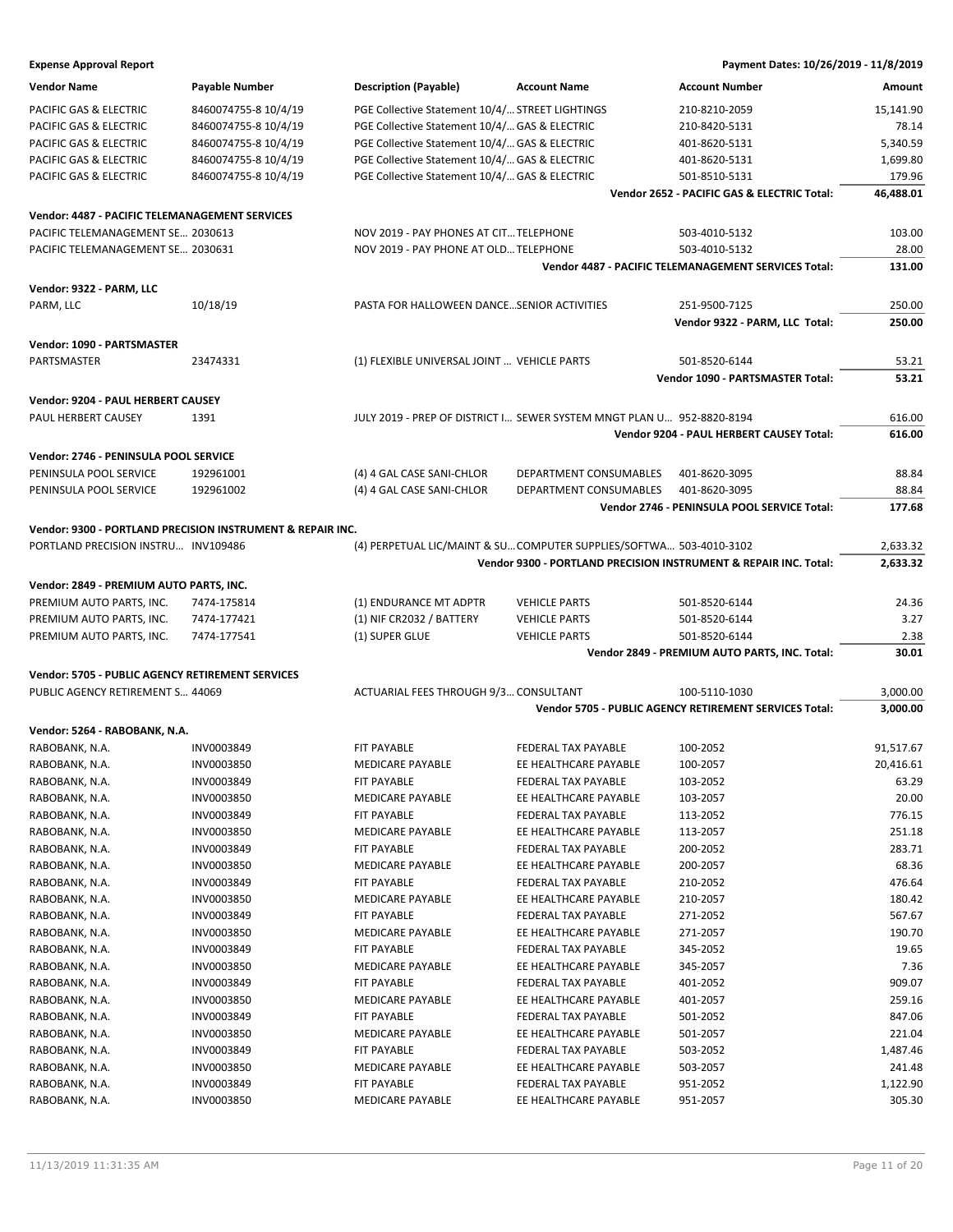**Expense Approval Report** — **Payment Dates: 10/26/2019 - 11/8/2019**

| Vendor Name | Payable Number | Description (Payable) | Account Name | Account Number | Amount |
|---|---|---|---|---|---|
| PACIFIC GAS & ELECTRIC | 8460074755-8 10/4/19 | PGE Collective Statement 10/4/... | STREET LIGHTINGS | 210-8210-2059 | 15,141.90 |
| PACIFIC GAS & ELECTRIC | 8460074755-8 10/4/19 | PGE Collective Statement 10/4/... | GAS & ELECTRIC | 210-8420-5131 | 78.14 |
| PACIFIC GAS & ELECTRIC | 8460074755-8 10/4/19 | PGE Collective Statement 10/4/... | GAS & ELECTRIC | 401-8620-5131 | 5,340.59 |
| PACIFIC GAS & ELECTRIC | 8460074755-8 10/4/19 | PGE Collective Statement 10/4/... | GAS & ELECTRIC | 401-8620-5131 | 1,699.80 |
| PACIFIC GAS & ELECTRIC | 8460074755-8 10/4/19 | PGE Collective Statement 10/4/... | GAS & ELECTRIC | 501-8510-5131 | 179.96 |
| | | | | **Vendor 2652 - PACIFIC GAS & ELECTRIC Total:** | **46,488.01** |
| **Vendor: 4487 - PACIFIC TELEMANAGEMENT SERVICES** | | | | | |
| PACIFIC TELEMANAGEMENT SE... | 2030613 | NOV 2019 - PAY PHONES AT CIT... | TELEPHONE | 503-4010-5132 | 103.00 |
| PACIFIC TELEMANAGEMENT SE... | 2030631 | NOV 2019 - PAY PHONE AT OLD... | TELEPHONE | 503-4010-5132 | 28.00 |
| | | | | **Vendor 4487 - PACIFIC TELEMANAGEMENT SERVICES Total:** | **131.00** |
| **Vendor: 9322 - PARM, LLC** | | | | | |
| PARM, LLC | 10/18/19 | PASTA FOR HALLOWEEN DANCE... | SENIOR ACTIVITIES | 251-9500-7125 | 250.00 |
| | | | | **Vendor 9322 - PARM, LLC Total:** | **250.00** |
| **Vendor: 1090 - PARTSMASTER** | | | | | |
| PARTSMASTER | 23474331 | (1) FLEXIBLE UNIVERSAL JOINT ... | VEHICLE PARTS | 501-8520-6144 | 53.21 |
| | | | | **Vendor 1090 - PARTSMASTER Total:** | **53.21** |
| **Vendor: 9204 - PAUL HERBERT CAUSEY** | | | | | |
| PAUL HERBERT CAUSEY | 1391 | JULY 2019 - PREP OF DISTRICT I... | SEWER SYSTEM MNGT PLAN U... | 952-8820-8194 | 616.00 |
| | | | | **Vendor 9204 - PAUL HERBERT CAUSEY Total:** | **616.00** |
| **Vendor: 2746 - PENINSULA POOL SERVICE** | | | | | |
| PENINSULA POOL SERVICE | 192961001 | (4) 4 GAL CASE SANI-CHLOR | DEPARTMENT CONSUMABLES | 401-8620-3095 | 88.84 |
| PENINSULA POOL SERVICE | 192961002 | (4) 4 GAL CASE SANI-CHLOR | DEPARTMENT CONSUMABLES | 401-8620-3095 | 88.84 |
| | | | | **Vendor 2746 - PENINSULA POOL SERVICE Total:** | **177.68** |
| **Vendor: 9300 - PORTLAND PRECISION INSTRUMENT & REPAIR INC.** | | | | | |
| PORTLAND PRECISION INSTRU... | INV109486 | (4) PERPETUAL LIC/MAINT & SU... | COMPUTER SUPPLIES/SOFTWA... | 503-4010-3102 | 2,633.32 |
| | | | | **Vendor 9300 - PORTLAND PRECISION INSTRUMENT & REPAIR INC. Total:** | **2,633.32** |
| **Vendor: 2849 - PREMIUM AUTO PARTS, INC.** | | | | | |
| PREMIUM AUTO PARTS, INC. | 7474-175814 | (1) ENDURANCE MT ADPTR | VEHICLE PARTS | 501-8520-6144 | 24.36 |
| PREMIUM AUTO PARTS, INC. | 7474-177421 | (1) NIF CR2032 / BATTERY | VEHICLE PARTS | 501-8520-6144 | 3.27 |
| PREMIUM AUTO PARTS, INC. | 7474-177541 | (1) SUPER GLUE | VEHICLE PARTS | 501-8520-6144 | 2.38 |
| | | | | **Vendor 2849 - PREMIUM AUTO PARTS, INC. Total:** | **30.01** |
| **Vendor: 5705 - PUBLIC AGENCY RETIREMENT SERVICES** | | | | | |
| PUBLIC AGENCY RETIREMENT S... | 44069 | ACTUARIAL FEES THROUGH 9/3... | CONSULTANT | 100-5110-1030 | 3,000.00 |
| | | | | **Vendor 5705 - PUBLIC AGENCY RETIREMENT SERVICES Total:** | **3,000.00** |
| **Vendor: 5264 - RABOBANK, N.A.** | | | | | |
| RABOBANK, N.A. | INV0003849 | FIT PAYABLE | FEDERAL TAX PAYABLE | 100-2052 | 91,517.67 |
| RABOBANK, N.A. | INV0003850 | MEDICARE PAYABLE | EE HEALTHCARE PAYABLE | 100-2057 | 20,416.61 |
| RABOBANK, N.A. | INV0003849 | FIT PAYABLE | FEDERAL TAX PAYABLE | 103-2052 | 63.29 |
| RABOBANK, N.A. | INV0003850 | MEDICARE PAYABLE | EE HEALTHCARE PAYABLE | 103-2057 | 20.00 |
| RABOBANK, N.A. | INV0003849 | FIT PAYABLE | FEDERAL TAX PAYABLE | 113-2052 | 776.15 |
| RABOBANK, N.A. | INV0003850 | MEDICARE PAYABLE | EE HEALTHCARE PAYABLE | 113-2057 | 251.18 |
| RABOBANK, N.A. | INV0003849 | FIT PAYABLE | FEDERAL TAX PAYABLE | 200-2052 | 283.71 |
| RABOBANK, N.A. | INV0003850 | MEDICARE PAYABLE | EE HEALTHCARE PAYABLE | 200-2057 | 68.36 |
| RABOBANK, N.A. | INV0003849 | FIT PAYABLE | FEDERAL TAX PAYABLE | 210-2052 | 476.64 |
| RABOBANK, N.A. | INV0003850 | MEDICARE PAYABLE | EE HEALTHCARE PAYABLE | 210-2057 | 180.42 |
| RABOBANK, N.A. | INV0003849 | FIT PAYABLE | FEDERAL TAX PAYABLE | 271-2052 | 567.67 |
| RABOBANK, N.A. | INV0003850 | MEDICARE PAYABLE | EE HEALTHCARE PAYABLE | 271-2057 | 190.70 |
| RABOBANK, N.A. | INV0003849 | FIT PAYABLE | FEDERAL TAX PAYABLE | 345-2052 | 19.65 |
| RABOBANK, N.A. | INV0003850 | MEDICARE PAYABLE | EE HEALTHCARE PAYABLE | 345-2057 | 7.36 |
| RABOBANK, N.A. | INV0003849 | FIT PAYABLE | FEDERAL TAX PAYABLE | 401-2052 | 909.07 |
| RABOBANK, N.A. | INV0003850 | MEDICARE PAYABLE | EE HEALTHCARE PAYABLE | 401-2057 | 259.16 |
| RABOBANK, N.A. | INV0003849 | FIT PAYABLE | FEDERAL TAX PAYABLE | 501-2052 | 847.06 |
| RABOBANK, N.A. | INV0003850 | MEDICARE PAYABLE | EE HEALTHCARE PAYABLE | 501-2057 | 221.04 |
| RABOBANK, N.A. | INV0003849 | FIT PAYABLE | FEDERAL TAX PAYABLE | 503-2052 | 1,487.46 |
| RABOBANK, N.A. | INV0003850 | MEDICARE PAYABLE | EE HEALTHCARE PAYABLE | 503-2057 | 241.48 |
| RABOBANK, N.A. | INV0003849 | FIT PAYABLE | FEDERAL TAX PAYABLE | 951-2052 | 1,122.90 |
| RABOBANK, N.A. | INV0003850 | MEDICARE PAYABLE | EE HEALTHCARE PAYABLE | 951-2057 | 305.30 |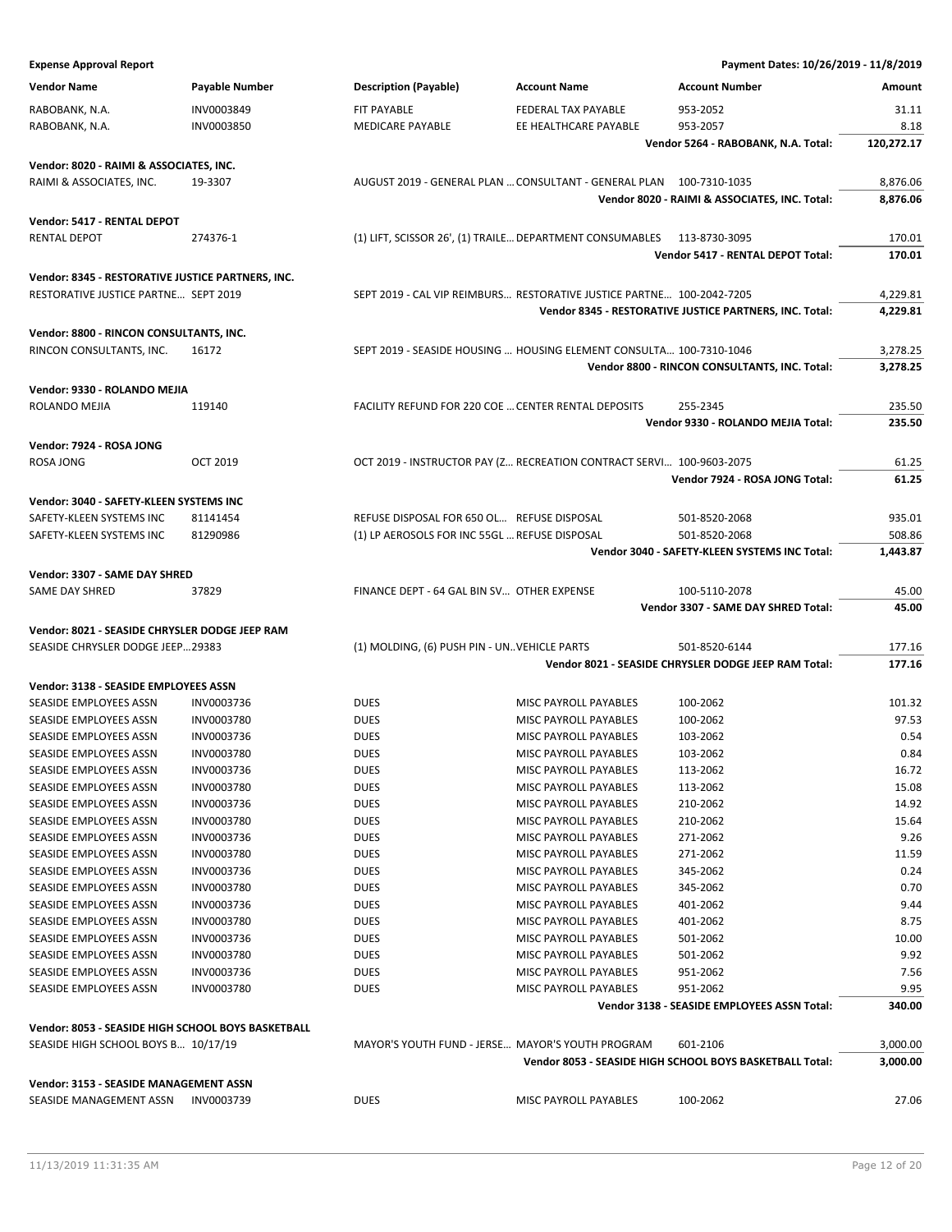**Expense Approval Report** — Payment Dates: 10/26/2019 - 11/8/2019

| Vendor Name | Payable Number | Description (Payable) | Account Name | Account Number | Amount |
|---|---|---|---|---|---|
| RABOBANK, N.A. | INV0003849 | FIT PAYABLE | FEDERAL TAX PAYABLE | 953-2052 | 31.11 |
| RABOBANK, N.A. | INV0003850 | MEDICARE PAYABLE | EE HEALTHCARE PAYABLE | 953-2057 | 8.18 |
| | | | | **Vendor 5264 - RABOBANK, N.A. Total:** | **120,272.17** |
| **Vendor: 8020 - RAIMI & ASSOCIATES, INC.** | | | | | |
| RAIMI & ASSOCIATES, INC. | 19-3307 | AUGUST 2019 - GENERAL PLAN ... | CONSULTANT - GENERAL PLAN | 100-7310-1035 | 8,876.06 |
| | | | | **Vendor 8020 - RAIMI & ASSOCIATES, INC. Total:** | **8,876.06** |
| **Vendor: 5417 - RENTAL DEPOT** | | | | | |
| RENTAL DEPOT | 274376-1 | (1) LIFT, SCISSOR 26', (1) TRAILE... | DEPARTMENT CONSUMABLES | 113-8730-3095 | 170.01 |
| | | | | **Vendor 5417 - RENTAL DEPOT Total:** | **170.01** |
| **Vendor: 8345 - RESTORATIVE JUSTICE PARTNERS, INC.** | | | | | |
| RESTORATIVE JUSTICE PARTNE... | SEPT 2019 | SEPT 2019 - CAL VIP REIMBURS... | RESTORATIVE JUSTICE PARTNE... | 100-2042-7205 | 4,229.81 |
| | | | | **Vendor 8345 - RESTORATIVE JUSTICE PARTNERS, INC. Total:** | **4,229.81** |
| **Vendor: 8800 - RINCON CONSULTANTS, INC.** | | | | | |
| RINCON CONSULTANTS, INC. | 16172 | SEPT 2019 - SEASIDE HOUSING ... | HOUSING ELEMENT CONSULTA... | 100-7310-1046 | 3,278.25 |
| | | | | **Vendor 8800 - RINCON CONSULTANTS, INC. Total:** | **3,278.25** |
| **Vendor: 9330 - ROLANDO MEJIA** | | | | | |
| ROLANDO MEJIA | 119140 | FACILITY REFUND FOR 220 COE ... | CENTER RENTAL DEPOSITS | 255-2345 | 235.50 |
| | | | | **Vendor 9330 - ROLANDO MEJIA Total:** | **235.50** |
| **Vendor: 7924 - ROSA JONG** | | | | | |
| ROSA JONG | OCT 2019 | OCT 2019 - INSTRUCTOR PAY (Z... | RECREATION CONTRACT SERVI... | 100-9603-2075 | 61.25 |
| | | | | **Vendor 7924 - ROSA JONG Total:** | **61.25** |
| **Vendor: 3040 - SAFETY-KLEEN SYSTEMS INC** | | | | | |
| SAFETY-KLEEN SYSTEMS INC | 81141454 | REFUSE DISPOSAL FOR 650 OL... | REFUSE DISPOSAL | 501-8520-2068 | 935.01 |
| SAFETY-KLEEN SYSTEMS INC | 81290986 | (1) LP AEROSOLS FOR INC 55GL ... | REFUSE DISPOSAL | 501-8520-2068 | 508.86 |
| | | | | **Vendor 3040 - SAFETY-KLEEN SYSTEMS INC Total:** | **1,443.87** |
| **Vendor: 3307 - SAME DAY SHRED** | | | | | |
| SAME DAY SHRED | 37829 | FINANCE DEPT - 64 GAL BIN SV... | OTHER EXPENSE | 100-5110-2078 | 45.00 |
| | | | | **Vendor 3307 - SAME DAY SHRED Total:** | **45.00** |
| **Vendor: 8021 - SEASIDE CHRYSLER DODGE JEEP RAM** | | | | | |
| SEASIDE CHRYSLER DODGE JEEP... | 29383 | (1) MOLDING, (6) PUSH PIN - UN... | VEHICLE PARTS | 501-8520-6144 | 177.16 |
| | | | | **Vendor 8021 - SEASIDE CHRYSLER DODGE JEEP RAM Total:** | **177.16** |
| **Vendor: 3138 - SEASIDE EMPLOYEES ASSN** | | | | | |
| SEASIDE EMPLOYEES ASSN | INV0003736 | DUES | MISC PAYROLL PAYABLES | 100-2062 | 101.32 |
| SEASIDE EMPLOYEES ASSN | INV0003780 | DUES | MISC PAYROLL PAYABLES | 100-2062 | 97.53 |
| SEASIDE EMPLOYEES ASSN | INV0003736 | DUES | MISC PAYROLL PAYABLES | 103-2062 | 0.54 |
| SEASIDE EMPLOYEES ASSN | INV0003780 | DUES | MISC PAYROLL PAYABLES | 103-2062 | 0.84 |
| SEASIDE EMPLOYEES ASSN | INV0003736 | DUES | MISC PAYROLL PAYABLES | 113-2062 | 16.72 |
| SEASIDE EMPLOYEES ASSN | INV0003780 | DUES | MISC PAYROLL PAYABLES | 113-2062 | 15.08 |
| SEASIDE EMPLOYEES ASSN | INV0003736 | DUES | MISC PAYROLL PAYABLES | 210-2062 | 14.92 |
| SEASIDE EMPLOYEES ASSN | INV0003780 | DUES | MISC PAYROLL PAYABLES | 210-2062 | 15.64 |
| SEASIDE EMPLOYEES ASSN | INV0003736 | DUES | MISC PAYROLL PAYABLES | 271-2062 | 9.26 |
| SEASIDE EMPLOYEES ASSN | INV0003780 | DUES | MISC PAYROLL PAYABLES | 271-2062 | 11.59 |
| SEASIDE EMPLOYEES ASSN | INV0003736 | DUES | MISC PAYROLL PAYABLES | 345-2062 | 0.24 |
| SEASIDE EMPLOYEES ASSN | INV0003780 | DUES | MISC PAYROLL PAYABLES | 345-2062 | 0.70 |
| SEASIDE EMPLOYEES ASSN | INV0003736 | DUES | MISC PAYROLL PAYABLES | 401-2062 | 9.44 |
| SEASIDE EMPLOYEES ASSN | INV0003780 | DUES | MISC PAYROLL PAYABLES | 401-2062 | 8.75 |
| SEASIDE EMPLOYEES ASSN | INV0003736 | DUES | MISC PAYROLL PAYABLES | 501-2062 | 10.00 |
| SEASIDE EMPLOYEES ASSN | INV0003780 | DUES | MISC PAYROLL PAYABLES | 501-2062 | 9.92 |
| SEASIDE EMPLOYEES ASSN | INV0003736 | DUES | MISC PAYROLL PAYABLES | 951-2062 | 7.56 |
| SEASIDE EMPLOYEES ASSN | INV0003780 | DUES | MISC PAYROLL PAYABLES | 951-2062 | 9.95 |
| | | | | **Vendor 3138 - SEASIDE EMPLOYEES ASSN Total:** | **340.00** |
| **Vendor: 8053 - SEASIDE HIGH SCHOOL BOYS BASKETBALL** | | | | | |
| SEASIDE HIGH SCHOOL BOYS B... | 10/17/19 | MAYOR'S YOUTH FUND - JERSE... | MAYOR'S YOUTH PROGRAM | 601-2106 | 3,000.00 |
| | | | | **Vendor 8053 - SEASIDE HIGH SCHOOL BOYS BASKETBALL Total:** | **3,000.00** |
| **Vendor: 3153 - SEASIDE MANAGEMENT ASSN** | | | | | |
| SEASIDE MANAGEMENT ASSN | INV0003739 | DUES | MISC PAYROLL PAYABLES | 100-2062 | 27.06 |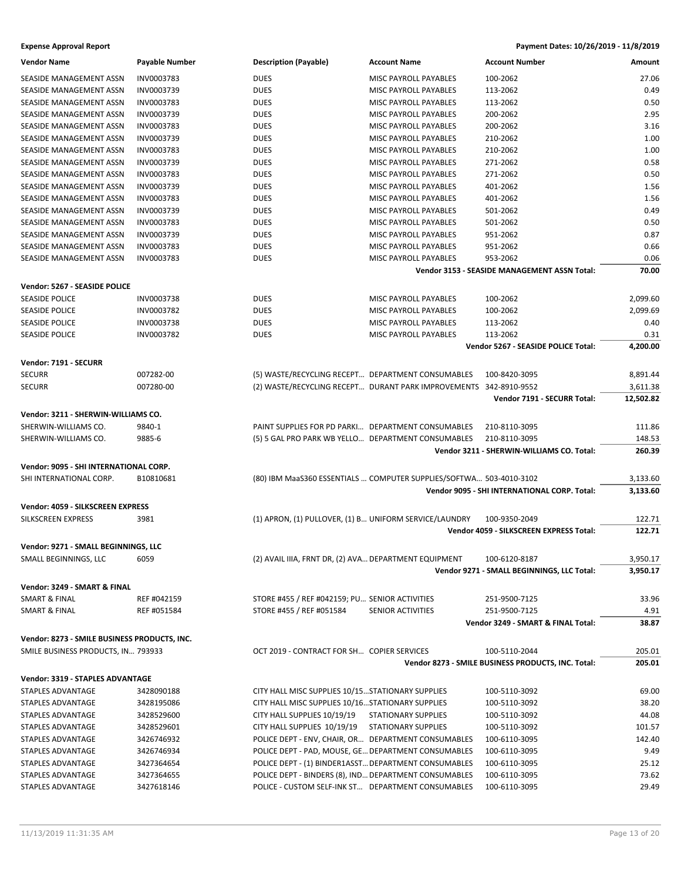**Expense Approval Report** — Payment Dates: 10/26/2019 - 11/8/2019

| Vendor Name | Payable Number | Description (Payable) | Account Name | Account Number | Amount |
|---|---|---|---|---|---|
| SEASIDE MANAGEMENT ASSN | INV0003783 | DUES | MISC PAYROLL PAYABLES | 100-2062 | 27.06 |
| SEASIDE MANAGEMENT ASSN | INV0003739 | DUES | MISC PAYROLL PAYABLES | 113-2062 | 0.49 |
| SEASIDE MANAGEMENT ASSN | INV0003783 | DUES | MISC PAYROLL PAYABLES | 113-2062 | 0.50 |
| SEASIDE MANAGEMENT ASSN | INV0003739 | DUES | MISC PAYROLL PAYABLES | 200-2062 | 2.95 |
| SEASIDE MANAGEMENT ASSN | INV0003783 | DUES | MISC PAYROLL PAYABLES | 200-2062 | 3.16 |
| SEASIDE MANAGEMENT ASSN | INV0003739 | DUES | MISC PAYROLL PAYABLES | 210-2062 | 1.00 |
| SEASIDE MANAGEMENT ASSN | INV0003783 | DUES | MISC PAYROLL PAYABLES | 210-2062 | 1.00 |
| SEASIDE MANAGEMENT ASSN | INV0003739 | DUES | MISC PAYROLL PAYABLES | 271-2062 | 0.58 |
| SEASIDE MANAGEMENT ASSN | INV0003783 | DUES | MISC PAYROLL PAYABLES | 271-2062 | 0.50 |
| SEASIDE MANAGEMENT ASSN | INV0003739 | DUES | MISC PAYROLL PAYABLES | 401-2062 | 1.56 |
| SEASIDE MANAGEMENT ASSN | INV0003783 | DUES | MISC PAYROLL PAYABLES | 401-2062 | 1.56 |
| SEASIDE MANAGEMENT ASSN | INV0003739 | DUES | MISC PAYROLL PAYABLES | 501-2062 | 0.49 |
| SEASIDE MANAGEMENT ASSN | INV0003783 | DUES | MISC PAYROLL PAYABLES | 501-2062 | 0.50 |
| SEASIDE MANAGEMENT ASSN | INV0003739 | DUES | MISC PAYROLL PAYABLES | 951-2062 | 0.87 |
| SEASIDE MANAGEMENT ASSN | INV0003783 | DUES | MISC PAYROLL PAYABLES | 951-2062 | 0.66 |
| SEASIDE MANAGEMENT ASSN | INV0003783 | DUES | MISC PAYROLL PAYABLES | 953-2062 | 0.06 |
| | | | | **Vendor 3153 - SEASIDE MANAGEMENT ASSN Total:** | **70.00** |
| **Vendor: 5267 - SEASIDE POLICE** | | | | | |
| SEASIDE POLICE | INV0003738 | DUES | MISC PAYROLL PAYABLES | 100-2062 | 2,099.60 |
| SEASIDE POLICE | INV0003782 | DUES | MISC PAYROLL PAYABLES | 100-2062 | 2,099.69 |
| SEASIDE POLICE | INV0003738 | DUES | MISC PAYROLL PAYABLES | 113-2062 | 0.40 |
| SEASIDE POLICE | INV0003782 | DUES | MISC PAYROLL PAYABLES | 113-2062 | 0.31 |
| | | | | **Vendor 5267 - SEASIDE POLICE Total:** | **4,200.00** |
| **Vendor: 7191 - SECURR** | | | | | |
| SECURR | 007282-00 | (5) WASTE/RECYCLING RECEPT... | DEPARTMENT CONSUMABLES | 100-8420-3095 | 8,891.44 |
| SECURR | 007280-00 | (2) WASTE/RECYCLING RECEPT... | DURANT PARK IMPROVEMENTS | 342-8910-9552 | 3,611.38 |
| | | | | **Vendor 7191 - SECURR Total:** | **12,502.82** |
| **Vendor: 3211 - SHERWIN-WILLIAMS CO.** | | | | | |
| SHERWIN-WILLIAMS CO. | 9840-1 | PAINT SUPPLIES FOR PD PARKI... | DEPARTMENT CONSUMABLES | 210-8110-3095 | 111.86 |
| SHERWIN-WILLIAMS CO. | 9885-6 | (5) 5 GAL PRO PARK WB YELLO... | DEPARTMENT CONSUMABLES | 210-8110-3095 | 148.53 |
| | | | | **Vendor 3211 - SHERWIN-WILLIAMS CO. Total:** | **260.39** |
| **Vendor: 9095 - SHI INTERNATIONAL CORP.** | | | | | |
| SHI INTERNATIONAL CORP. | B10810681 | (80) IBM MaaS360 ESSENTIALS ... | COMPUTER SUPPLIES/SOFTWA... | 503-4010-3102 | 3,133.60 |
| | | | | **Vendor 9095 - SHI INTERNATIONAL CORP. Total:** | **3,133.60** |
| **Vendor: 4059 - SILKSCREEN EXPRESS** | | | | | |
| SILKSCREEN EXPRESS | 3981 | (1) APRON, (1) PULLOVER, (1) B... | UNIFORM SERVICE/LAUNDRY | 100-9350-2049 | 122.71 |
| | | | | **Vendor 4059 - SILKSCREEN EXPRESS Total:** | **122.71** |
| **Vendor: 9271 - SMALL BEGINNINGS, LLC** | | | | | |
| SMALL BEGINNINGS, LLC | 6059 | (2) AVAIL IIIA, FRNT DR, (2) AVA... | DEPARTMENT EQUIPMENT | 100-6120-8187 | 3,950.17 |
| | | | | **Vendor 9271 - SMALL BEGINNINGS, LLC Total:** | **3,950.17** |
| **Vendor: 3249 - SMART & FINAL** | | | | | |
| SMART & FINAL | REF #042159 | STORE #455 / REF #042159; PU... | SENIOR ACTIVITIES | 251-9500-7125 | 33.96 |
| SMART & FINAL | REF #051584 | STORE #455 / REF #051584 | SENIOR ACTIVITIES | 251-9500-7125 | 4.91 |
| | | | | **Vendor 3249 - SMART & FINAL Total:** | **38.87** |
| **Vendor: 8273 - SMILE BUSINESS PRODUCTS, INC.** | | | | | |
| SMILE BUSINESS PRODUCTS, IN... | 793933 | OCT 2019 - CONTRACT FOR SH... | COPIER SERVICES | 100-5110-2044 | 205.01 |
| | | | | **Vendor 8273 - SMILE BUSINESS PRODUCTS, INC. Total:** | **205.01** |
| **Vendor: 3319 - STAPLES ADVANTAGE** | | | | | |
| STAPLES ADVANTAGE | 3428090188 | CITY HALL MISC SUPPLIES 10/15... | STATIONARY SUPPLIES | 100-5110-3092 | 69.00 |
| STAPLES ADVANTAGE | 3428195086 | CITY HALL MISC SUPPLIES 10/16... | STATIONARY SUPPLIES | 100-5110-3092 | 38.20 |
| STAPLES ADVANTAGE | 3428529600 | CITY HALL SUPPLIES 10/19/19 | STATIONARY SUPPLIES | 100-5110-3092 | 44.08 |
| STAPLES ADVANTAGE | 3428529601 | CITY HALL SUPPLIES 10/19/19 | STATIONARY SUPPLIES | 100-5110-3092 | 101.57 |
| STAPLES ADVANTAGE | 3426746932 | POLICE DEPT - ENV, CHAIR, OR... | DEPARTMENT CONSUMABLES | 100-6110-3095 | 142.40 |
| STAPLES ADVANTAGE | 3426746934 | POLICE DEPT - PAD, MOUSE, GE... | DEPARTMENT CONSUMABLES | 100-6110-3095 | 9.49 |
| STAPLES ADVANTAGE | 3427364654 | POLICE DEPT - (1) BINDER1ASST... | DEPARTMENT CONSUMABLES | 100-6110-3095 | 25.12 |
| STAPLES ADVANTAGE | 3427364655 | POLICE DEPT - BINDERS (8), IND... | DEPARTMENT CONSUMABLES | 100-6110-3095 | 73.62 |
| STAPLES ADVANTAGE | 3427618146 | POLICE - CUSTOM SELF-INK ST... | DEPARTMENT CONSUMABLES | 100-6110-3095 | 29.49 |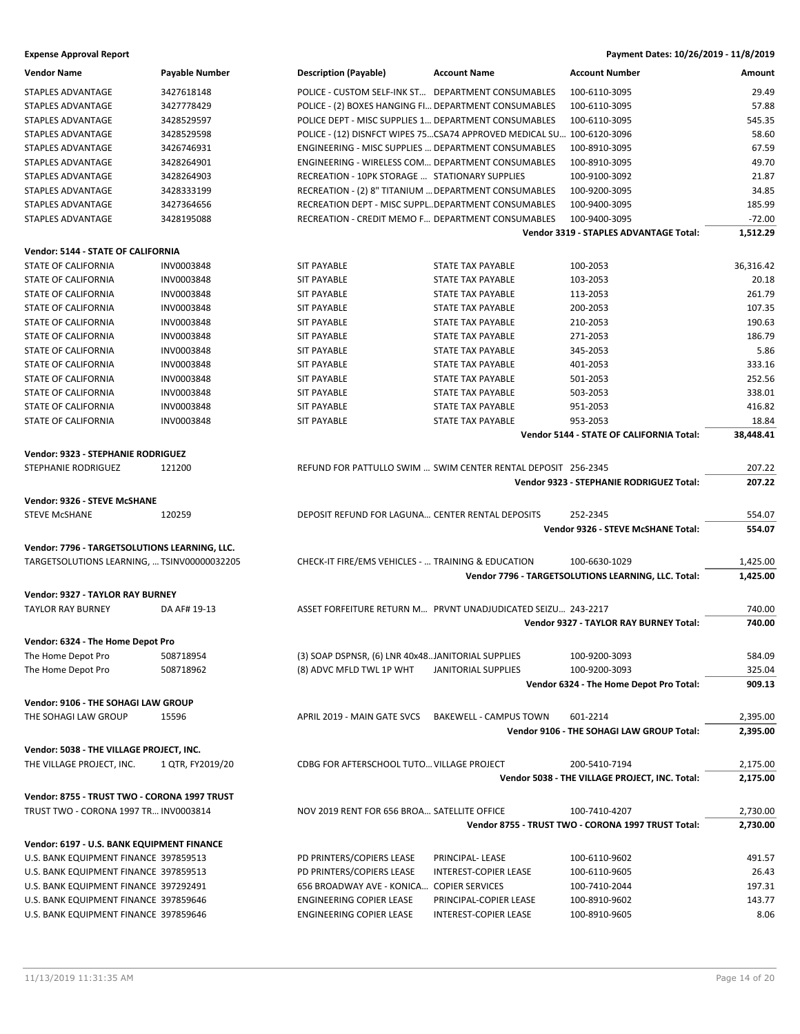**Expense Approval Report** | **Payment Dates: 10/26/2019 - 11/8/2019**

| Vendor Name | Payable Number | Description (Payable) | Account Name | Account Number | Amount |
|---|---|---|---|---|---|
| STAPLES ADVANTAGE | 3427618148 | POLICE - CUSTOM SELF-INK ST... | DEPARTMENT CONSUMABLES | 100-6110-3095 | 29.49 |
| STAPLES ADVANTAGE | 3427778429 | POLICE - (2) BOXES HANGING FI... | DEPARTMENT CONSUMABLES | 100-6110-3095 | 57.88 |
| STAPLES ADVANTAGE | 3428529597 | POLICE DEPT - MISC SUPPLIES 1... | DEPARTMENT CONSUMABLES | 100-6110-3095 | 545.35 |
| STAPLES ADVANTAGE | 3428529598 | POLICE - (12) DISNFCT WIPES 75... | CSA74 APPROVED MEDICAL SU... | 100-6120-3096 | 58.60 |
| STAPLES ADVANTAGE | 3426746931 | ENGINEERING - MISC SUPPLIES ... | DEPARTMENT CONSUMABLES | 100-8910-3095 | 67.59 |
| STAPLES ADVANTAGE | 3428264901 | ENGINEERING - WIRELESS COM... | DEPARTMENT CONSUMABLES | 100-8910-3095 | 49.70 |
| STAPLES ADVANTAGE | 3428264903 | RECREATION - 10PK STORAGE ... | STATIONARY SUPPLIES | 100-9100-3092 | 21.87 |
| STAPLES ADVANTAGE | 3428333199 | RECREATION - (2) 8" TITANIUM ... | DEPARTMENT CONSUMABLES | 100-9200-3095 | 34.85 |
| STAPLES ADVANTAGE | 3427364656 | RECREATION DEPT - MISC SUPPL... | DEPARTMENT CONSUMABLES | 100-9400-3095 | 185.99 |
| STAPLES ADVANTAGE | 3428195088 | RECREATION - CREDIT MEMO F... | DEPARTMENT CONSUMABLES | 100-9400-3095 | -72.00 |
| | | | | **Vendor 3319 - STAPLES ADVANTAGE Total:** | **1,512.29** |
| **Vendor: 5144 - STATE OF CALIFORNIA** | | | | | |
| STATE OF CALIFORNIA | INV0003848 | SIT PAYABLE | STATE TAX PAYABLE | 100-2053 | 36,316.42 |
| STATE OF CALIFORNIA | INV0003848 | SIT PAYABLE | STATE TAX PAYABLE | 103-2053 | 20.18 |
| STATE OF CALIFORNIA | INV0003848 | SIT PAYABLE | STATE TAX PAYABLE | 113-2053 | 261.79 |
| STATE OF CALIFORNIA | INV0003848 | SIT PAYABLE | STATE TAX PAYABLE | 200-2053 | 107.35 |
| STATE OF CALIFORNIA | INV0003848 | SIT PAYABLE | STATE TAX PAYABLE | 210-2053 | 190.63 |
| STATE OF CALIFORNIA | INV0003848 | SIT PAYABLE | STATE TAX PAYABLE | 271-2053 | 186.79 |
| STATE OF CALIFORNIA | INV0003848 | SIT PAYABLE | STATE TAX PAYABLE | 345-2053 | 5.86 |
| STATE OF CALIFORNIA | INV0003848 | SIT PAYABLE | STATE TAX PAYABLE | 401-2053 | 333.16 |
| STATE OF CALIFORNIA | INV0003848 | SIT PAYABLE | STATE TAX PAYABLE | 501-2053 | 252.56 |
| STATE OF CALIFORNIA | INV0003848 | SIT PAYABLE | STATE TAX PAYABLE | 503-2053 | 338.01 |
| STATE OF CALIFORNIA | INV0003848 | SIT PAYABLE | STATE TAX PAYABLE | 951-2053 | 416.82 |
| STATE OF CALIFORNIA | INV0003848 | SIT PAYABLE | STATE TAX PAYABLE | 953-2053 | 18.84 |
| | | | | **Vendor 5144 - STATE OF CALIFORNIA Total:** | **38,448.41** |
| **Vendor: 9323 - STEPHANIE RODRIGUEZ** | | | | | |
| STEPHANIE RODRIGUEZ | 121200 | REFUND FOR PATTULLO SWIM ... | SWIM CENTER RENTAL DEPOSIT | 256-2345 | 207.22 |
| | | | | **Vendor 9323 - STEPHANIE RODRIGUEZ Total:** | **207.22** |
| **Vendor: 9326 - STEVE McSHANE** | | | | | |
| STEVE McSHANE | 120259 | DEPOSIT REFUND FOR LAGUNA... | CENTER RENTAL DEPOSITS | 252-2345 | 554.07 |
| | | | | **Vendor 9326 - STEVE McSHANE Total:** | **554.07** |
| **Vendor: 7796 - TARGETSOLUTIONS LEARNING, LLC.** | | | | | |
| TARGETSOLUTIONS LEARNING, ... | TSINV00000032205 | CHECK-IT FIRE/EMS VEHICLES - ... | TRAINING & EDUCATION | 100-6630-1029 | 1,425.00 |
| | | | | **Vendor 7796 - TARGETSOLUTIONS LEARNING, LLC. Total:** | **1,425.00** |
| **Vendor: 9327 - TAYLOR RAY BURNEY** | | | | | |
| TAYLOR RAY BURNEY | DA AF# 19-13 | ASSET FORFEITURE RETURN M... | PRVNT UNADJUDICATED SEIZU... | 243-2217 | 740.00 |
| | | | | **Vendor 9327 - TAYLOR RAY BURNEY Total:** | **740.00** |
| **Vendor: 6324 - The Home Depot Pro** | | | | | |
| The Home Depot Pro | 508718954 | (3) SOAP DSPNSR, (6) LNR 40x48... | JANITORIAL SUPPLIES | 100-9200-3093 | 584.09 |
| The Home Depot Pro | 508718962 | (8) ADVC MFLD TWL 1P WHT | JANITORIAL SUPPLIES | 100-9200-3093 | 325.04 |
| | | | | **Vendor 6324 - The Home Depot Pro Total:** | **909.13** |
| **Vendor: 9106 - THE SOHAGI LAW GROUP** | | | | | |
| THE SOHAGI LAW GROUP | 15596 | APRIL 2019 - MAIN GATE SVCS | BAKEWELL - CAMPUS TOWN | 601-2214 | 2,395.00 |
| | | | | **Vendor 9106 - THE SOHAGI LAW GROUP Total:** | **2,395.00** |
| **Vendor: 5038 - THE VILLAGE PROJECT, INC.** | | | | | |
| THE VILLAGE PROJECT, INC. | 1 QTR, FY2019/20 | CDBG FOR AFTERSCHOOL TUTO... | VILLAGE PROJECT | 200-5410-7194 | 2,175.00 |
| | | | | **Vendor 5038 - THE VILLAGE PROJECT, INC. Total:** | **2,175.00** |
| **Vendor: 8755 - TRUST TWO - CORONA 1997 TRUST** | | | | | |
| TRUST TWO - CORONA 1997 TR... | INV0003814 | NOV 2019 RENT FOR 656 BROA... | SATELLITE OFFICE | 100-7410-4207 | 2,730.00 |
| | | | | **Vendor 8755 - TRUST TWO - CORONA 1997 TRUST Total:** | **2,730.00** |
| **Vendor: 6197 - U.S. BANK EQUIPMENT FINANCE** | | | | | |
| U.S. BANK EQUIPMENT FINANCE | 397859513 | PD PRINTERS/COPIERS LEASE | PRINCIPAL- LEASE | 100-6110-9602 | 491.57 |
| U.S. BANK EQUIPMENT FINANCE | 397859513 | PD PRINTERS/COPIERS LEASE | INTEREST-COPIER LEASE | 100-6110-9605 | 26.43 |
| U.S. BANK EQUIPMENT FINANCE | 397292491 | 656 BROADWAY AVE - KONICA... | COPIER SERVICES | 100-7410-2044 | 197.31 |
| U.S. BANK EQUIPMENT FINANCE | 397859646 | ENGINEERING COPIER LEASE | PRINCIPAL-COPIER LEASE | 100-8910-9602 | 143.77 |
| U.S. BANK EQUIPMENT FINANCE | 397859646 | ENGINEERING COPIER LEASE | INTEREST-COPIER LEASE | 100-8910-9605 | 8.06 |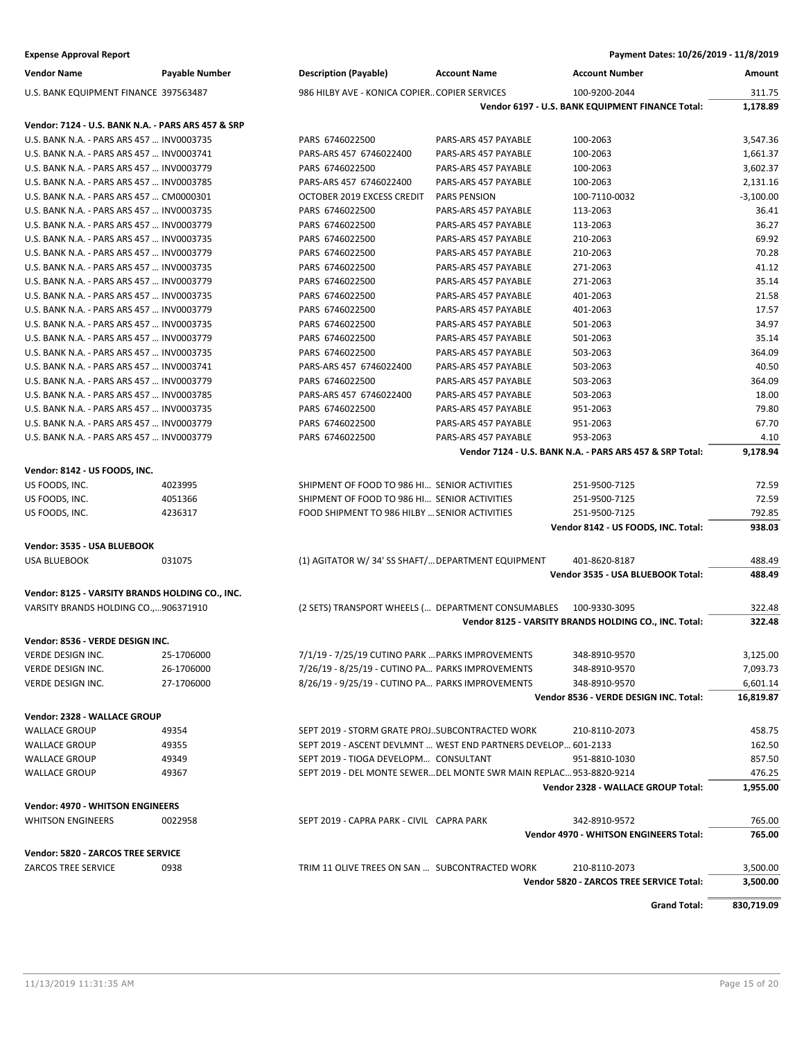**Expense Approval Report** — Payment Dates: 10/26/2019 - 11/8/2019

| Vendor Name | Payable Number | Description (Payable) | Account Name | Account Number | Amount |
|---|---|---|---|---|---|
| U.S. BANK EQUIPMENT FINANCE | 397563487 | 986 HILBY AVE - KONICA COPIER... | COPIER SERVICES | 100-9200-2044 | 311.75 |
| | | | | **Vendor 6197 - U.S. BANK EQUIPMENT FINANCE Total:** | **1,178.89** |
| **Vendor: 7124 - U.S. BANK N.A. - PARS ARS 457 & SRP** | | | | | |
| U.S. BANK N.A. - PARS ARS 457 ... | INV0003735 | PARS 6746022500 | PARS-ARS 457 PAYABLE | 100-2063 | 3,547.36 |
| U.S. BANK N.A. - PARS ARS 457 ... | INV0003741 | PARS-ARS 457 6746022400 | PARS-ARS 457 PAYABLE | 100-2063 | 1,661.37 |
| U.S. BANK N.A. - PARS ARS 457 ... | INV0003779 | PARS 6746022500 | PARS-ARS 457 PAYABLE | 100-2063 | 3,602.37 |
| U.S. BANK N.A. - PARS ARS 457 ... | INV0003785 | PARS-ARS 457 6746022400 | PARS-ARS 457 PAYABLE | 100-2063 | 2,131.16 |
| U.S. BANK N.A. - PARS ARS 457 ... | CM0000301 | OCTOBER 2019 EXCESS CREDIT | PARS PENSION | 100-7110-0032 | -3,100.00 |
| U.S. BANK N.A. - PARS ARS 457 ... | INV0003735 | PARS 6746022500 | PARS-ARS 457 PAYABLE | 113-2063 | 36.41 |
| U.S. BANK N.A. - PARS ARS 457 ... | INV0003779 | PARS 6746022500 | PARS-ARS 457 PAYABLE | 113-2063 | 36.27 |
| U.S. BANK N.A. - PARS ARS 457 ... | INV0003735 | PARS 6746022500 | PARS-ARS 457 PAYABLE | 210-2063 | 69.92 |
| U.S. BANK N.A. - PARS ARS 457 ... | INV0003779 | PARS 6746022500 | PARS-ARS 457 PAYABLE | 210-2063 | 70.28 |
| U.S. BANK N.A. - PARS ARS 457 ... | INV0003735 | PARS 6746022500 | PARS-ARS 457 PAYABLE | 271-2063 | 41.12 |
| U.S. BANK N.A. - PARS ARS 457 ... | INV0003779 | PARS 6746022500 | PARS-ARS 457 PAYABLE | 271-2063 | 35.14 |
| U.S. BANK N.A. - PARS ARS 457 ... | INV0003735 | PARS 6746022500 | PARS-ARS 457 PAYABLE | 401-2063 | 21.58 |
| U.S. BANK N.A. - PARS ARS 457 ... | INV0003779 | PARS 6746022500 | PARS-ARS 457 PAYABLE | 401-2063 | 17.57 |
| U.S. BANK N.A. - PARS ARS 457 ... | INV0003735 | PARS 6746022500 | PARS-ARS 457 PAYABLE | 501-2063 | 34.97 |
| U.S. BANK N.A. - PARS ARS 457 ... | INV0003779 | PARS 6746022500 | PARS-ARS 457 PAYABLE | 501-2063 | 35.14 |
| U.S. BANK N.A. - PARS ARS 457 ... | INV0003735 | PARS 6746022500 | PARS-ARS 457 PAYABLE | 503-2063 | 364.09 |
| U.S. BANK N.A. - PARS ARS 457 ... | INV0003741 | PARS-ARS 457 6746022400 | PARS-ARS 457 PAYABLE | 503-2063 | 40.50 |
| U.S. BANK N.A. - PARS ARS 457 ... | INV0003779 | PARS 6746022500 | PARS-ARS 457 PAYABLE | 503-2063 | 364.09 |
| U.S. BANK N.A. - PARS ARS 457 ... | INV0003785 | PARS-ARS 457 6746022400 | PARS-ARS 457 PAYABLE | 503-2063 | 18.00 |
| U.S. BANK N.A. - PARS ARS 457 ... | INV0003735 | PARS 6746022500 | PARS-ARS 457 PAYABLE | 951-2063 | 79.80 |
| U.S. BANK N.A. - PARS ARS 457 ... | INV0003779 | PARS 6746022500 | PARS-ARS 457 PAYABLE | 951-2063 | 67.70 |
| U.S. BANK N.A. - PARS ARS 457 ... | INV0003779 | PARS 6746022500 | PARS-ARS 457 PAYABLE | 953-2063 | 4.10 |
| | | | | **Vendor 7124 - U.S. BANK N.A. - PARS ARS 457 & SRP Total:** | **9,178.94** |
| **Vendor: 8142 - US FOODS, INC.** | | | | | |
| US FOODS, INC. | 4023995 | SHIPMENT OF FOOD TO 986 HI... | SENIOR ACTIVITIES | 251-9500-7125 | 72.59 |
| US FOODS, INC. | 4051366 | SHIPMENT OF FOOD TO 986 HI... | SENIOR ACTIVITIES | 251-9500-7125 | 72.59 |
| US FOODS, INC. | 4236317 | FOOD SHIPMENT TO 986 HILBY ... | SENIOR ACTIVITIES | 251-9500-7125 | 792.85 |
| | | | | **Vendor 8142 - US FOODS, INC. Total:** | **938.03** |
| **Vendor: 3535 - USA BLUEBOOK** | | | | | |
| USA BLUEBOOK | 031075 | (1) AGITATOR W/ 34' SS SHAFT/... | DEPARTMENT EQUIPMENT | 401-8620-8187 | 488.49 |
| | | | | **Vendor 3535 - USA BLUEBOOK Total:** | **488.49** |
| **Vendor: 8125 - VARSITY BRANDS HOLDING CO., INC.** | | | | | |
| VARSITY BRANDS HOLDING CO.,... | 906371910 | (2 SETS) TRANSPORT WHEELS (... | DEPARTMENT CONSUMABLES | 100-9330-3095 | 322.48 |
| | | | | **Vendor 8125 - VARSITY BRANDS HOLDING CO., INC. Total:** | **322.48** |
| **Vendor: 8536 - VERDE DESIGN INC.** | | | | | |
| VERDE DESIGN INC. | 25-1706000 | 7/1/19 - 7/25/19 CUTINO PARK ... | PARKS IMPROVEMENTS | 348-8910-9570 | 3,125.00 |
| VERDE DESIGN INC. | 26-1706000 | 7/26/19 - 8/25/19 - CUTINO PA... | PARKS IMPROVEMENTS | 348-8910-9570 | 7,093.73 |
| VERDE DESIGN INC. | 27-1706000 | 8/26/19 - 9/25/19 - CUTINO PA... | PARKS IMPROVEMENTS | 348-8910-9570 | 6,601.14 |
| | | | | **Vendor 8536 - VERDE DESIGN INC. Total:** | **16,819.87** |
| **Vendor: 2328 - WALLACE GROUP** | | | | | |
| WALLACE GROUP | 49354 | SEPT 2019 - STORM GRATE PROJ... | SUBCONTRACTED WORK | 210-8110-2073 | 458.75 |
| WALLACE GROUP | 49355 | SEPT 2019 - ASCENT DEVLMNT ... | WEST END PARTNERS DEVELOP... | 601-2133 | 162.50 |
| WALLACE GROUP | 49349 | SEPT 2019 - TIOGA DEVELOPM... | CONSULTANT | 951-8810-1030 | 857.50 |
| WALLACE GROUP | 49367 | SEPT 2019 - DEL MONTE SEWER... | DEL MONTE SWR MAIN REPLAC... | 953-8820-9214 | 476.25 |
| | | | | **Vendor 2328 - WALLACE GROUP Total:** | **1,955.00** |
| **Vendor: 4970 - WHITSON ENGINEERS** | | | | | |
| WHITSON ENGINEERS | 0022958 | SEPT 2019 - CAPRA PARK - CIVIL | CAPRA PARK | 342-8910-9572 | 765.00 |
| | | | | **Vendor 4970 - WHITSON ENGINEERS Total:** | **765.00** |
| **Vendor: 5820 - ZARCOS TREE SERVICE** | | | | | |
| ZARCOS TREE SERVICE | 0938 | TRIM 11 OLIVE TREES ON SAN ... | SUBCONTRACTED WORK | 210-8110-2073 | 3,500.00 |
| | | | | **Vendor 5820 - ZARCOS TREE SERVICE Total:** | **3,500.00** |
| | | | | **Grand Total:** | **830,719.09** |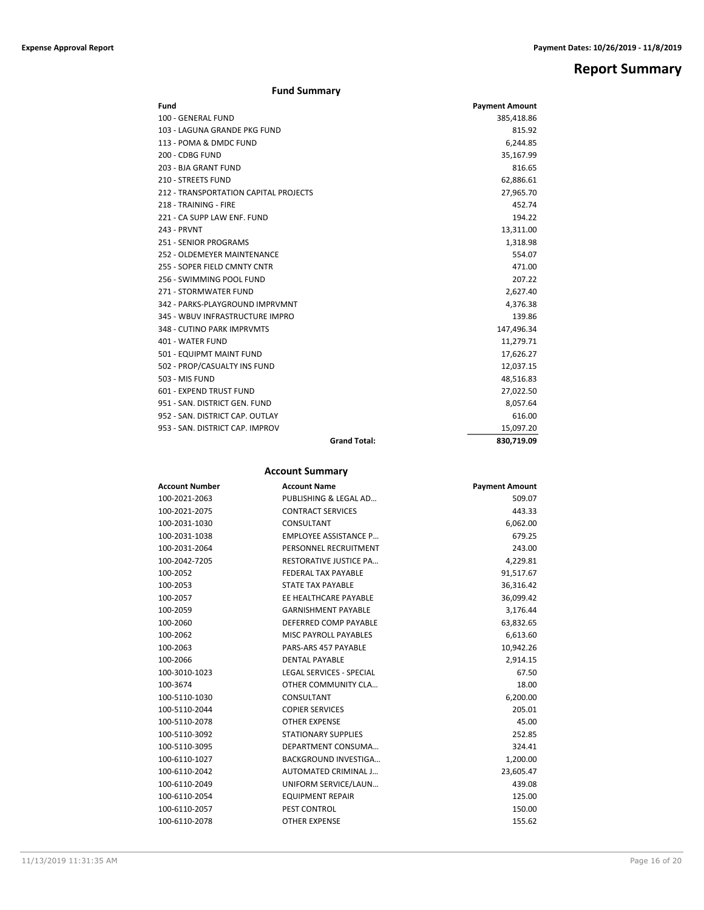# Report Summary

## Fund Summary

| Fund | Payment Amount |
|---|---|
| 100 - GENERAL FUND | 385,418.86 |
| 103 - LAGUNA GRANDE PKG FUND | 815.92 |
| 113 - POMA & DMDC FUND | 6,244.85 |
| 200 - CDBG FUND | 35,167.99 |
| 203 - BJA GRANT FUND | 816.65 |
| 210 - STREETS FUND | 62,886.61 |
| 212 - TRANSPORTATION CAPITAL PROJECTS | 27,965.70 |
| 218 - TRAINING - FIRE | 452.74 |
| 221 - CA SUPP LAW ENF. FUND | 194.22 |
| 243 - PRVNT | 13,311.00 |
| 251 - SENIOR PROGRAMS | 1,318.98 |
| 252 - OLDEMEYER MAINTENANCE | 554.07 |
| 255 - SOPER FIELD CMNTY CNTR | 471.00 |
| 256 - SWIMMING POOL FUND | 207.22 |
| 271 - STORMWATER FUND | 2,627.40 |
| 342 - PARKS-PLAYGROUND IMPRVMNT | 4,376.38 |
| 345 - WBUV INFRASTRUCTURE IMPRO | 139.86 |
| 348 - CUTINO PARK IMPRVMTS | 147,496.34 |
| 401 - WATER FUND | 11,279.71 |
| 501 - EQUIPMT MAINT FUND | 17,626.27 |
| 502 - PROP/CASUALTY INS FUND | 12,037.15 |
| 503 - MIS FUND | 48,516.83 |
| 601 - EXPEND TRUST FUND | 27,022.50 |
| 951 - SAN. DISTRICT GEN. FUND | 8,057.64 |
| 952 - SAN. DISTRICT CAP. OUTLAY | 616.00 |
| 953 - SAN. DISTRICT CAP. IMPROV | 15,097.20 |
| **Grand Total:** | **830,719.09** |

## Account Summary

| Account Number | Account Name | Payment Amount |
|---|---|---|
| 100-2021-2063 | PUBLISHING & LEGAL AD… | 509.07 |
| 100-2021-2075 | CONTRACT SERVICES | 443.33 |
| 100-2031-1030 | CONSULTANT | 6,062.00 |
| 100-2031-1038 | EMPLOYEE ASSISTANCE P… | 679.25 |
| 100-2031-2064 | PERSONNEL RECRUITMENT | 243.00 |
| 100-2042-7205 | RESTORATIVE JUSTICE PA… | 4,229.81 |
| 100-2052 | FEDERAL TAX PAYABLE | 91,517.67 |
| 100-2053 | STATE TAX PAYABLE | 36,316.42 |
| 100-2057 | EE HEALTHCARE PAYABLE | 36,099.42 |
| 100-2059 | GARNISHMENT PAYABLE | 3,176.44 |
| 100-2060 | DEFERRED COMP PAYABLE | 63,832.65 |
| 100-2062 | MISC PAYROLL PAYABLES | 6,613.60 |
| 100-2063 | PARS-ARS 457 PAYABLE | 10,942.26 |
| 100-2066 | DENTAL PAYABLE | 2,914.15 |
| 100-3010-1023 | LEGAL SERVICES - SPECIAL | 67.50 |
| 100-3674 | OTHER COMMUNITY CLA… | 18.00 |
| 100-5110-1030 | CONSULTANT | 6,200.00 |
| 100-5110-2044 | COPIER SERVICES | 205.01 |
| 100-5110-2078 | OTHER EXPENSE | 45.00 |
| 100-5110-3092 | STATIONARY SUPPLIES | 252.85 |
| 100-5110-3095 | DEPARTMENT CONSUMA… | 324.41 |
| 100-6110-1027 | BACKGROUND INVESTIGA… | 1,200.00 |
| 100-6110-2042 | AUTOMATED CRIMINAL J… | 23,605.47 |
| 100-6110-2049 | UNIFORM SERVICE/LAUN… | 439.08 |
| 100-6110-2054 | EQUIPMENT REPAIR | 125.00 |
| 100-6110-2057 | PEST CONTROL | 150.00 |
| 100-6110-2078 | OTHER EXPENSE | 155.62 |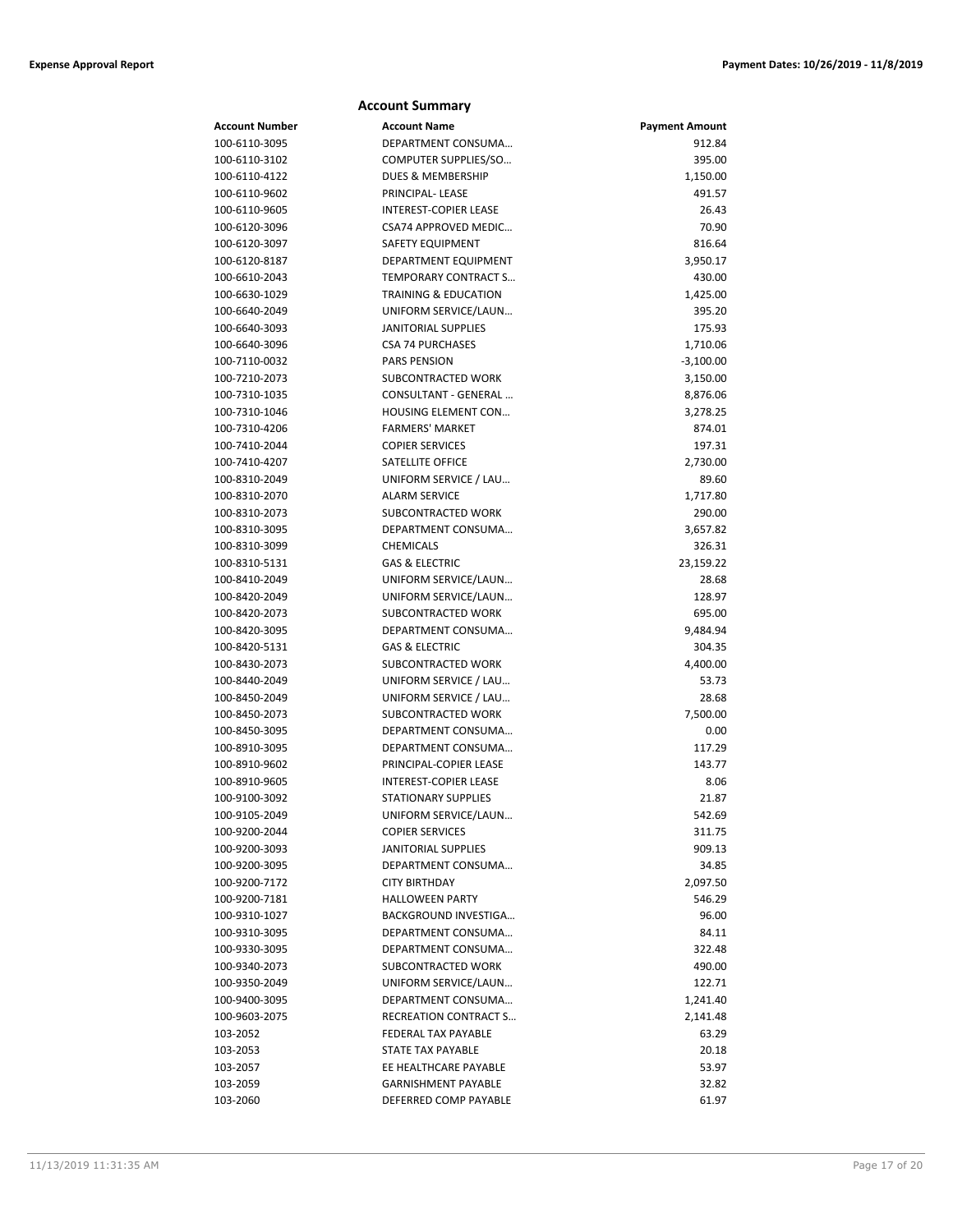## Account Summary

| Account Number | Account Name | Payment Amount |
| --- | --- | --- |
| 100-6110-3095 | DEPARTMENT CONSUMA… | 912.84 |
| 100-6110-3102 | COMPUTER SUPPLIES/SO… | 395.00 |
| 100-6110-4122 | DUES & MEMBERSHIP | 1,150.00 |
| 100-6110-9602 | PRINCIPAL- LEASE | 491.57 |
| 100-6110-9605 | INTEREST-COPIER LEASE | 26.43 |
| 100-6120-3096 | CSA74 APPROVED MEDIC… | 70.90 |
| 100-6120-3097 | SAFETY EQUIPMENT | 816.64 |
| 100-6120-8187 | DEPARTMENT EQUIPMENT | 3,950.17 |
| 100-6610-2043 | TEMPORARY CONTRACT S… | 430.00 |
| 100-6630-1029 | TRAINING & EDUCATION | 1,425.00 |
| 100-6640-2049 | UNIFORM SERVICE/LAUN… | 395.20 |
| 100-6640-3093 | JANITORIAL SUPPLIES | 175.93 |
| 100-6640-3096 | CSA 74 PURCHASES | 1,710.06 |
| 100-7110-0032 | PARS PENSION | -3,100.00 |
| 100-7210-2073 | SUBCONTRACTED WORK | 3,150.00 |
| 100-7310-1035 | CONSULTANT - GENERAL … | 8,876.06 |
| 100-7310-1046 | HOUSING ELEMENT CON… | 3,278.25 |
| 100-7310-4206 | FARMERS' MARKET | 874.01 |
| 100-7410-2044 | COPIER SERVICES | 197.31 |
| 100-7410-4207 | SATELLITE OFFICE | 2,730.00 |
| 100-8310-2049 | UNIFORM SERVICE / LAU… | 89.60 |
| 100-8310-2070 | ALARM SERVICE | 1,717.80 |
| 100-8310-2073 | SUBCONTRACTED WORK | 290.00 |
| 100-8310-3095 | DEPARTMENT CONSUMA… | 3,657.82 |
| 100-8310-3099 | CHEMICALS | 326.31 |
| 100-8310-5131 | GAS & ELECTRIC | 23,159.22 |
| 100-8410-2049 | UNIFORM SERVICE/LAUN… | 28.68 |
| 100-8420-2049 | UNIFORM SERVICE/LAUN… | 128.97 |
| 100-8420-2073 | SUBCONTRACTED WORK | 695.00 |
| 100-8420-3095 | DEPARTMENT CONSUMA… | 9,484.94 |
| 100-8420-5131 | GAS & ELECTRIC | 304.35 |
| 100-8430-2073 | SUBCONTRACTED WORK | 4,400.00 |
| 100-8440-2049 | UNIFORM SERVICE / LAU… | 53.73 |
| 100-8450-2049 | UNIFORM SERVICE / LAU… | 28.68 |
| 100-8450-2073 | SUBCONTRACTED WORK | 7,500.00 |
| 100-8450-3095 | DEPARTMENT CONSUMA… | 0.00 |
| 100-8910-3095 | DEPARTMENT CONSUMA… | 117.29 |
| 100-8910-9602 | PRINCIPAL-COPIER LEASE | 143.77 |
| 100-8910-9605 | INTEREST-COPIER LEASE | 8.06 |
| 100-9100-3092 | STATIONARY SUPPLIES | 21.87 |
| 100-9105-2049 | UNIFORM SERVICE/LAUN… | 542.69 |
| 100-9200-2044 | COPIER SERVICES | 311.75 |
| 100-9200-3093 | JANITORIAL SUPPLIES | 909.13 |
| 100-9200-3095 | DEPARTMENT CONSUMA… | 34.85 |
| 100-9200-7172 | CITY BIRTHDAY | 2,097.50 |
| 100-9200-7181 | HALLOWEEN PARTY | 546.29 |
| 100-9310-1027 | BACKGROUND INVESTIGA… | 96.00 |
| 100-9310-3095 | DEPARTMENT CONSUMA… | 84.11 |
| 100-9330-3095 | DEPARTMENT CONSUMA… | 322.48 |
| 100-9340-2073 | SUBCONTRACTED WORK | 490.00 |
| 100-9350-2049 | UNIFORM SERVICE/LAUN… | 122.71 |
| 100-9400-3095 | DEPARTMENT CONSUMA… | 1,241.40 |
| 100-9603-2075 | RECREATION CONTRACT S… | 2,141.48 |
| 103-2052 | FEDERAL TAX PAYABLE | 63.29 |
| 103-2053 | STATE TAX PAYABLE | 20.18 |
| 103-2057 | EE HEALTHCARE PAYABLE | 53.97 |
| 103-2059 | GARNISHMENT PAYABLE | 32.82 |
| 103-2060 | DEFERRED COMP PAYABLE | 61.97 |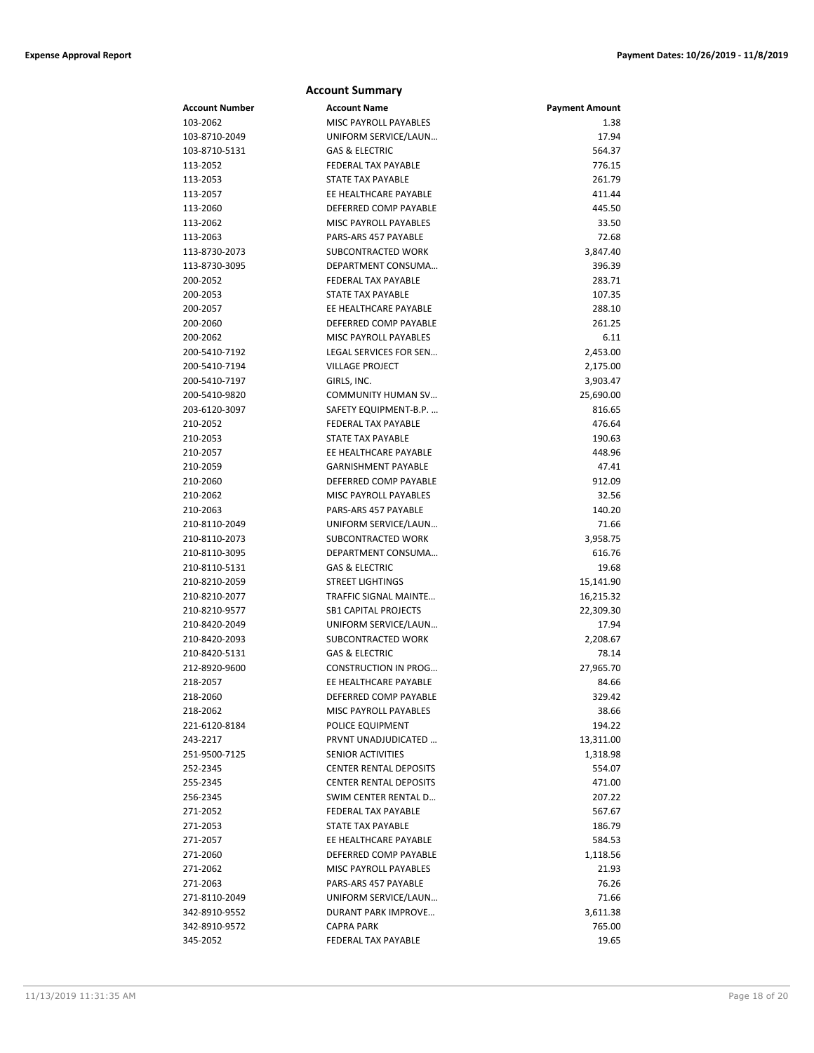## Account Summary

| Account Number | Account Name | Payment Amount |
|---|---|---|
| 103-2062 | MISC PAYROLL PAYABLES | 1.38 |
| 103-8710-2049 | UNIFORM SERVICE/LAUN… | 17.94 |
| 103-8710-5131 | GAS & ELECTRIC | 564.37 |
| 113-2052 | FEDERAL TAX PAYABLE | 776.15 |
| 113-2053 | STATE TAX PAYABLE | 261.79 |
| 113-2057 | EE HEALTHCARE PAYABLE | 411.44 |
| 113-2060 | DEFERRED COMP PAYABLE | 445.50 |
| 113-2062 | MISC PAYROLL PAYABLES | 33.50 |
| 113-2063 | PARS-ARS 457 PAYABLE | 72.68 |
| 113-8730-2073 | SUBCONTRACTED WORK | 3,847.40 |
| 113-8730-3095 | DEPARTMENT CONSUMA… | 396.39 |
| 200-2052 | FEDERAL TAX PAYABLE | 283.71 |
| 200-2053 | STATE TAX PAYABLE | 107.35 |
| 200-2057 | EE HEALTHCARE PAYABLE | 288.10 |
| 200-2060 | DEFERRED COMP PAYABLE | 261.25 |
| 200-2062 | MISC PAYROLL PAYABLES | 6.11 |
| 200-5410-7192 | LEGAL SERVICES FOR SEN… | 2,453.00 |
| 200-5410-7194 | VILLAGE PROJECT | 2,175.00 |
| 200-5410-7197 | GIRLS, INC. | 3,903.47 |
| 200-5410-9820 | COMMUNITY HUMAN SV… | 25,690.00 |
| 203-6120-3097 | SAFETY EQUIPMENT-B.P. … | 816.65 |
| 210-2052 | FEDERAL TAX PAYABLE | 476.64 |
| 210-2053 | STATE TAX PAYABLE | 190.63 |
| 210-2057 | EE HEALTHCARE PAYABLE | 448.96 |
| 210-2059 | GARNISHMENT PAYABLE | 47.41 |
| 210-2060 | DEFERRED COMP PAYABLE | 912.09 |
| 210-2062 | MISC PAYROLL PAYABLES | 32.56 |
| 210-2063 | PARS-ARS 457 PAYABLE | 140.20 |
| 210-8110-2049 | UNIFORM SERVICE/LAUN… | 71.66 |
| 210-8110-2073 | SUBCONTRACTED WORK | 3,958.75 |
| 210-8110-3095 | DEPARTMENT CONSUMA… | 616.76 |
| 210-8110-5131 | GAS & ELECTRIC | 19.68 |
| 210-8210-2059 | STREET LIGHTINGS | 15,141.90 |
| 210-8210-2077 | TRAFFIC SIGNAL MAINTE… | 16,215.32 |
| 210-8210-9577 | SB1 CAPITAL PROJECTS | 22,309.30 |
| 210-8420-2049 | UNIFORM SERVICE/LAUN… | 17.94 |
| 210-8420-2093 | SUBCONTRACTED WORK | 2,208.67 |
| 210-8420-5131 | GAS & ELECTRIC | 78.14 |
| 212-8920-9600 | CONSTRUCTION IN PROG… | 27,965.70 |
| 218-2057 | EE HEALTHCARE PAYABLE | 84.66 |
| 218-2060 | DEFERRED COMP PAYABLE | 329.42 |
| 218-2062 | MISC PAYROLL PAYABLES | 38.66 |
| 221-6120-8184 | POLICE EQUIPMENT | 194.22 |
| 243-2217 | PRVNT UNADJUDICATED … | 13,311.00 |
| 251-9500-7125 | SENIOR ACTIVITIES | 1,318.98 |
| 252-2345 | CENTER RENTAL DEPOSITS | 554.07 |
| 255-2345 | CENTER RENTAL DEPOSITS | 471.00 |
| 256-2345 | SWIM CENTER RENTAL D… | 207.22 |
| 271-2052 | FEDERAL TAX PAYABLE | 567.67 |
| 271-2053 | STATE TAX PAYABLE | 186.79 |
| 271-2057 | EE HEALTHCARE PAYABLE | 584.53 |
| 271-2060 | DEFERRED COMP PAYABLE | 1,118.56 |
| 271-2062 | MISC PAYROLL PAYABLES | 21.93 |
| 271-2063 | PARS-ARS 457 PAYABLE | 76.26 |
| 271-8110-2049 | UNIFORM SERVICE/LAUN… | 71.66 |
| 342-8910-9552 | DURANT PARK IMPROVE… | 3,611.38 |
| 342-8910-9572 | CAPRA PARK | 765.00 |
| 345-2052 | FEDERAL TAX PAYABLE | 19.65 |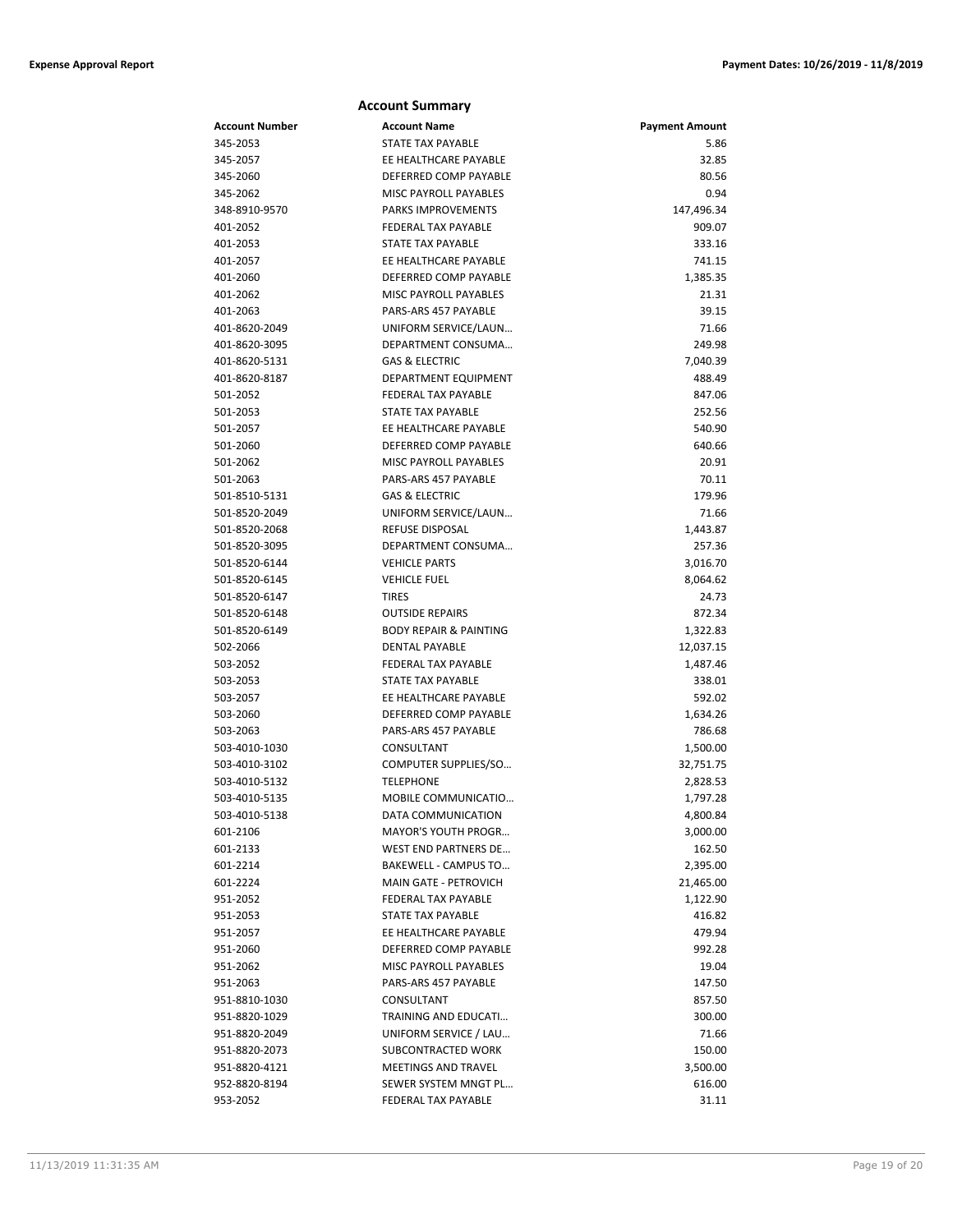## Account Summary

| Account Number | Account Name | Payment Amount |
|---|---|---|
| 345-2053 | STATE TAX PAYABLE | 5.86 |
| 345-2057 | EE HEALTHCARE PAYABLE | 32.85 |
| 345-2060 | DEFERRED COMP PAYABLE | 80.56 |
| 345-2062 | MISC PAYROLL PAYABLES | 0.94 |
| 348-8910-9570 | PARKS IMPROVEMENTS | 147,496.34 |
| 401-2052 | FEDERAL TAX PAYABLE | 909.07 |
| 401-2053 | STATE TAX PAYABLE | 333.16 |
| 401-2057 | EE HEALTHCARE PAYABLE | 741.15 |
| 401-2060 | DEFERRED COMP PAYABLE | 1,385.35 |
| 401-2062 | MISC PAYROLL PAYABLES | 21.31 |
| 401-2063 | PARS-ARS 457 PAYABLE | 39.15 |
| 401-8620-2049 | UNIFORM SERVICE/LAUN… | 71.66 |
| 401-8620-3095 | DEPARTMENT CONSUMA… | 249.98 |
| 401-8620-5131 | GAS & ELECTRIC | 7,040.39 |
| 401-8620-8187 | DEPARTMENT EQUIPMENT | 488.49 |
| 501-2052 | FEDERAL TAX PAYABLE | 847.06 |
| 501-2053 | STATE TAX PAYABLE | 252.56 |
| 501-2057 | EE HEALTHCARE PAYABLE | 540.90 |
| 501-2060 | DEFERRED COMP PAYABLE | 640.66 |
| 501-2062 | MISC PAYROLL PAYABLES | 20.91 |
| 501-2063 | PARS-ARS 457 PAYABLE | 70.11 |
| 501-8510-5131 | GAS & ELECTRIC | 179.96 |
| 501-8520-2049 | UNIFORM SERVICE/LAUN… | 71.66 |
| 501-8520-2068 | REFUSE DISPOSAL | 1,443.87 |
| 501-8520-3095 | DEPARTMENT CONSUMA… | 257.36 |
| 501-8520-6144 | VEHICLE PARTS | 3,016.70 |
| 501-8520-6145 | VEHICLE FUEL | 8,064.62 |
| 501-8520-6147 | TIRES | 24.73 |
| 501-8520-6148 | OUTSIDE REPAIRS | 872.34 |
| 501-8520-6149 | BODY REPAIR & PAINTING | 1,322.83 |
| 502-2066 | DENTAL PAYABLE | 12,037.15 |
| 503-2052 | FEDERAL TAX PAYABLE | 1,487.46 |
| 503-2053 | STATE TAX PAYABLE | 338.01 |
| 503-2057 | EE HEALTHCARE PAYABLE | 592.02 |
| 503-2060 | DEFERRED COMP PAYABLE | 1,634.26 |
| 503-2063 | PARS-ARS 457 PAYABLE | 786.68 |
| 503-4010-1030 | CONSULTANT | 1,500.00 |
| 503-4010-3102 | COMPUTER SUPPLIES/SO… | 32,751.75 |
| 503-4010-5132 | TELEPHONE | 2,828.53 |
| 503-4010-5135 | MOBILE COMMUNICATIO… | 1,797.28 |
| 503-4010-5138 | DATA COMMUNICATION | 4,800.84 |
| 601-2106 | MAYOR'S YOUTH PROGR… | 3,000.00 |
| 601-2133 | WEST END PARTNERS DE… | 162.50 |
| 601-2214 | BAKEWELL - CAMPUS TO… | 2,395.00 |
| 601-2224 | MAIN GATE - PETROVICH | 21,465.00 |
| 951-2052 | FEDERAL TAX PAYABLE | 1,122.90 |
| 951-2053 | STATE TAX PAYABLE | 416.82 |
| 951-2057 | EE HEALTHCARE PAYABLE | 479.94 |
| 951-2060 | DEFERRED COMP PAYABLE | 992.28 |
| 951-2062 | MISC PAYROLL PAYABLES | 19.04 |
| 951-2063 | PARS-ARS 457 PAYABLE | 147.50 |
| 951-8810-1030 | CONSULTANT | 857.50 |
| 951-8820-1029 | TRAINING AND EDUCATI… | 300.00 |
| 951-8820-2049 | UNIFORM SERVICE / LAU… | 71.66 |
| 951-8820-2073 | SUBCONTRACTED WORK | 150.00 |
| 951-8820-4121 | MEETINGS AND TRAVEL | 3,500.00 |
| 952-8820-8194 | SEWER SYSTEM MNGT PL… | 616.00 |
| 953-2052 | FEDERAL TAX PAYABLE | 31.11 |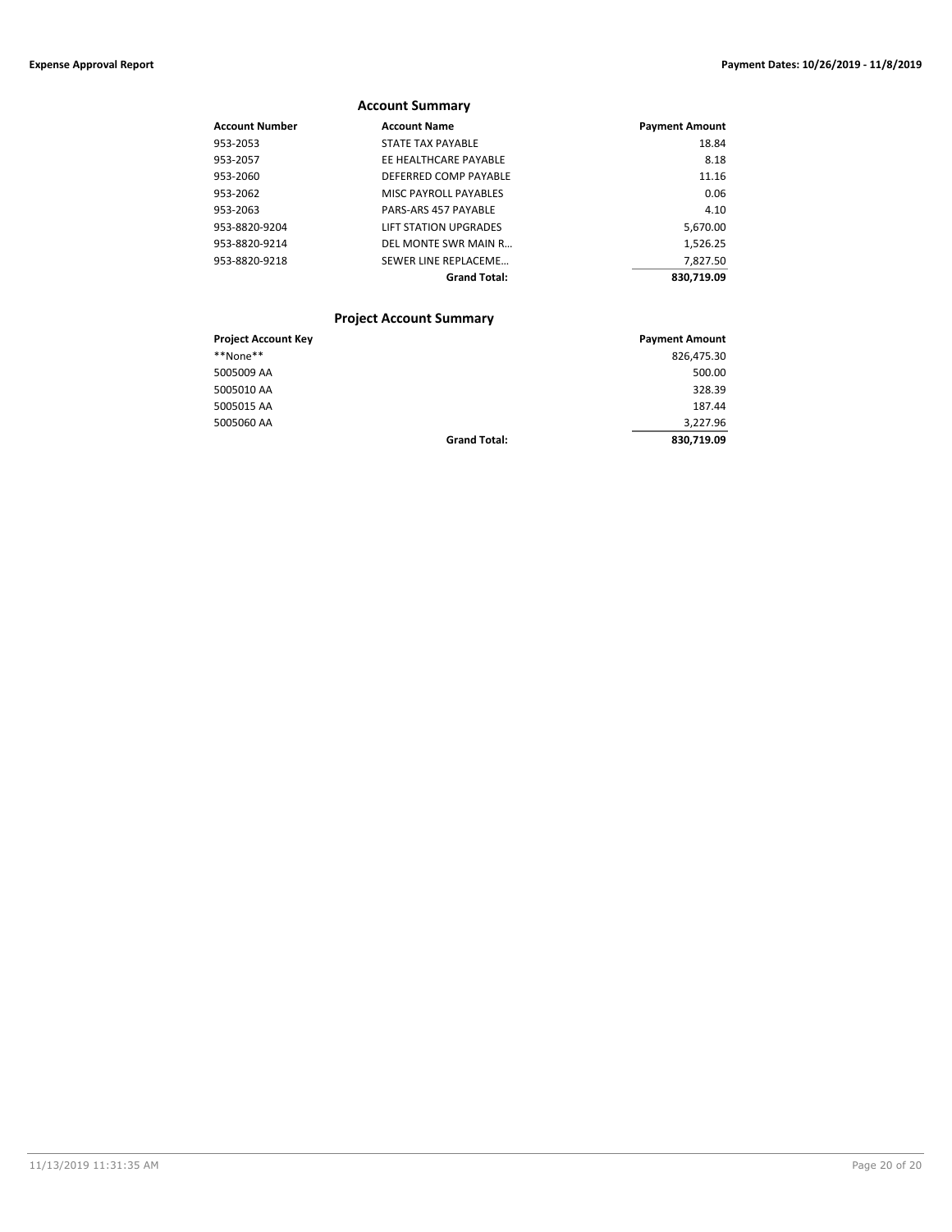## Account Summary

| Account Number | Account Name | Payment Amount |
|---|---|---|
| 953-2053 | STATE TAX PAYABLE | 18.84 |
| 953-2057 | EE HEALTHCARE PAYABLE | 8.18 |
| 953-2060 | DEFERRED COMP PAYABLE | 11.16 |
| 953-2062 | MISC PAYROLL PAYABLES | 0.06 |
| 953-2063 | PARS-ARS 457 PAYABLE | 4.10 |
| 953-8820-9204 | LIFT STATION UPGRADES | 5,670.00 |
| 953-8820-9214 | DEL MONTE SWR MAIN R… | 1,526.25 |
| 953-8820-9218 | SEWER LINE REPLACEME… | 7,827.50 |
| | **Grand Total:** | **830,719.09** |

## Project Account Summary

| Project Account Key | | Payment Amount |
|---|---|---|
| **None** | | 826,475.30 |
| 5005009 AA | | 500.00 |
| 5005010 AA | | 328.39 |
| 5005015 AA | | 187.44 |
| 5005060 AA | | 3,227.96 |
| | **Grand Total:** | **830,719.09** |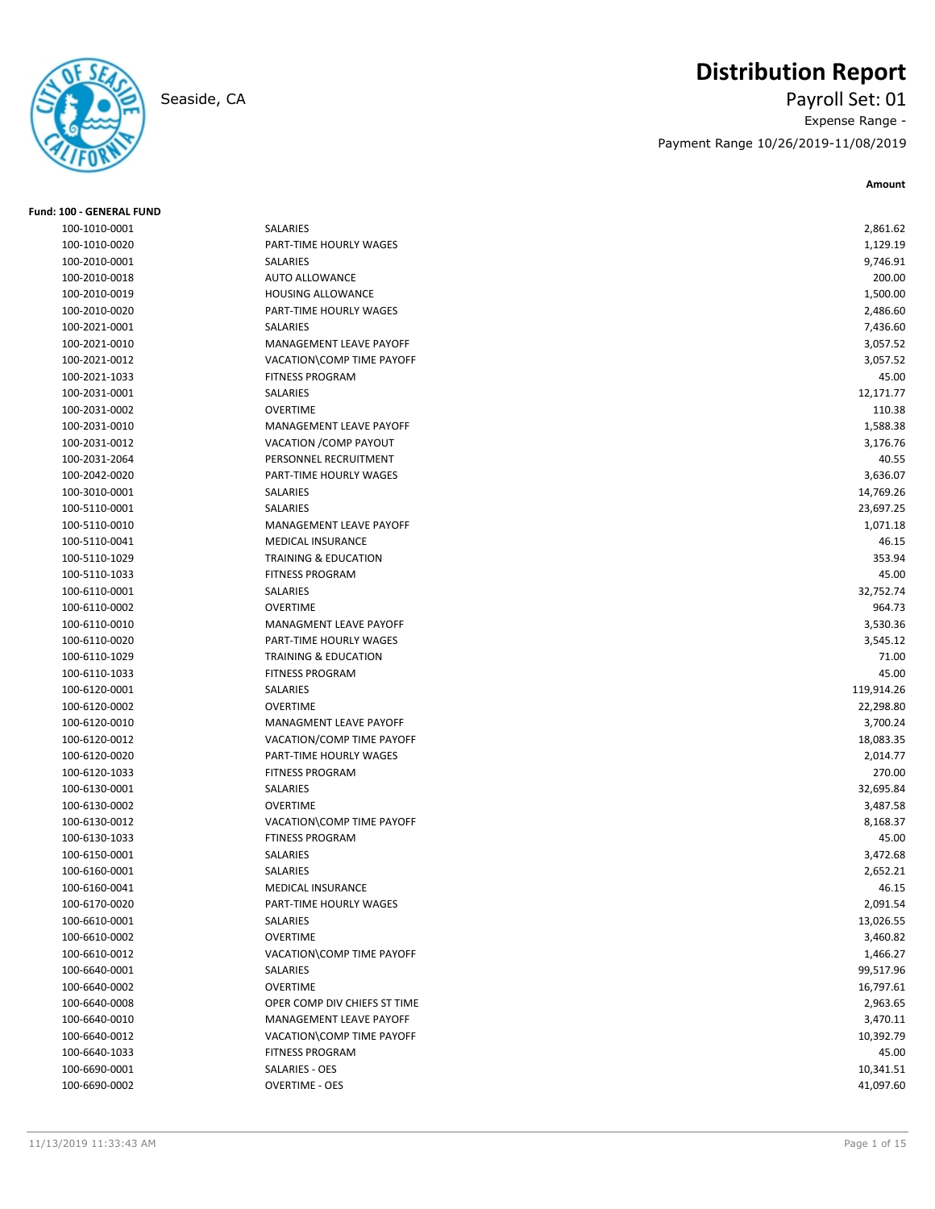# Distribution Report

Seaside, CA

Payroll Set: 01

Expense Range -

Payment Range 10/26/2019-11/08/2019

**Fund: 100 - GENERAL FUND**

| | | Amount |
|---|---|---|
| 100-1010-0001 | SALARIES | 2,861.62 |
| 100-1010-0020 | PART-TIME HOURLY WAGES | 1,129.19 |
| 100-2010-0001 | SALARIES | 9,746.91 |
| 100-2010-0018 | AUTO ALLOWANCE | 200.00 |
| 100-2010-0019 | HOUSING ALLOWANCE | 1,500.00 |
| 100-2010-0020 | PART-TIME HOURLY WAGES | 2,486.60 |
| 100-2021-0001 | SALARIES | 7,436.60 |
| 100-2021-0010 | MANAGEMENT LEAVE PAYOFF | 3,057.52 |
| 100-2021-0012 | VACATION\COMP TIME PAYOFF | 3,057.52 |
| 100-2021-1033 | FITNESS PROGRAM | 45.00 |
| 100-2031-0001 | SALARIES | 12,171.77 |
| 100-2031-0002 | OVERTIME | 110.38 |
| 100-2031-0010 | MANAGEMENT LEAVE PAYOFF | 1,588.38 |
| 100-2031-0012 | VACATION /COMP PAYOUT | 3,176.76 |
| 100-2031-2064 | PERSONNEL RECRUITMENT | 40.55 |
| 100-2042-0020 | PART-TIME HOURLY WAGES | 3,636.07 |
| 100-3010-0001 | SALARIES | 14,769.26 |
| 100-5110-0001 | SALARIES | 23,697.25 |
| 100-5110-0010 | MANAGEMENT LEAVE PAYOFF | 1,071.18 |
| 100-5110-0041 | MEDICAL INSURANCE | 46.15 |
| 100-5110-1029 | TRAINING & EDUCATION | 353.94 |
| 100-5110-1033 | FITNESS PROGRAM | 45.00 |
| 100-6110-0001 | SALARIES | 32,752.74 |
| 100-6110-0002 | OVERTIME | 964.73 |
| 100-6110-0010 | MANAGMENT LEAVE PAYOFF | 3,530.36 |
| 100-6110-0020 | PART-TIME HOURLY WAGES | 3,545.12 |
| 100-6110-1029 | TRAINING & EDUCATION | 71.00 |
| 100-6110-1033 | FITNESS PROGRAM | 45.00 |
| 100-6120-0001 | SALARIES | 119,914.26 |
| 100-6120-0002 | OVERTIME | 22,298.80 |
| 100-6120-0010 | MANAGMENT LEAVE PAYOFF | 3,700.24 |
| 100-6120-0012 | VACATION/COMP TIME PAYOFF | 18,083.35 |
| 100-6120-0020 | PART-TIME HOURLY WAGES | 2,014.77 |
| 100-6120-1033 | FITNESS PROGRAM | 270.00 |
| 100-6130-0001 | SALARIES | 32,695.84 |
| 100-6130-0002 | OVERTIME | 3,487.58 |
| 100-6130-0012 | VACATION\COMP TIME PAYOFF | 8,168.37 |
| 100-6130-1033 | FTINESS PROGRAM | 45.00 |
| 100-6150-0001 | SALARIES | 3,472.68 |
| 100-6160-0001 | SALARIES | 2,652.21 |
| 100-6160-0041 | MEDICAL INSURANCE | 46.15 |
| 100-6170-0020 | PART-TIME HOURLY WAGES | 2,091.54 |
| 100-6610-0001 | SALARIES | 13,026.55 |
| 100-6610-0002 | OVERTIME | 3,460.82 |
| 100-6610-0012 | VACATION\COMP TIME PAYOFF | 1,466.27 |
| 100-6640-0001 | SALARIES | 99,517.96 |
| 100-6640-0002 | OVERTIME | 16,797.61 |
| 100-6640-0008 | OPER COMP DIV CHIEFS ST TIME | 2,963.65 |
| 100-6640-0010 | MANAGEMENT LEAVE PAYOFF | 3,470.11 |
| 100-6640-0012 | VACATION\COMP TIME PAYOFF | 10,392.79 |
| 100-6640-1033 | FITNESS PROGRAM | 45.00 |
| 100-6690-0001 | SALARIES - OES | 10,341.51 |
| 100-6690-0002 | OVERTIME - OES | 41,097.60 |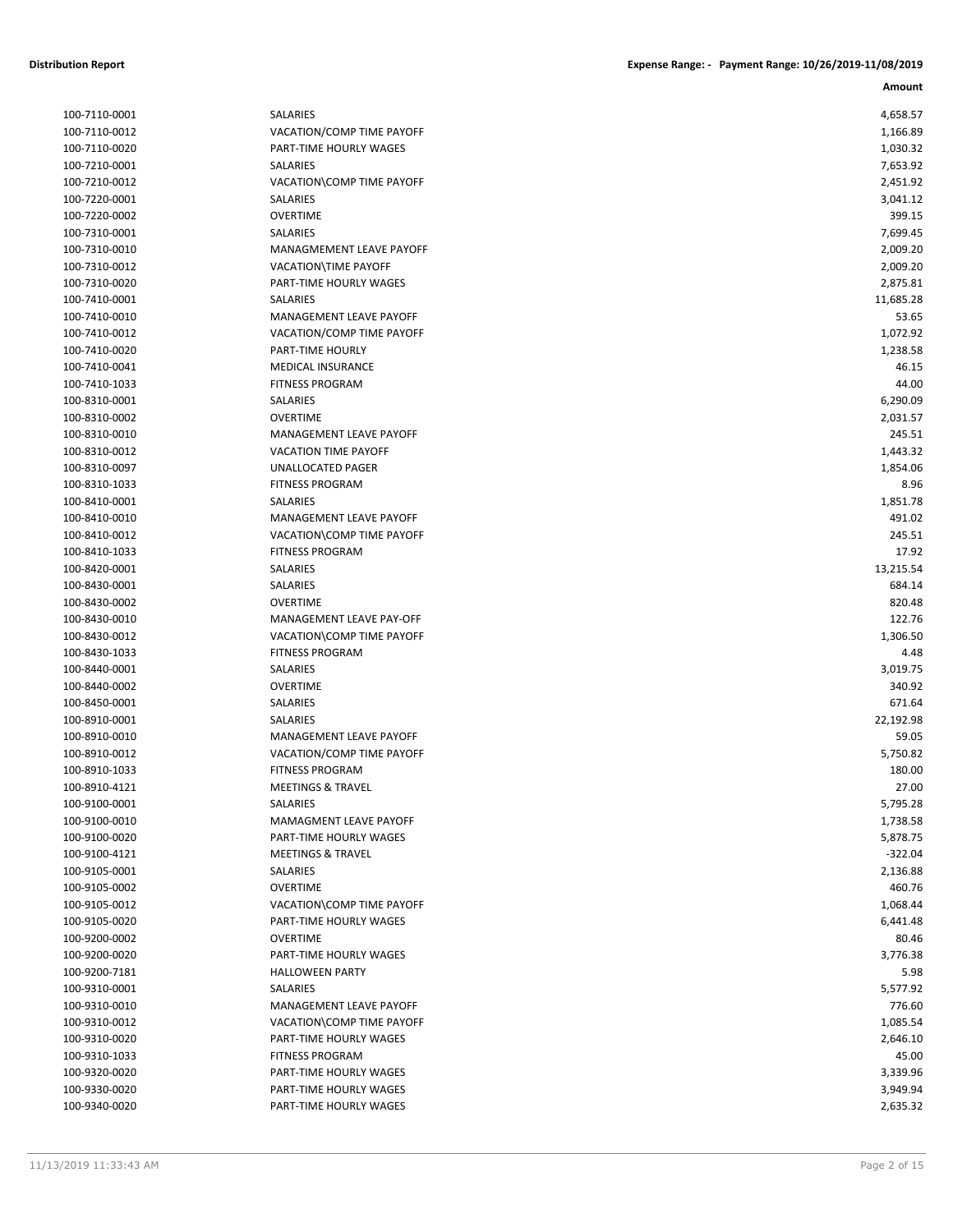**Distribution Report** **Expense Range: - Payment Range: 10/26/2019-11/08/2019**

| | | Amount |
|---|---|---|
| 100-7110-0001 | SALARIES | 4,658.57 |
| 100-7110-0012 | VACATION/COMP TIME PAYOFF | 1,166.89 |
| 100-7110-0020 | PART-TIME HOURLY WAGES | 1,030.32 |
| 100-7210-0001 | SALARIES | 7,653.92 |
| 100-7210-0012 | VACATION\COMP TIME PAYOFF | 2,451.92 |
| 100-7220-0001 | SALARIES | 3,041.12 |
| 100-7220-0002 | OVERTIME | 399.15 |
| 100-7310-0001 | SALARIES | 7,699.45 |
| 100-7310-0010 | MANAGMEMENT LEAVE PAYOFF | 2,009.20 |
| 100-7310-0012 | VACATION\TIME PAYOFF | 2,009.20 |
| 100-7310-0020 | PART-TIME HOURLY WAGES | 2,875.81 |
| 100-7410-0001 | SALARIES | 11,685.28 |
| 100-7410-0010 | MANAGEMENT LEAVE PAYOFF | 53.65 |
| 100-7410-0012 | VACATION/COMP TIME PAYOFF | 1,072.92 |
| 100-7410-0020 | PART-TIME HOURLY | 1,238.58 |
| 100-7410-0041 | MEDICAL INSURANCE | 46.15 |
| 100-7410-1033 | FITNESS PROGRAM | 44.00 |
| 100-8310-0001 | SALARIES | 6,290.09 |
| 100-8310-0002 | OVERTIME | 2,031.57 |
| 100-8310-0010 | MANAGEMENT LEAVE PAYOFF | 245.51 |
| 100-8310-0012 | VACATION TIME PAYOFF | 1,443.32 |
| 100-8310-0097 | UNALLOCATED PAGER | 1,854.06 |
| 100-8310-1033 | FITNESS PROGRAM | 8.96 |
| 100-8410-0001 | SALARIES | 1,851.78 |
| 100-8410-0010 | MANAGEMENT LEAVE PAYOFF | 491.02 |
| 100-8410-0012 | VACATION\COMP TIME PAYOFF | 245.51 |
| 100-8410-1033 | FITNESS PROGRAM | 17.92 |
| 100-8420-0001 | SALARIES | 13,215.54 |
| 100-8430-0001 | SALARIES | 684.14 |
| 100-8430-0002 | OVERTIME | 820.48 |
| 100-8430-0010 | MANAGEMENT LEAVE PAY-OFF | 122.76 |
| 100-8430-0012 | VACATION\COMP TIME PAYOFF | 1,306.50 |
| 100-8430-1033 | FITNESS PROGRAM | 4.48 |
| 100-8440-0001 | SALARIES | 3,019.75 |
| 100-8440-0002 | OVERTIME | 340.92 |
| 100-8450-0001 | SALARIES | 671.64 |
| 100-8910-0001 | SALARIES | 22,192.98 |
| 100-8910-0010 | MANAGEMENT LEAVE PAYOFF | 59.05 |
| 100-8910-0012 | VACATION/COMP TIME PAYOFF | 5,750.82 |
| 100-8910-1033 | FITNESS PROGRAM | 180.00 |
| 100-8910-4121 | MEETINGS & TRAVEL | 27.00 |
| 100-9100-0001 | SALARIES | 5,795.28 |
| 100-9100-0010 | MAMAGMENT LEAVE PAYOFF | 1,738.58 |
| 100-9100-0020 | PART-TIME HOURLY WAGES | 5,878.75 |
| 100-9100-4121 | MEETINGS & TRAVEL | -322.04 |
| 100-9105-0001 | SALARIES | 2,136.88 |
| 100-9105-0002 | OVERTIME | 460.76 |
| 100-9105-0012 | VACATION\COMP TIME PAYOFF | 1,068.44 |
| 100-9105-0020 | PART-TIME HOURLY WAGES | 6,441.48 |
| 100-9200-0002 | OVERTIME | 80.46 |
| 100-9200-0020 | PART-TIME HOURLY WAGES | 3,776.38 |
| 100-9200-7181 | HALLOWEEN PARTY | 5.98 |
| 100-9310-0001 | SALARIES | 5,577.92 |
| 100-9310-0010 | MANAGEMENT LEAVE PAYOFF | 776.60 |
| 100-9310-0012 | VACATION\COMP TIME PAYOFF | 1,085.54 |
| 100-9310-0020 | PART-TIME HOURLY WAGES | 2,646.10 |
| 100-9310-1033 | FITNESS PROGRAM | 45.00 |
| 100-9320-0020 | PART-TIME HOURLY WAGES | 3,339.96 |
| 100-9330-0020 | PART-TIME HOURLY WAGES | 3,949.94 |
| 100-9340-0020 | PART-TIME HOURLY WAGES | 2,635.32 |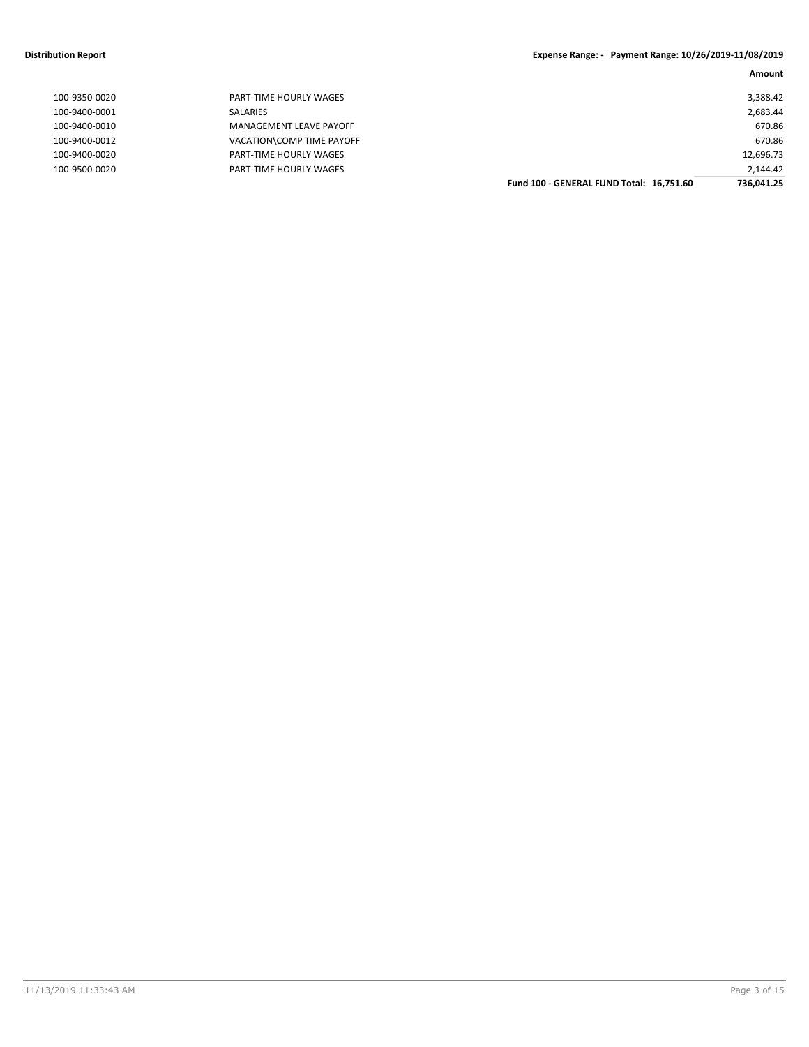| | | | Amount |
|---|---|---|---|
| 100-9350-0020 | PART-TIME HOURLY WAGES | | 3,388.42 |
| 100-9400-0001 | SALARIES | | 2,683.44 |
| 100-9400-0010 | MANAGEMENT LEAVE PAYOFF | | 670.86 |
| 100-9400-0012 | VACATION\COMP TIME PAYOFF | | 670.86 |
| 100-9400-0020 | PART-TIME HOURLY WAGES | | 12,696.73 |
| 100-9500-0020 | PART-TIME HOURLY WAGES | | 2,144.42 |
| | | **Fund 100 - GENERAL FUND Total: 16,751.60** | **736,041.25** |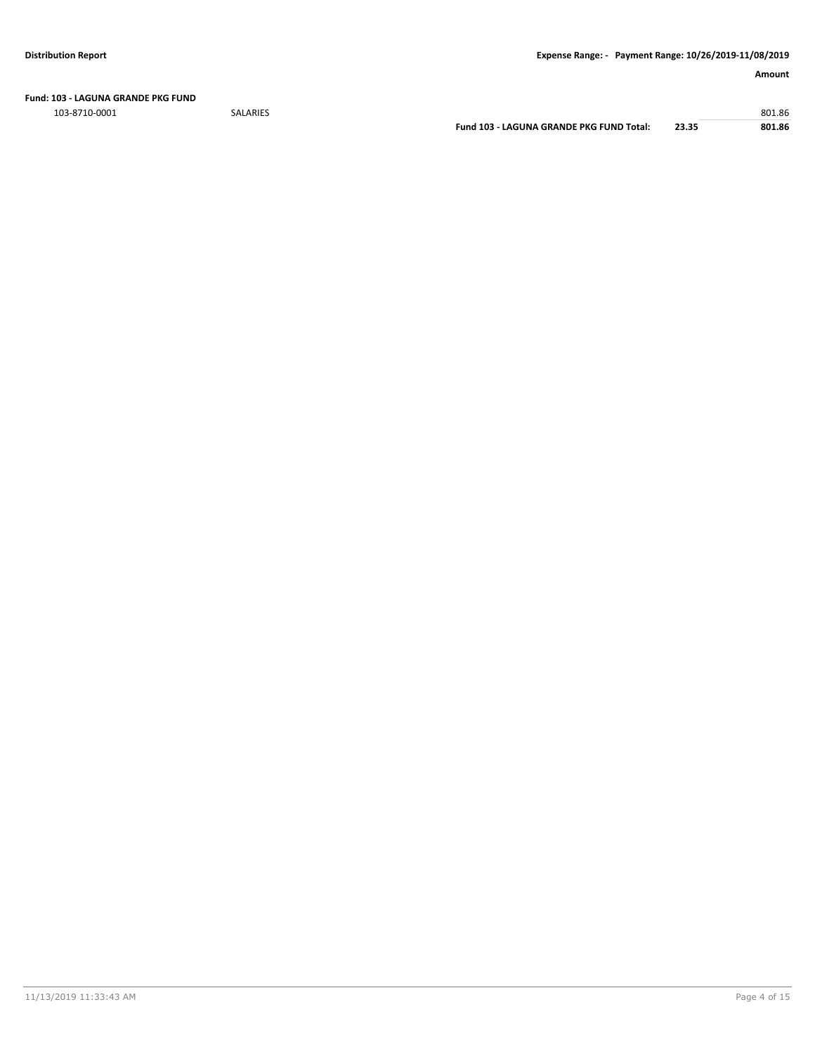**Distribution Report** **Expense Range: - Payment Range: 10/26/2019-11/08/2019**

| | | | | Amount |
|---|---|---|---|---|
| **Fund: 103 - LAGUNA GRANDE PKG FUND** | | | | |
| 103-8710-0001 | SALARIES | | | 801.86 |
| | | **Fund 103 - LAGUNA GRANDE PKG FUND Total:** | **23.35** | **801.86** |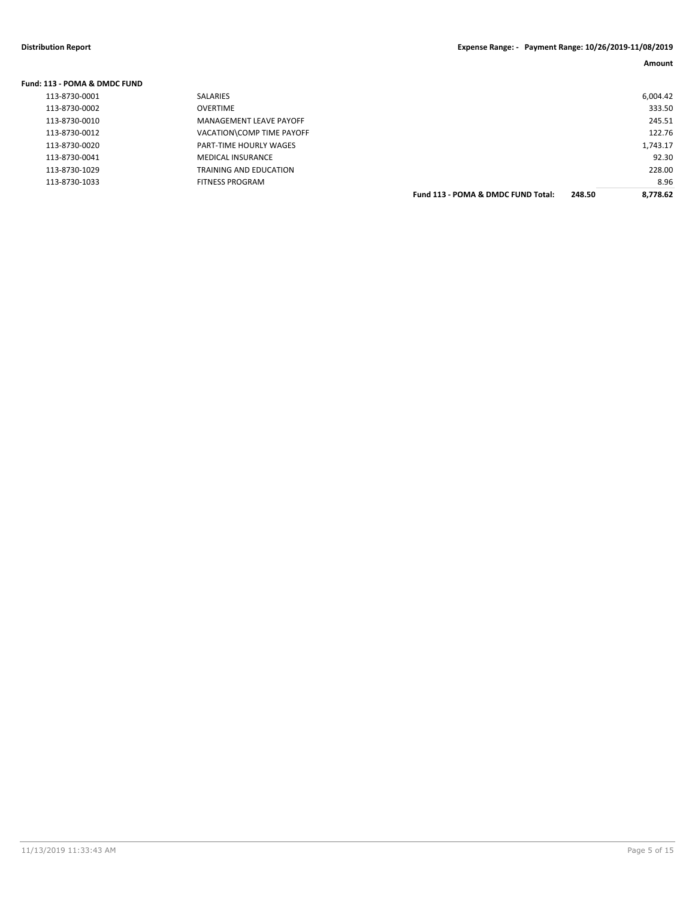**Fund: 113 - POMA & DMDC FUND**

| | | | | Amount |
|---|---|---|---|---|
| 113-8730-0001 | SALARIES | | | 6,004.42 |
| 113-8730-0002 | OVERTIME | | | 333.50 |
| 113-8730-0010 | MANAGEMENT LEAVE PAYOFF | | | 245.51 |
| 113-8730-0012 | VACATION\COMP TIME PAYOFF | | | 122.76 |
| 113-8730-0020 | PART-TIME HOURLY WAGES | | | 1,743.17 |
| 113-8730-0041 | MEDICAL INSURANCE | | | 92.30 |
| 113-8730-1029 | TRAINING AND EDUCATION | | | 228.00 |
| 113-8730-1033 | FITNESS PROGRAM | | | 8.96 |
| | | **Fund 113 - POMA & DMDC FUND Total:** | **248.50** | **8,778.62** |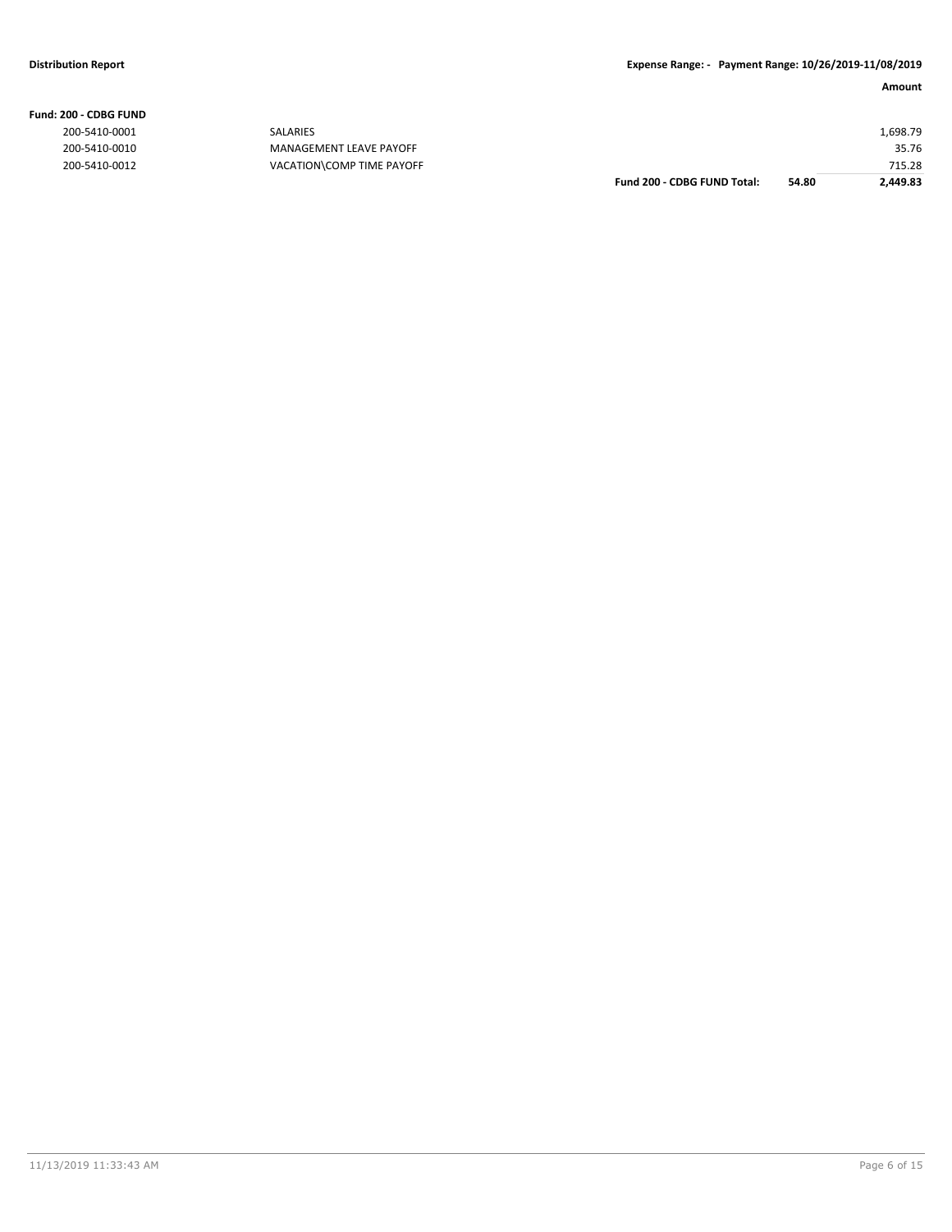**Fund: 200 - CDBG FUND**

| | | | Amount |
|---|---|---|---|
| 200-5410-0001 | SALARIES | | 1,698.79 |
| 200-5410-0010 | MANAGEMENT LEAVE PAYOFF | | 35.76 |
| 200-5410-0012 | VACATION\COMP TIME PAYOFF | | 715.28 |
| | **Fund 200 - CDBG FUND Total:** | **54.80** | **2,449.83** |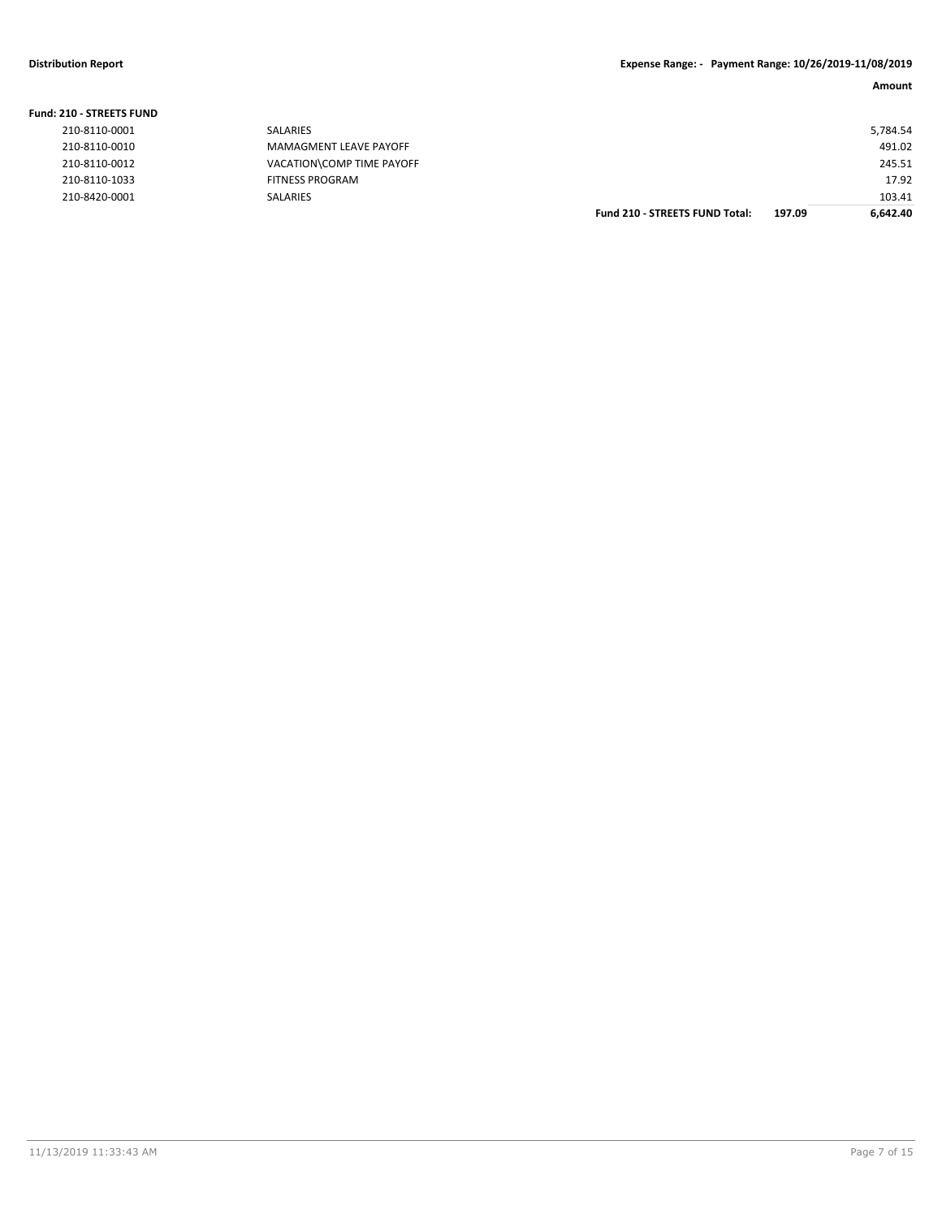**Distribution Report** **Expense Range: - Payment Range: 10/26/2019-11/08/2019**

**Fund: 210 - STREETS FUND**

| | | | | Amount |
|---|---|---|---|---|
| 210-8110-0001 | SALARIES | | | 5,784.54 |
| 210-8110-0010 | MAMAGMENT LEAVE PAYOFF | | | 491.02 |
| 210-8110-0012 | VACATION\COMP TIME PAYOFF | | | 245.51 |
| 210-8110-1033 | FITNESS PROGRAM | | | 17.92 |
| 210-8420-0001 | SALARIES | | | 103.41 |
| | | **Fund 210 - STREETS FUND Total:** | **197.09** | **6,642.40** |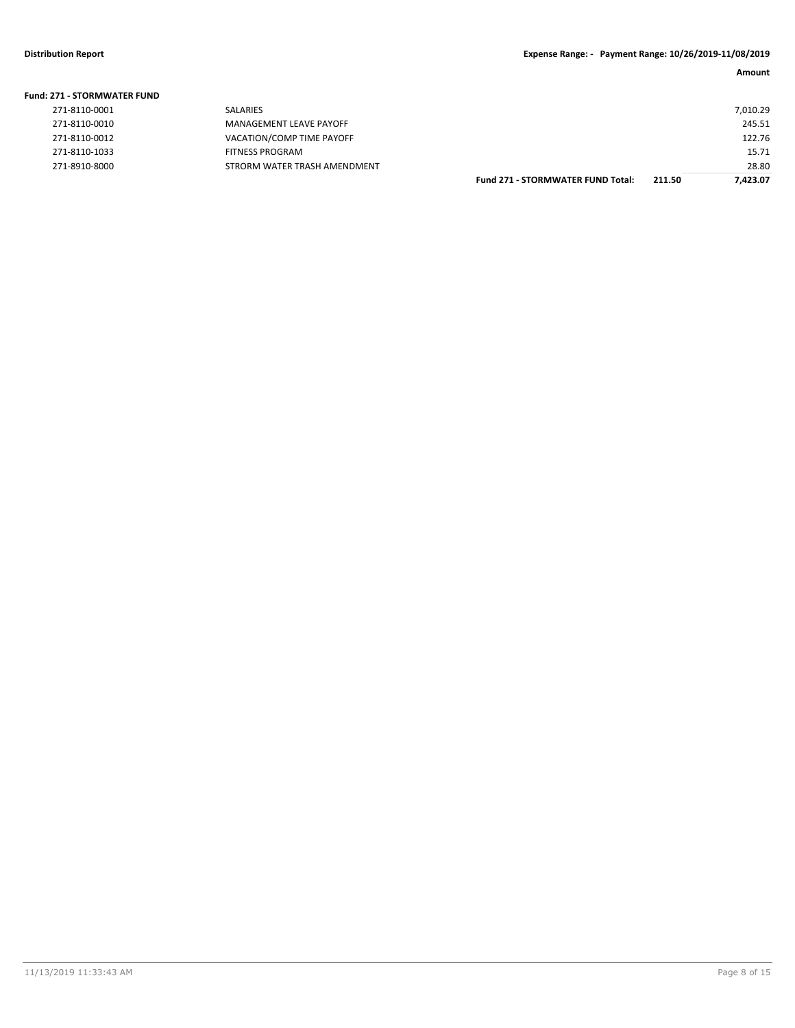**Amount**

**Fund: 271 - STORMWATER FUND**

| | | | | |
|---|---|---|---|---|
| 271-8110-0001 | SALARIES | | | 7,010.29 |
| 271-8110-0010 | MANAGEMENT LEAVE PAYOFF | | | 245.51 |
| 271-8110-0012 | VACATION/COMP TIME PAYOFF | | | 122.76 |
| 271-8110-1033 | FITNESS PROGRAM | | | 15.71 |
| 271-8910-8000 | STRORM WATER TRASH AMENDMENT | | | 28.80 |
| | | **Fund 271 - STORMWATER FUND Total:** | **211.50** | **7,423.07** |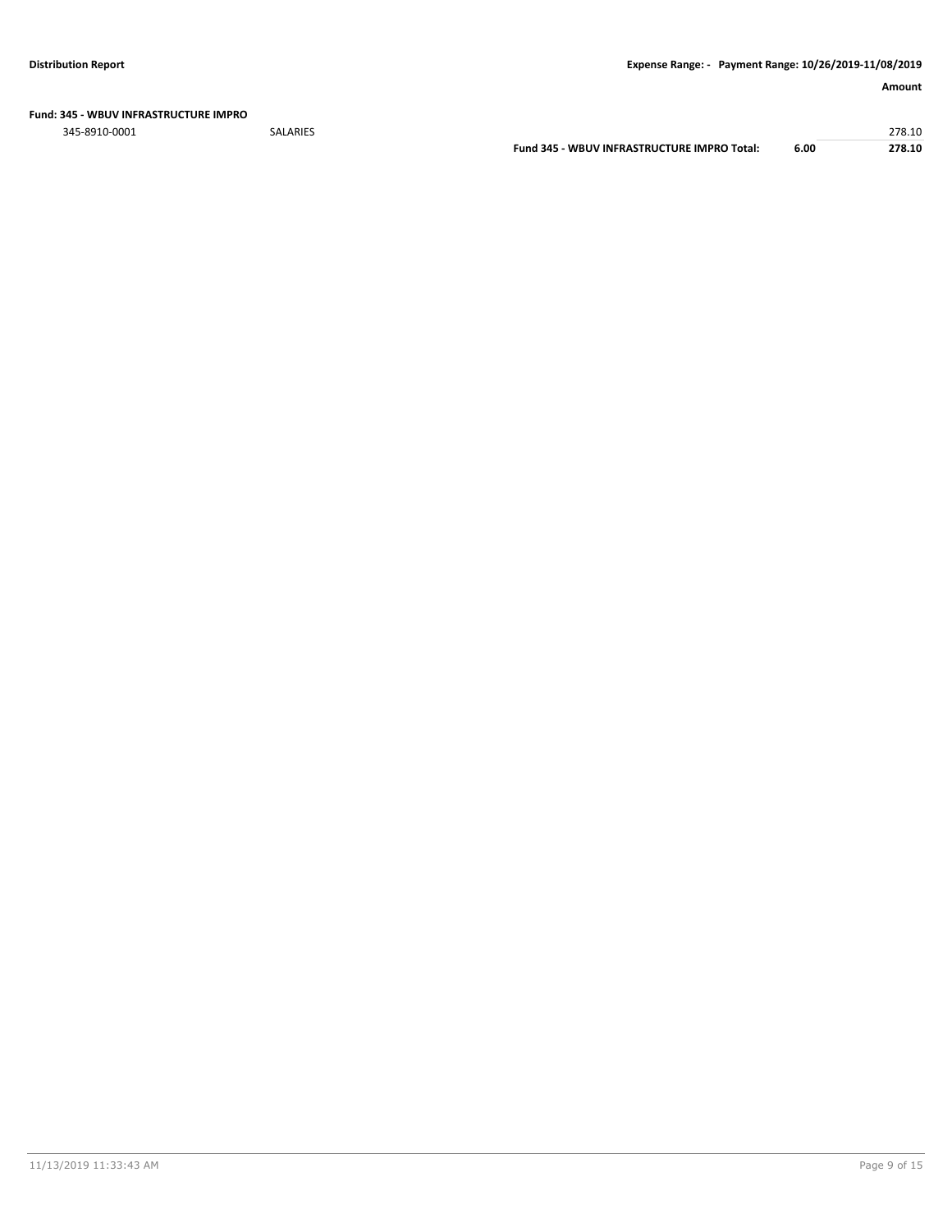**Fund: 345 - WBUV INFRASTRUCTURE IMPRO**

| | | | | Amount |
|---|---|---|---|---|
| 345-8910-0001 | SALARIES | | | 278.10 |
| | | **Fund 345 - WBUV INFRASTRUCTURE IMPRO Total:** | **6.00** | **278.10** |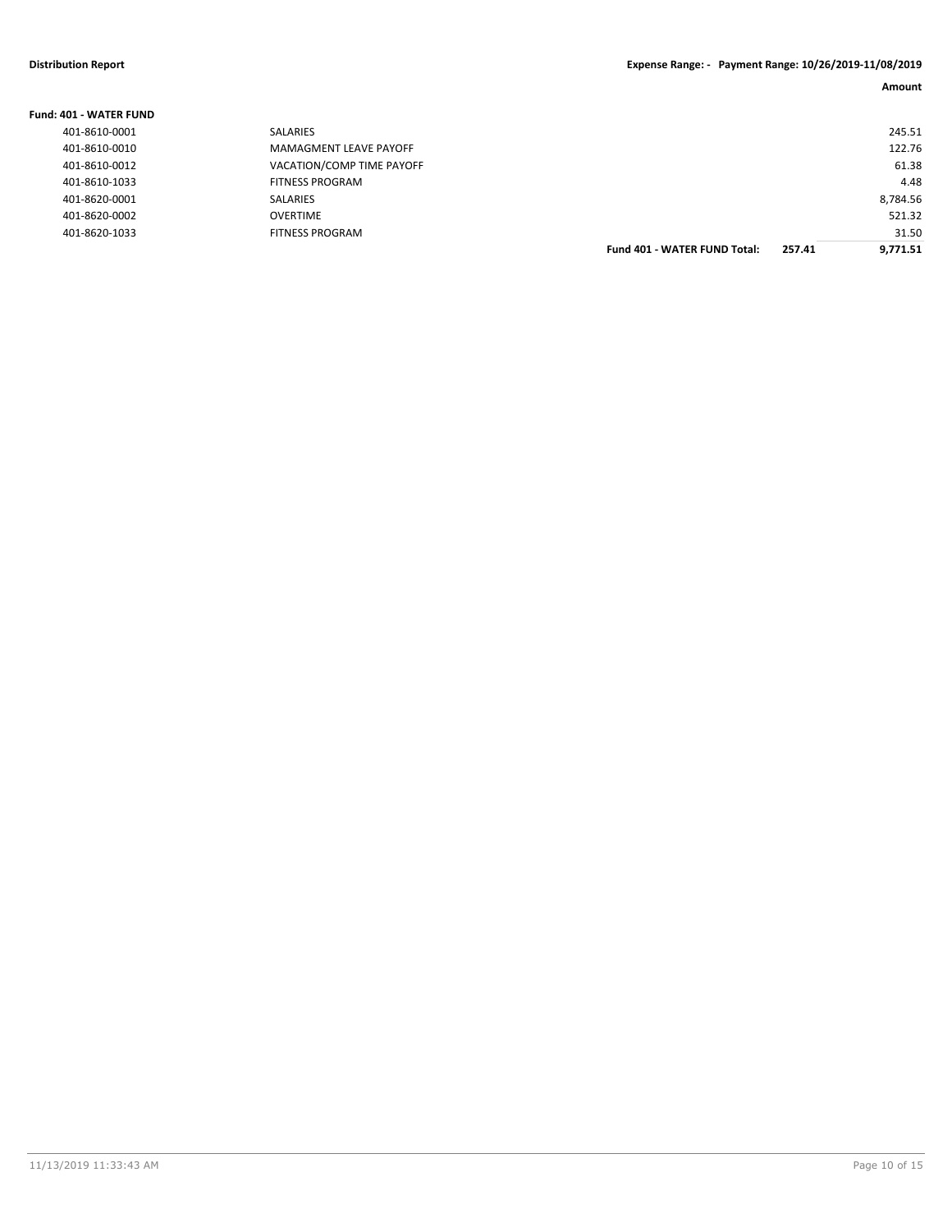**Distribution Report** **Expense Range: - Payment Range: 10/26/2019-11/08/2019**

**Fund: 401 - WATER FUND**

| | | | | Amount |
|---|---|---|---|---|
| 401-8610-0001 | SALARIES | | | 245.51 |
| 401-8610-0010 | MAMAGMENT LEAVE PAYOFF | | | 122.76 |
| 401-8610-0012 | VACATION/COMP TIME PAYOFF | | | 61.38 |
| 401-8610-1033 | FITNESS PROGRAM | | | 4.48 |
| 401-8620-0001 | SALARIES | | | 8,784.56 |
| 401-8620-0002 | OVERTIME | | | 521.32 |
| 401-8620-1033 | FITNESS PROGRAM | | | 31.50 |
| | | **Fund 401 - WATER FUND Total:** | **257.41** | **9,771.51** |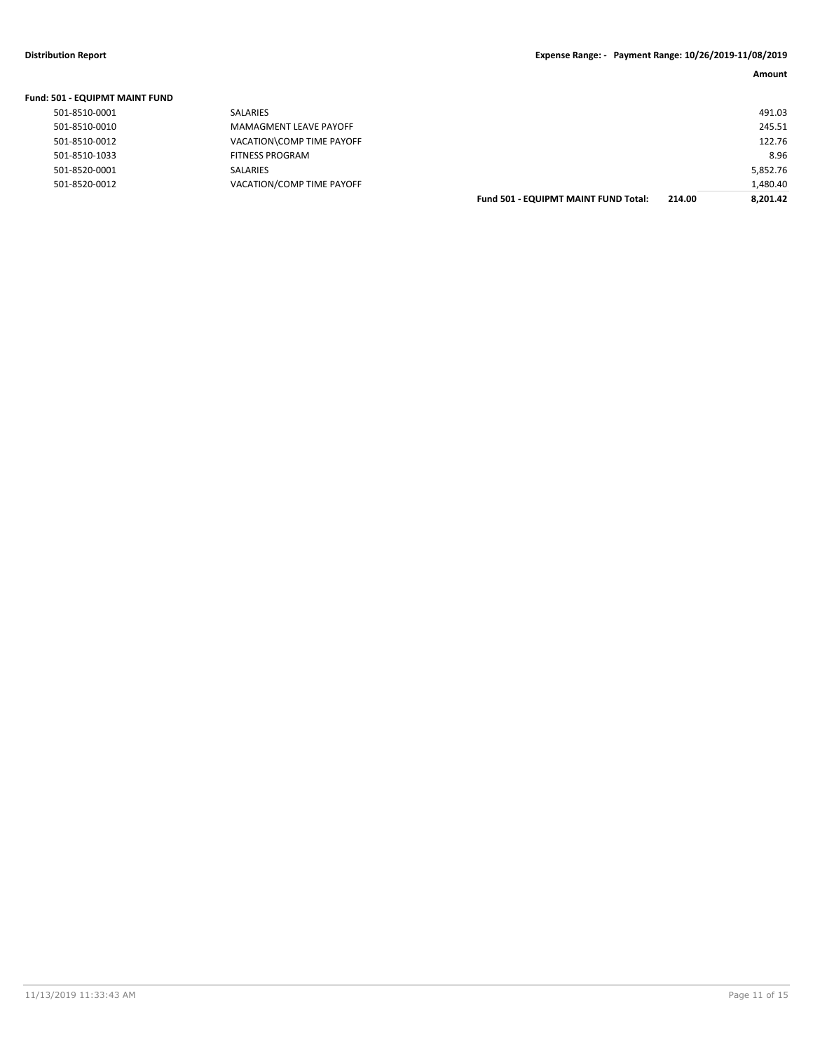**Amount**

**Fund: 501 - EQUIPMT MAINT FUND**

| | | | | |
|---|---|---|---|---|
| 501-8510-0001 | SALARIES | | | 491.03 |
| 501-8510-0010 | MAMAGMENT LEAVE PAYOFF | | | 245.51 |
| 501-8510-0012 | VACATION\COMP TIME PAYOFF | | | 122.76 |
| 501-8510-1033 | FITNESS PROGRAM | | | 8.96 |
| 501-8520-0001 | SALARIES | | | 5,852.76 |
| 501-8520-0012 | VACATION/COMP TIME PAYOFF | | | 1,480.40 |
| | | **Fund 501 - EQUIPMT MAINT FUND Total:** | **214.00** | **8,201.42** |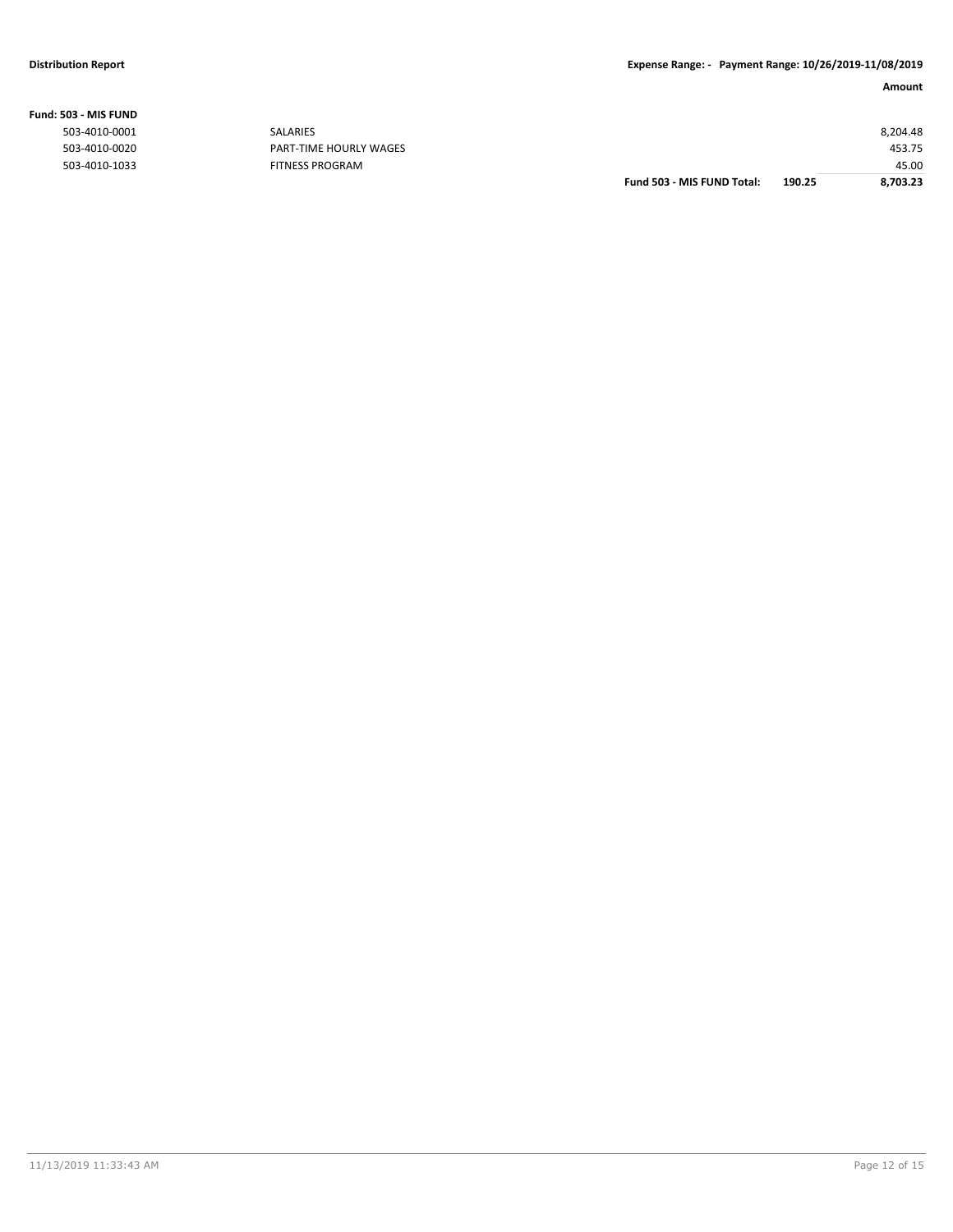| | | | | Amount |
|---|---|---|---|---|
| **Fund: 503 - MIS FUND** | | | | |
| 503-4010-0001 | SALARIES | | | 8,204.48 |
| 503-4010-0020 | PART-TIME HOURLY WAGES | | | 453.75 |
| 503-4010-1033 | FITNESS PROGRAM | | | 45.00 |
| | | **Fund 503 - MIS FUND Total:** | **190.25** | **8,703.23** |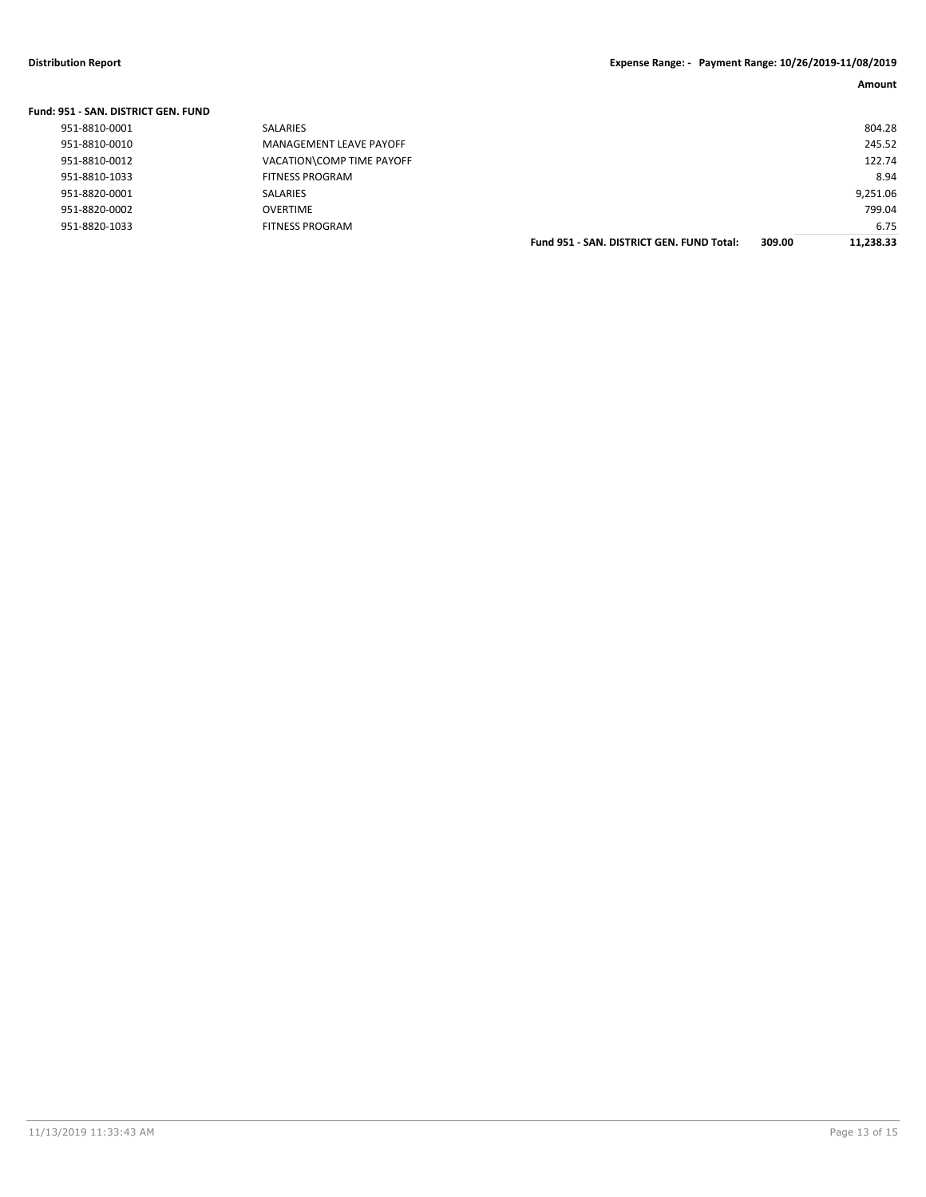Fund: 951 - SAN. DISTRICT GEN. FUND

| | | | Amount |
|---|---|---|---|
| 951-8810-0001 | SALARIES | | 804.28 |
| 951-8810-0010 | MANAGEMENT LEAVE PAYOFF | | 245.52 |
| 951-8810-0012 | VACATION\COMP TIME PAYOFF | | 122.74 |
| 951-8810-1033 | FITNESS PROGRAM | | 8.94 |
| 951-8820-0001 | SALARIES | | 9,251.06 |
| 951-8820-0002 | OVERTIME | | 799.04 |
| 951-8820-1033 | FITNESS PROGRAM | | 6.75 |
| | **Fund 951 - SAN. DISTRICT GEN. FUND Total:** | **309.00** | **11,238.33** |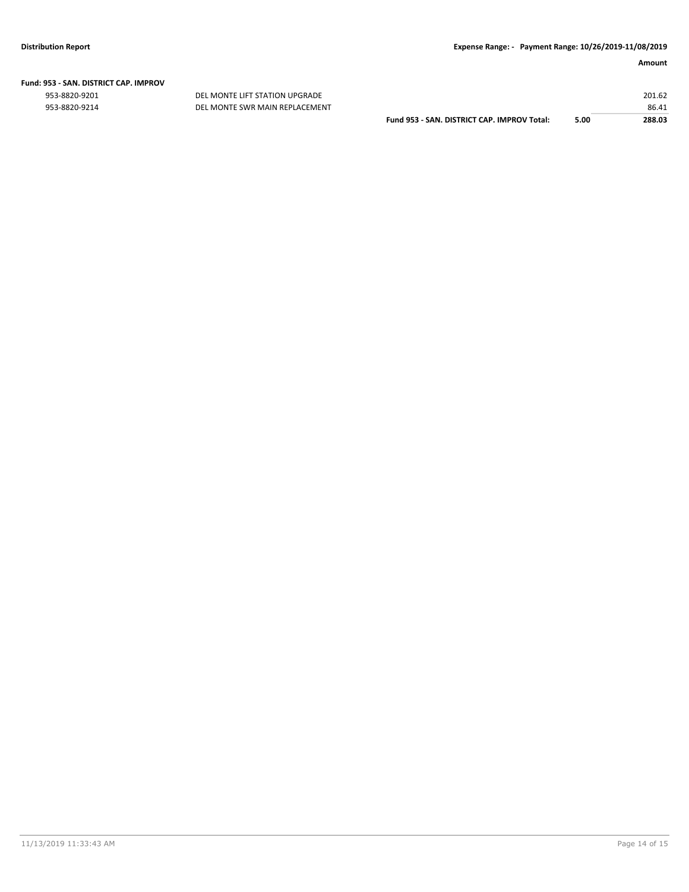**Fund: 953 - SAN. DISTRICT CAP. IMPROV**

| | | | | Amount |
|---|---|---|---|---|
| 953-8820-9201 | DEL MONTE LIFT STATION UPGRADE | | | 201.62 |
| 953-8820-9214 | DEL MONTE SWR MAIN REPLACEMENT | | | 86.41 |
| | | **Fund 953 - SAN. DISTRICT CAP. IMPROV Total:** | **5.00** | **288.03** |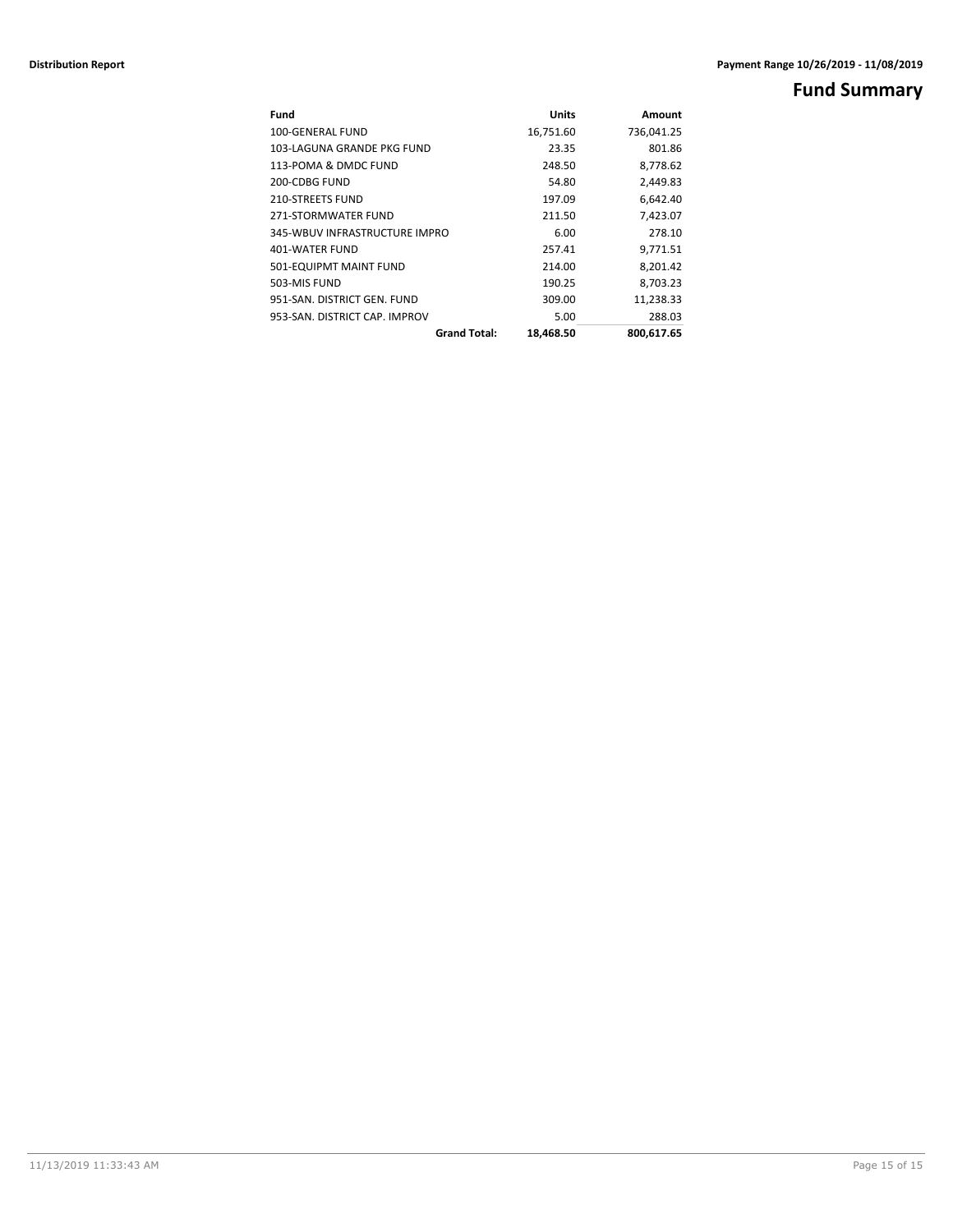# Fund Summary

| Fund | Units | Amount |
|---|---|---|
| 100-GENERAL FUND | 16,751.60 | 736,041.25 |
| 103-LAGUNA GRANDE PKG FUND | 23.35 | 801.86 |
| 113-POMA & DMDC FUND | 248.50 | 8,778.62 |
| 200-CDBG FUND | 54.80 | 2,449.83 |
| 210-STREETS FUND | 197.09 | 6,642.40 |
| 271-STORMWATER FUND | 211.50 | 7,423.07 |
| 345-WBUV INFRASTRUCTURE IMPRO | 6.00 | 278.10 |
| 401-WATER FUND | 257.41 | 9,771.51 |
| 501-EQUIPMT MAINT FUND | 214.00 | 8,201.42 |
| 503-MIS FUND | 190.25 | 8,703.23 |
| 951-SAN. DISTRICT GEN. FUND | 309.00 | 11,238.33 |
| 953-SAN. DISTRICT CAP. IMPROV | 5.00 | 288.03 |
| **Grand Total:** | **18,468.50** | **800,617.65** |